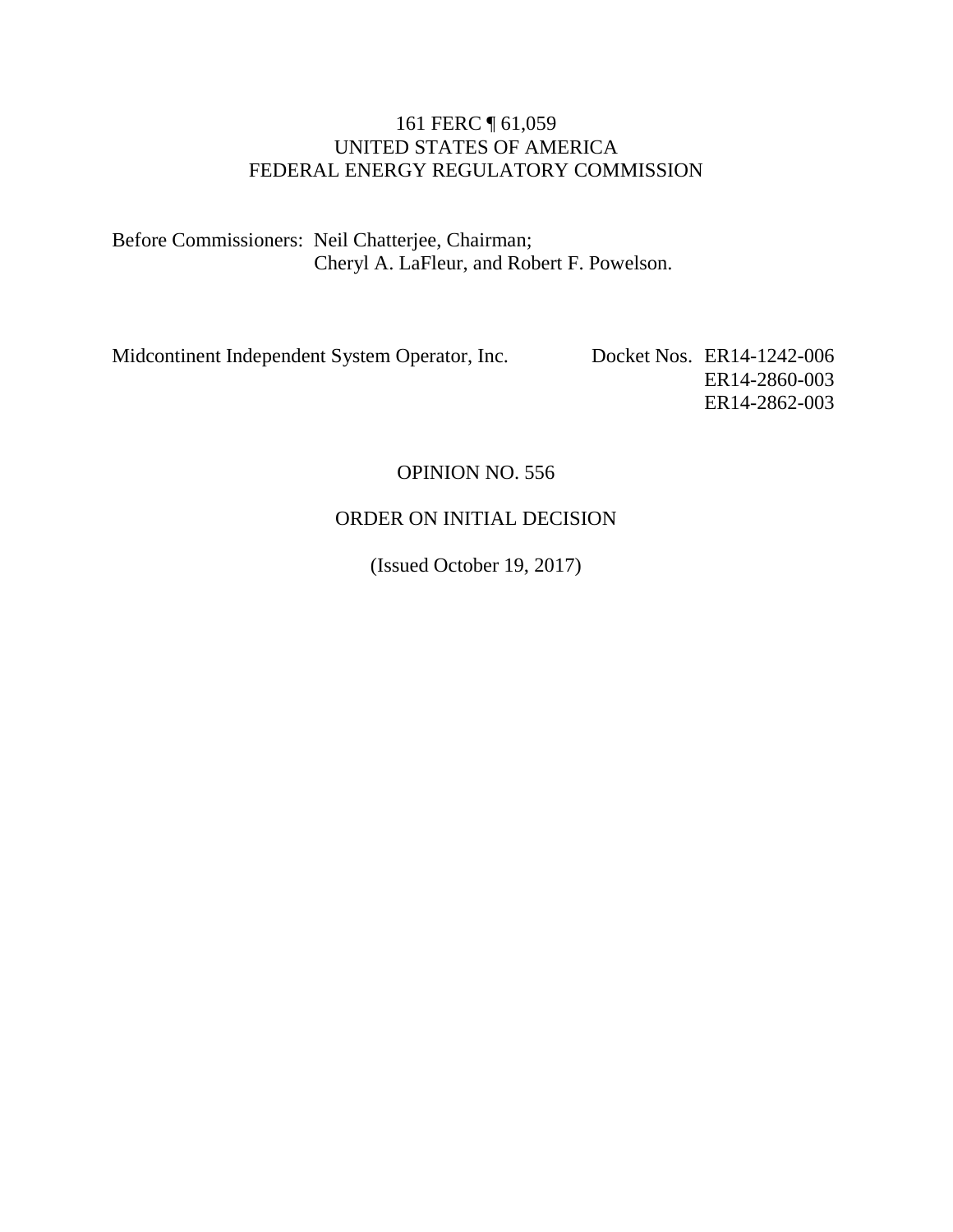161 FERC ¶ 61,059
UNITED STATES OF AMERICA
FEDERAL ENERGY REGULATORY COMMISSION

Before Commissioners: Neil Chatterjee, Chairman;
Cheryl A. LaFleur, and Robert F. Powelson.

Midcontinent Independent System Operator, Inc. Docket Nos. ER14-1242-006
ER14-2860-003
ER14-2862-003

OPINION NO. 556

ORDER ON INITIAL DECISION

(Issued October 19, 2017)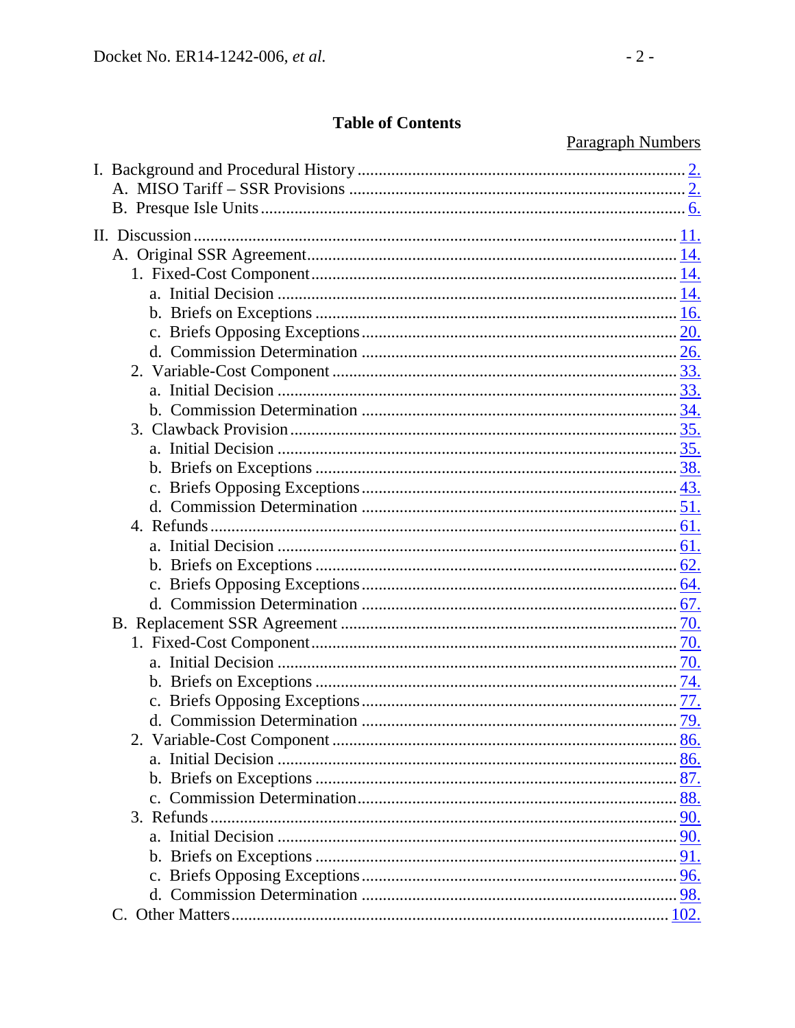## Table of Contents

Paragraph Numbers

I. Background and Procedural History ... 2.
  A. MISO Tariff – SSR Provisions ... 2.
  B. Presque Isle Units ... 6.

II. Discussion ... 11.
  A. Original SSR Agreement ... 14.
    1. Fixed-Cost Component ... 14.
      a. Initial Decision ... 14.
      b. Briefs on Exceptions ... 16.
      c. Briefs Opposing Exceptions ... 20.
      d. Commission Determination ... 26.
    2. Variable-Cost Component ... 33.
      a. Initial Decision ... 33.
      b. Commission Determination ... 34.
    3. Clawback Provision ... 35.
      a. Initial Decision ... 35.
      b. Briefs on Exceptions ... 38.
      c. Briefs Opposing Exceptions ... 43.
      d. Commission Determination ... 51.
    4. Refunds ... 61.
      a. Initial Decision ... 61.
      b. Briefs on Exceptions ... 62.
      c. Briefs Opposing Exceptions ... 64.
      d. Commission Determination ... 67.
  B. Replacement SSR Agreement ... 70.
    1. Fixed-Cost Component ... 70.
      a. Initial Decision ... 70.
      b. Briefs on Exceptions ... 74.
      c. Briefs Opposing Exceptions ... 77.
      d. Commission Determination ... 79.
    2. Variable-Cost Component ... 86.
      a. Initial Decision ... 86.
      b. Briefs on Exceptions ... 87.
      c. Commission Determination ... 88.
    3. Refunds ... 90.
      a. Initial Decision ... 90.
      b. Briefs on Exceptions ... 91.
      c. Briefs Opposing Exceptions ... 96.
      d. Commission Determination ... 98.
  C. Other Matters ... 102.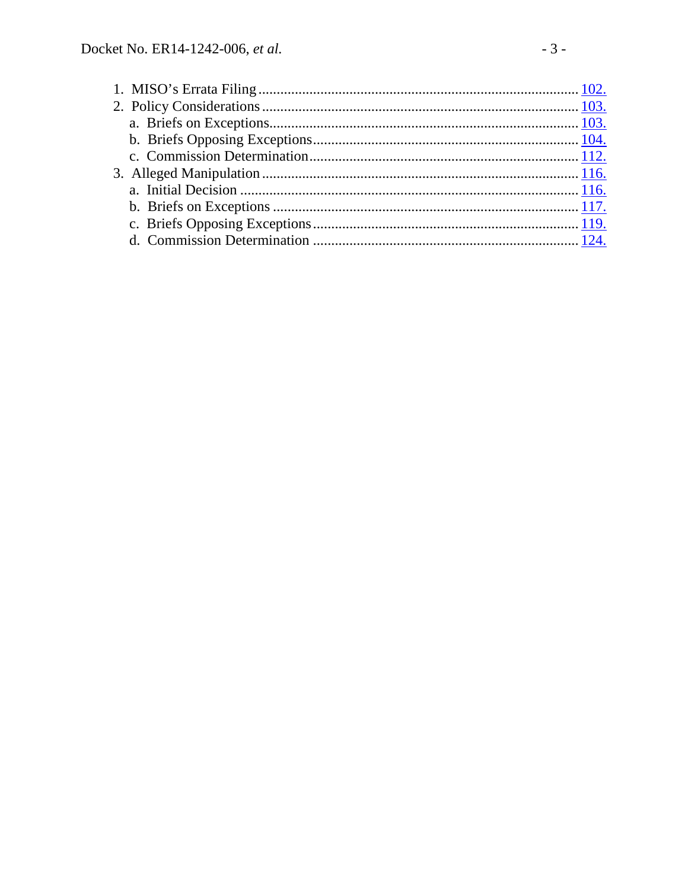1. MISO's Errata Filing ........................................................................................ 102.
2. Policy Considerations ........................................................................................ 103.
   a. Briefs on Exceptions........................................................................................ 103.
   b. Briefs Opposing Exceptions........................................................................................ 104.
   c. Commission Determination........................................................................................ 112.
3. Alleged Manipulation ........................................................................................ 116.
   a. Initial Decision ........................................................................................ 116.
   b. Briefs on Exceptions ........................................................................................ 117.
   c. Briefs Opposing Exceptions........................................................................................ 119.
   d. Commission Determination ........................................................................................ 124.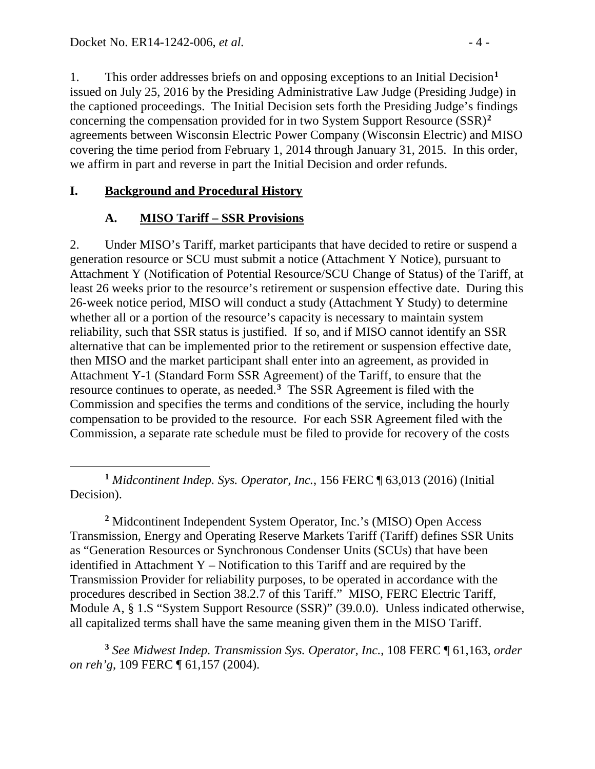1. This order addresses briefs on and opposing exceptions to an Initial Decision[1] issued on July 25, 2016 by the Presiding Administrative Law Judge (Presiding Judge) in the captioned proceedings. The Initial Decision sets forth the Presiding Judge's findings concerning the compensation provided for in two System Support Resource (SSR)[2] agreements between Wisconsin Electric Power Company (Wisconsin Electric) and MISO covering the time period from February 1, 2014 through January 31, 2015. In this order, we affirm in part and reverse in part the Initial Decision and order refunds.

# I. Background and Procedural History

## A. MISO Tariff – SSR Provisions

2. Under MISO's Tariff, market participants that have decided to retire or suspend a generation resource or SCU must submit a notice (Attachment Y Notice), pursuant to Attachment Y (Notification of Potential Resource/SCU Change of Status) of the Tariff, at least 26 weeks prior to the resource's retirement or suspension effective date. During this 26-week notice period, MISO will conduct a study (Attachment Y Study) to determine whether all or a portion of the resource's capacity is necessary to maintain system reliability, such that SSR status is justified. If so, and if MISO cannot identify an SSR alternative that can be implemented prior to the retirement or suspension effective date, then MISO and the market participant shall enter into an agreement, as provided in Attachment Y-1 (Standard Form SSR Agreement) of the Tariff, to ensure that the resource continues to operate, as needed.[3] The SSR Agreement is filed with the Commission and specifies the terms and conditions of the service, including the hourly compensation to be provided to the resource. For each SSR Agreement filed with the Commission, a separate rate schedule must be filed to provide for recovery of the costs

[1] *Midcontinent Indep. Sys. Operator, Inc.*, 156 FERC ¶ 63,013 (2016) (Initial Decision).

[2] Midcontinent Independent System Operator, Inc.'s (MISO) Open Access Transmission, Energy and Operating Reserve Markets Tariff (Tariff) defines SSR Units as "Generation Resources or Synchronous Condenser Units (SCUs) that have been identified in Attachment Y – Notification to this Tariff and are required by the Transmission Provider for reliability purposes, to be operated in accordance with the procedures described in Section 38.2.7 of this Tariff." MISO, FERC Electric Tariff, Module A, § 1.S "System Support Resource (SSR)" (39.0.0). Unless indicated otherwise, all capitalized terms shall have the same meaning given them in the MISO Tariff.

[3] *See Midwest Indep. Transmission Sys. Operator, Inc.*, 108 FERC ¶ 61,163, *order on reh'g*, 109 FERC ¶ 61,157 (2004).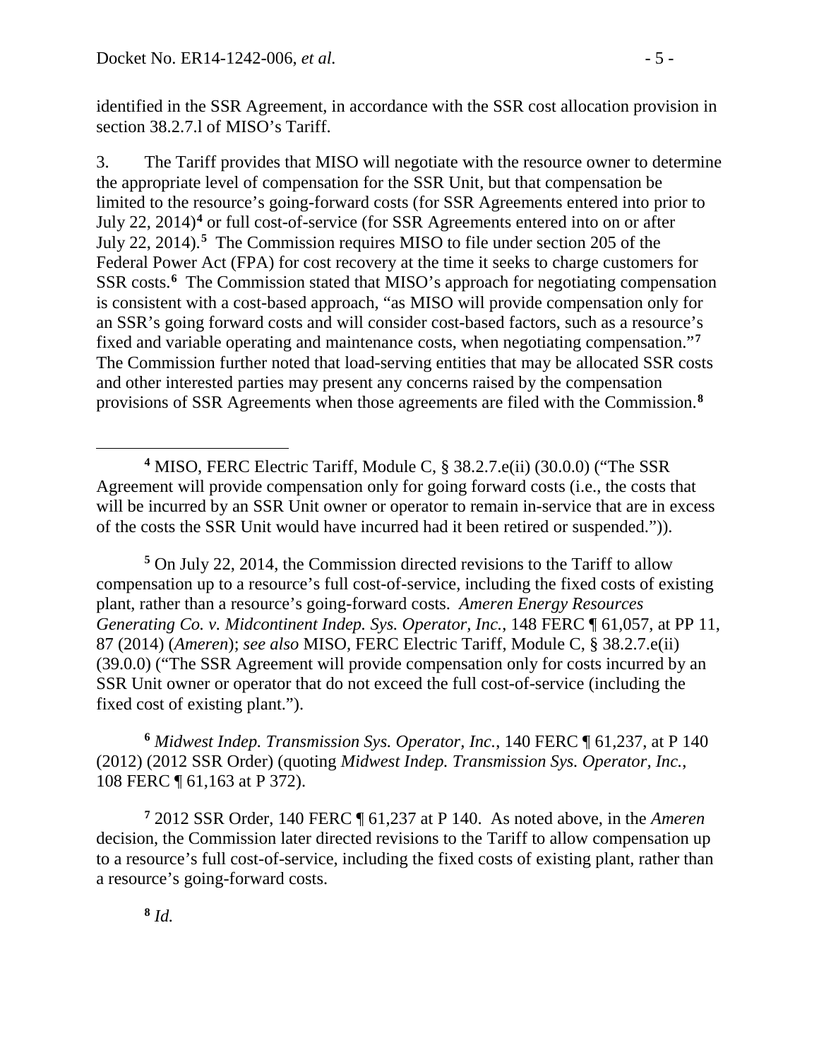identified in the SSR Agreement, in accordance with the SSR cost allocation provision in section 38.2.7.l of MISO's Tariff.

3. The Tariff provides that MISO will negotiate with the resource owner to determine the appropriate level of compensation for the SSR Unit, but that compensation be limited to the resource's going-forward costs (for SSR Agreements entered into prior to July 22, 2014)[4] or full cost-of-service (for SSR Agreements entered into on or after July 22, 2014).[5] The Commission requires MISO to file under section 205 of the Federal Power Act (FPA) for cost recovery at the time it seeks to charge customers for SSR costs.[6] The Commission stated that MISO's approach for negotiating compensation is consistent with a cost-based approach, "as MISO will provide compensation only for an SSR's going forward costs and will consider cost-based factors, such as a resource's fixed and variable operating and maintenance costs, when negotiating compensation."[7] The Commission further noted that load-serving entities that may be allocated SSR costs and other interested parties may present any concerns raised by the compensation provisions of SSR Agreements when those agreements are filed with the Commission.[8]

[4] MISO, FERC Electric Tariff, Module C, § 38.2.7.e(ii) (30.0.0) ("The SSR Agreement will provide compensation only for going forward costs (i.e., the costs that will be incurred by an SSR Unit owner or operator to remain in-service that are in excess of the costs the SSR Unit would have incurred had it been retired or suspended.")).

[5] On July 22, 2014, the Commission directed revisions to the Tariff to allow compensation up to a resource's full cost-of-service, including the fixed costs of existing plant, rather than a resource's going-forward costs. *Ameren Energy Resources Generating Co. v. Midcontinent Indep. Sys. Operator, Inc.*, 148 FERC ¶ 61,057, at PP 11, 87 (2014) (*Ameren*); *see also* MISO, FERC Electric Tariff, Module C, § 38.2.7.e(ii) (39.0.0) ("The SSR Agreement will provide compensation only for costs incurred by an SSR Unit owner or operator that do not exceed the full cost-of-service (including the fixed cost of existing plant.").

[6] *Midwest Indep. Transmission Sys. Operator, Inc.*, 140 FERC ¶ 61,237, at P 140 (2012) (2012 SSR Order) (quoting *Midwest Indep. Transmission Sys. Operator, Inc.*, 108 FERC ¶ 61,163 at P 372).

[7] 2012 SSR Order, 140 FERC ¶ 61,237 at P 140. As noted above, in the *Ameren* decision, the Commission later directed revisions to the Tariff to allow compensation up to a resource's full cost-of-service, including the fixed costs of existing plant, rather than a resource's going-forward costs.

[8] *Id.*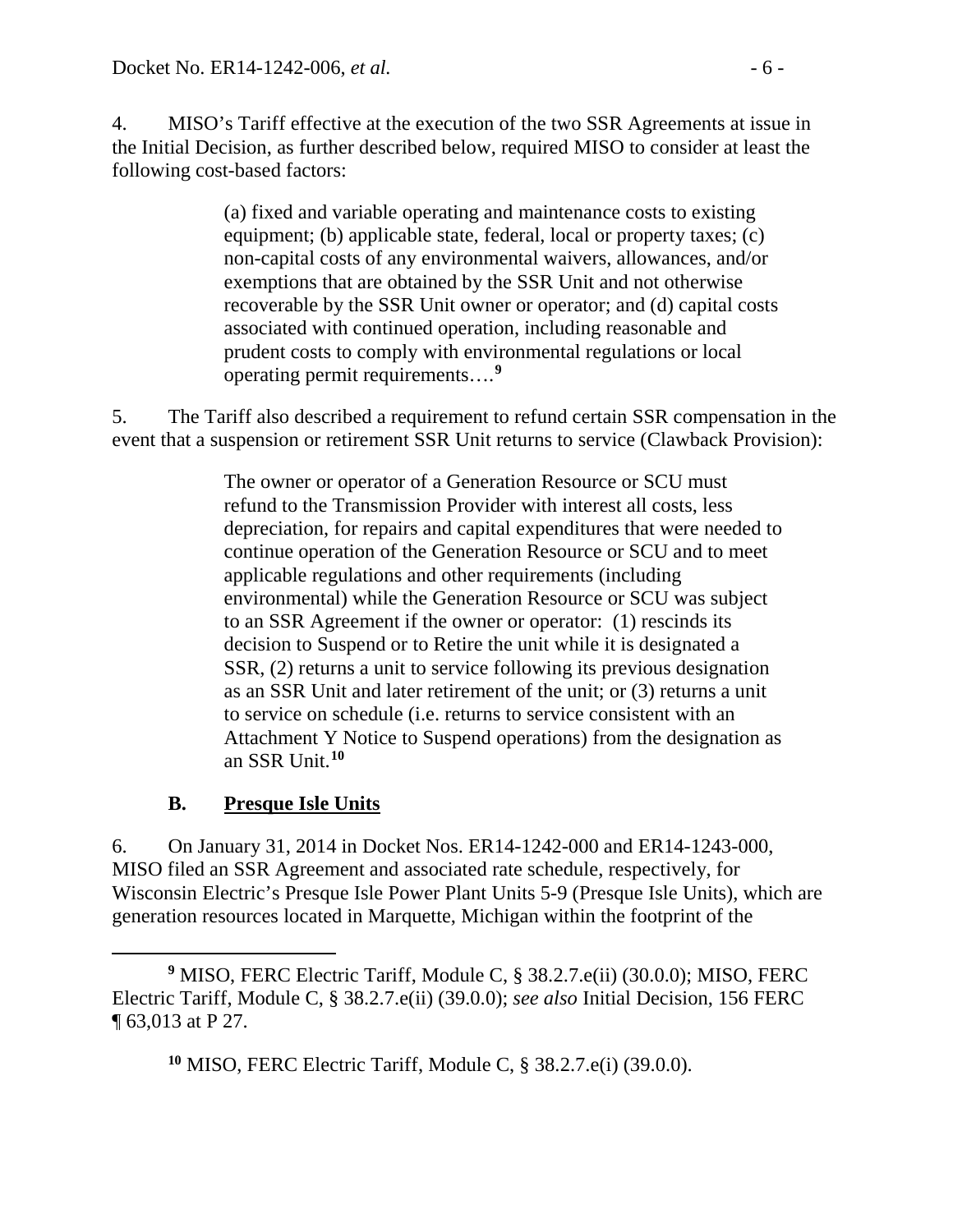4. MISO's Tariff effective at the execution of the two SSR Agreements at issue in the Initial Decision, as further described below, required MISO to consider at least the following cost-based factors:

> (a) fixed and variable operating and maintenance costs to existing equipment; (b) applicable state, federal, local or property taxes; (c) non-capital costs of any environmental waivers, allowances, and/or exemptions that are obtained by the SSR Unit and not otherwise recoverable by the SSR Unit owner or operator; and (d) capital costs associated with continued operation, including reasonable and prudent costs to comply with environmental regulations or local operating permit requirements….[9]

5. The Tariff also described a requirement to refund certain SSR compensation in the event that a suspension or retirement SSR Unit returns to service (Clawback Provision):

> The owner or operator of a Generation Resource or SCU must refund to the Transmission Provider with interest all costs, less depreciation, for repairs and capital expenditures that were needed to continue operation of the Generation Resource or SCU and to meet applicable regulations and other requirements (including environmental) while the Generation Resource or SCU was subject to an SSR Agreement if the owner or operator: (1) rescinds its decision to Suspend or to Retire the unit while it is designated a SSR, (2) returns a unit to service following its previous designation as an SSR Unit and later retirement of the unit; or (3) returns a unit to service on schedule (i.e. returns to service consistent with an Attachment Y Notice to Suspend operations) from the designation as an SSR Unit.[10]

### B. Presque Isle Units

6. On January 31, 2014 in Docket Nos. ER14-1242-000 and ER14-1243-000, MISO filed an SSR Agreement and associated rate schedule, respectively, for Wisconsin Electric's Presque Isle Power Plant Units 5-9 (Presque Isle Units), which are generation resources located in Marquette, Michigan within the footprint of the

---

[9] MISO, FERC Electric Tariff, Module C, § 38.2.7.e(ii) (30.0.0); MISO, FERC Electric Tariff, Module C, § 38.2.7.e(ii) (39.0.0); *see also* Initial Decision, 156 FERC ¶ 63,013 at P 27.

[10] MISO, FERC Electric Tariff, Module C, § 38.2.7.e(i) (39.0.0).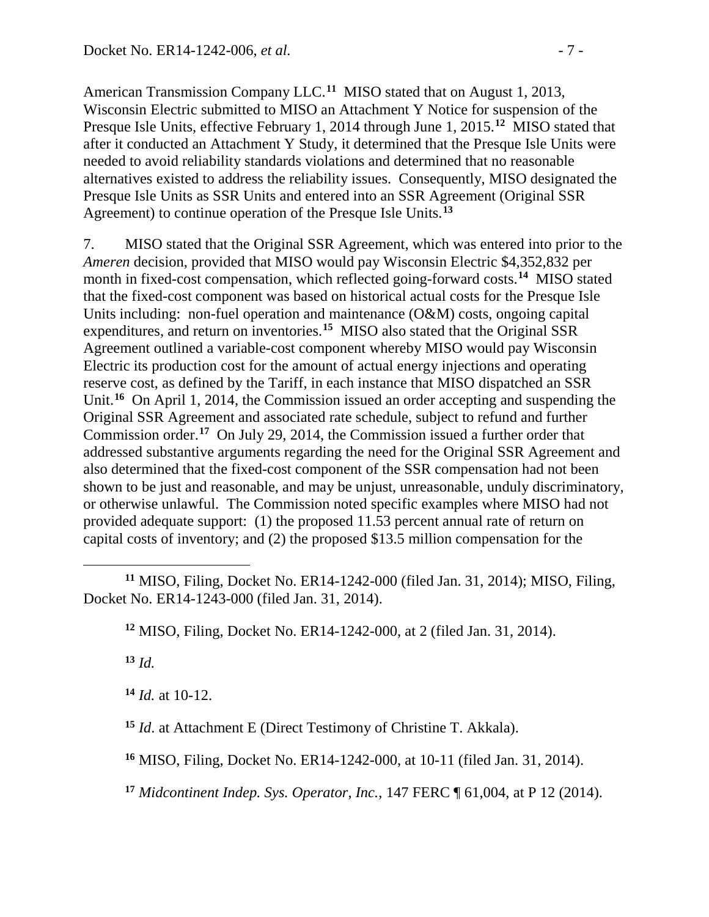American Transmission Company LLC.[11] MISO stated that on August 1, 2013, Wisconsin Electric submitted to MISO an Attachment Y Notice for suspension of the Presque Isle Units, effective February 1, 2014 through June 1, 2015.[12] MISO stated that after it conducted an Attachment Y Study, it determined that the Presque Isle Units were needed to avoid reliability standards violations and determined that no reasonable alternatives existed to address the reliability issues. Consequently, MISO designated the Presque Isle Units as SSR Units and entered into an SSR Agreement (Original SSR Agreement) to continue operation of the Presque Isle Units.[13]

7. MISO stated that the Original SSR Agreement, which was entered into prior to the *Ameren* decision, provided that MISO would pay Wisconsin Electric $4,352,832 per month in fixed-cost compensation, which reflected going-forward costs.[14] MISO stated that the fixed-cost component was based on historical actual costs for the Presque Isle Units including: non-fuel operation and maintenance (O&M) costs, ongoing capital expenditures, and return on inventories.[15] MISO also stated that the Original SSR Agreement outlined a variable-cost component whereby MISO would pay Wisconsin Electric its production cost for the amount of actual energy injections and operating reserve cost, as defined by the Tariff, in each instance that MISO dispatched an SSR Unit.[16] On April 1, 2014, the Commission issued an order accepting and suspending the Original SSR Agreement and associated rate schedule, subject to refund and further Commission order.[17] On July 29, 2014, the Commission issued a further order that addressed substantive arguments regarding the need for the Original SSR Agreement and also determined that the fixed-cost component of the SSR compensation had not been shown to be just and reasonable, and may be unjust, unreasonable, unduly discriminatory, or otherwise unlawful. The Commission noted specific examples where MISO had not provided adequate support: (1) the proposed 11.53 percent annual rate of return on capital costs of inventory; and (2) the proposed $13.5 million compensation for the

---

[11] MISO, Filing, Docket No. ER14-1242-000 (filed Jan. 31, 2014); MISO, Filing, Docket No. ER14-1243-000 (filed Jan. 31, 2014).

[12] MISO, Filing, Docket No. ER14-1242-000, at 2 (filed Jan. 31, 2014).

[13] *Id.*

[14] *Id.* at 10-12.

[15] *Id*. at Attachment E (Direct Testimony of Christine T. Akkala).

[16] MISO, Filing, Docket No. ER14-1242-000, at 10-11 (filed Jan. 31, 2014).

[17] *Midcontinent Indep. Sys. Operator, Inc.*, 147 FERC ¶ 61,004, at P 12 (2014).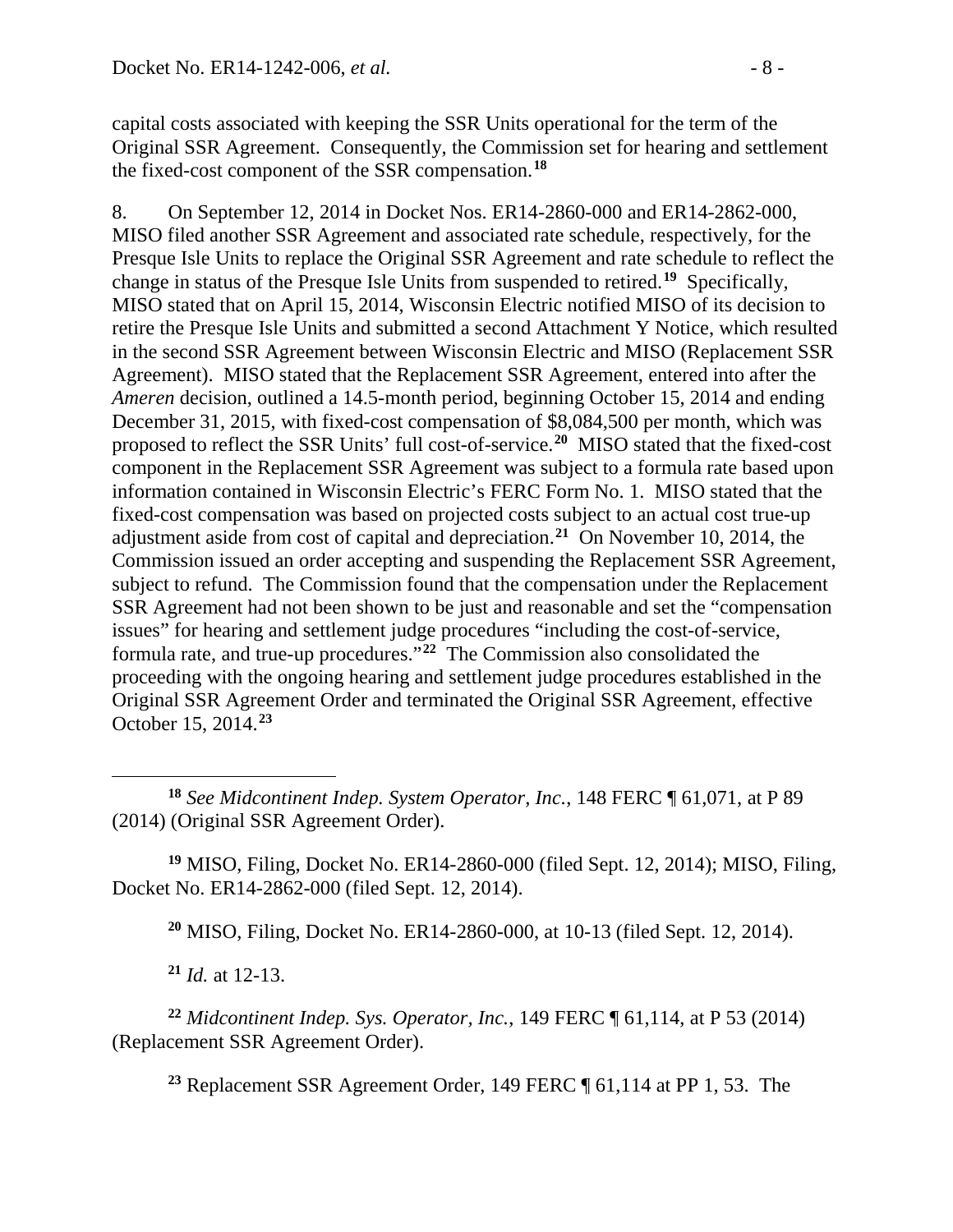capital costs associated with keeping the SSR Units operational for the term of the Original SSR Agreement. Consequently, the Commission set for hearing and settlement the fixed-cost component of the SSR compensation.[18]

8. On September 12, 2014 in Docket Nos. ER14-2860-000 and ER14-2862-000, MISO filed another SSR Agreement and associated rate schedule, respectively, for the Presque Isle Units to replace the Original SSR Agreement and rate schedule to reflect the change in status of the Presque Isle Units from suspended to retired.[19] Specifically, MISO stated that on April 15, 2014, Wisconsin Electric notified MISO of its decision to retire the Presque Isle Units and submitted a second Attachment Y Notice, which resulted in the second SSR Agreement between Wisconsin Electric and MISO (Replacement SSR Agreement). MISO stated that the Replacement SSR Agreement, entered into after the *Ameren* decision, outlined a 14.5-month period, beginning October 15, 2014 and ending December 31, 2015, with fixed-cost compensation of $8,084,500 per month, which was proposed to reflect the SSR Units' full cost-of-service.[20] MISO stated that the fixed-cost component in the Replacement SSR Agreement was subject to a formula rate based upon information contained in Wisconsin Electric's FERC Form No. 1. MISO stated that the fixed-cost compensation was based on projected costs subject to an actual cost true-up adjustment aside from cost of capital and depreciation.[21] On November 10, 2014, the Commission issued an order accepting and suspending the Replacement SSR Agreement, subject to refund. The Commission found that the compensation under the Replacement SSR Agreement had not been shown to be just and reasonable and set the "compensation issues" for hearing and settlement judge procedures "including the cost-of-service, formula rate, and true-up procedures."[22] The Commission also consolidated the proceeding with the ongoing hearing and settlement judge procedures established in the Original SSR Agreement Order and terminated the Original SSR Agreement, effective October 15, 2014.[23]

---

[18] *See Midcontinent Indep. System Operator, Inc.*, 148 FERC ¶ 61,071, at P 89 (2014) (Original SSR Agreement Order).

[19] MISO, Filing, Docket No. ER14-2860-000 (filed Sept. 12, 2014); MISO, Filing, Docket No. ER14-2862-000 (filed Sept. 12, 2014).

[20] MISO, Filing, Docket No. ER14-2860-000, at 10-13 (filed Sept. 12, 2014).

[21] *Id.* at 12-13.

[22] *Midcontinent Indep. Sys. Operator, Inc.*, 149 FERC ¶ 61,114, at P 53 (2014) (Replacement SSR Agreement Order).

[23] Replacement SSR Agreement Order, 149 FERC ¶ 61,114 at PP 1, 53. The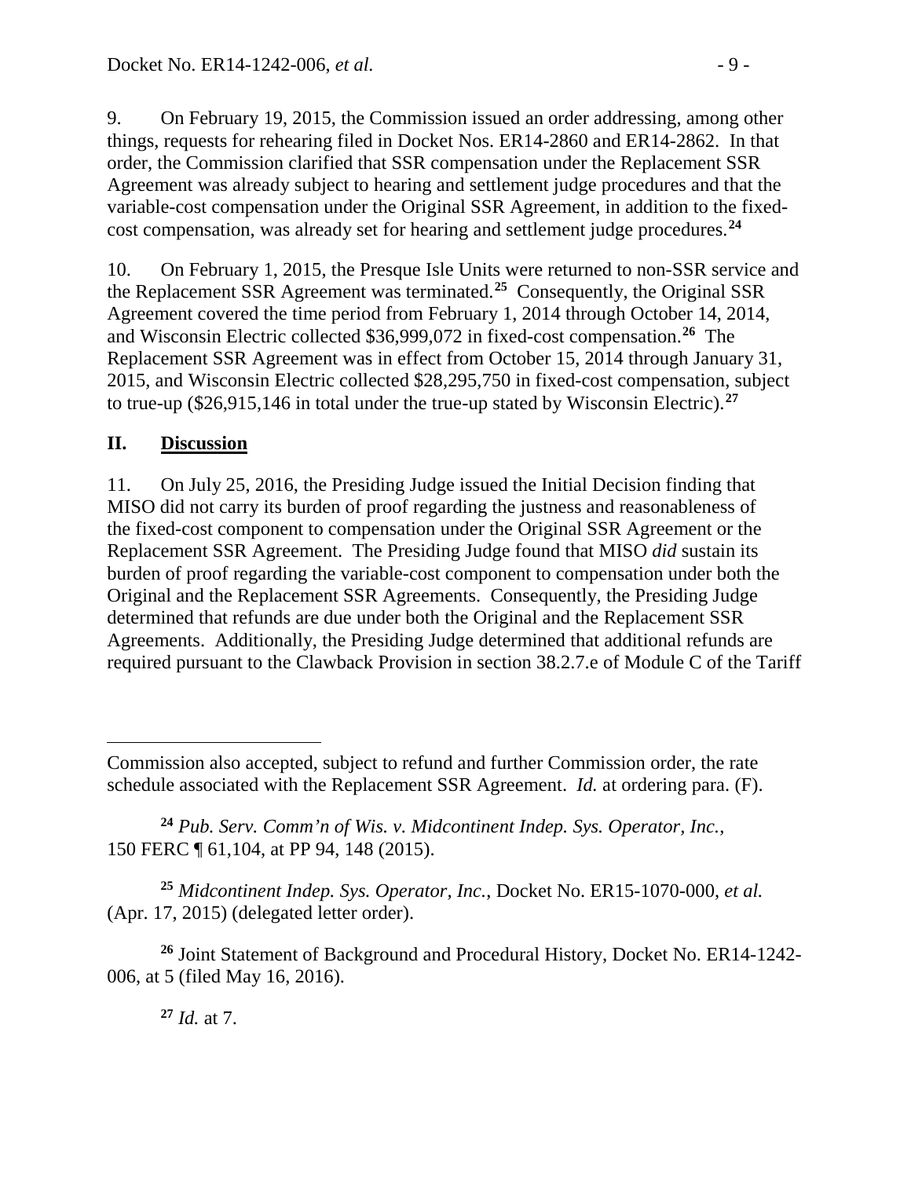9. On February 19, 2015, the Commission issued an order addressing, among other things, requests for rehearing filed in Docket Nos. ER14-2860 and ER14-2862. In that order, the Commission clarified that SSR compensation under the Replacement SSR Agreement was already subject to hearing and settlement judge procedures and that the variable-cost compensation under the Original SSR Agreement, in addition to the fixed-cost compensation, was already set for hearing and settlement judge procedures.[24]

10. On February 1, 2015, the Presque Isle Units were returned to non-SSR service and the Replacement SSR Agreement was terminated.[25] Consequently, the Original SSR Agreement covered the time period from February 1, 2014 through October 14, 2014, and Wisconsin Electric collected $36,999,072 in fixed-cost compensation.[26] The Replacement SSR Agreement was in effect from October 15, 2014 through January 31, 2015, and Wisconsin Electric collected $28,295,750 in fixed-cost compensation, subject to true-up ($26,915,146 in total under the true-up stated by Wisconsin Electric).[27]

## II. Discussion

11. On July 25, 2016, the Presiding Judge issued the Initial Decision finding that MISO did not carry its burden of proof regarding the justness and reasonableness of the fixed-cost component to compensation under the Original SSR Agreement or the Replacement SSR Agreement. The Presiding Judge found that MISO *did* sustain its burden of proof regarding the variable-cost component to compensation under both the Original and the Replacement SSR Agreements. Consequently, the Presiding Judge determined that refunds are due under both the Original and the Replacement SSR Agreements. Additionally, the Presiding Judge determined that additional refunds are required pursuant to the Clawback Provision in section 38.2.7.e of Module C of the Tariff

---

Commission also accepted, subject to refund and further Commission order, the rate schedule associated with the Replacement SSR Agreement. *Id.* at ordering para. (F).

[24] *Pub. Serv. Comm'n of Wis. v. Midcontinent Indep. Sys. Operator, Inc.*, 150 FERC ¶ 61,104, at PP 94, 148 (2015).

[25] *Midcontinent Indep. Sys. Operator, Inc.*, Docket No. ER15-1070-000, *et al.* (Apr. 17, 2015) (delegated letter order).

[26] Joint Statement of Background and Procedural History, Docket No. ER14-1242-006, at 5 (filed May 16, 2016).

[27] *Id.* at 7.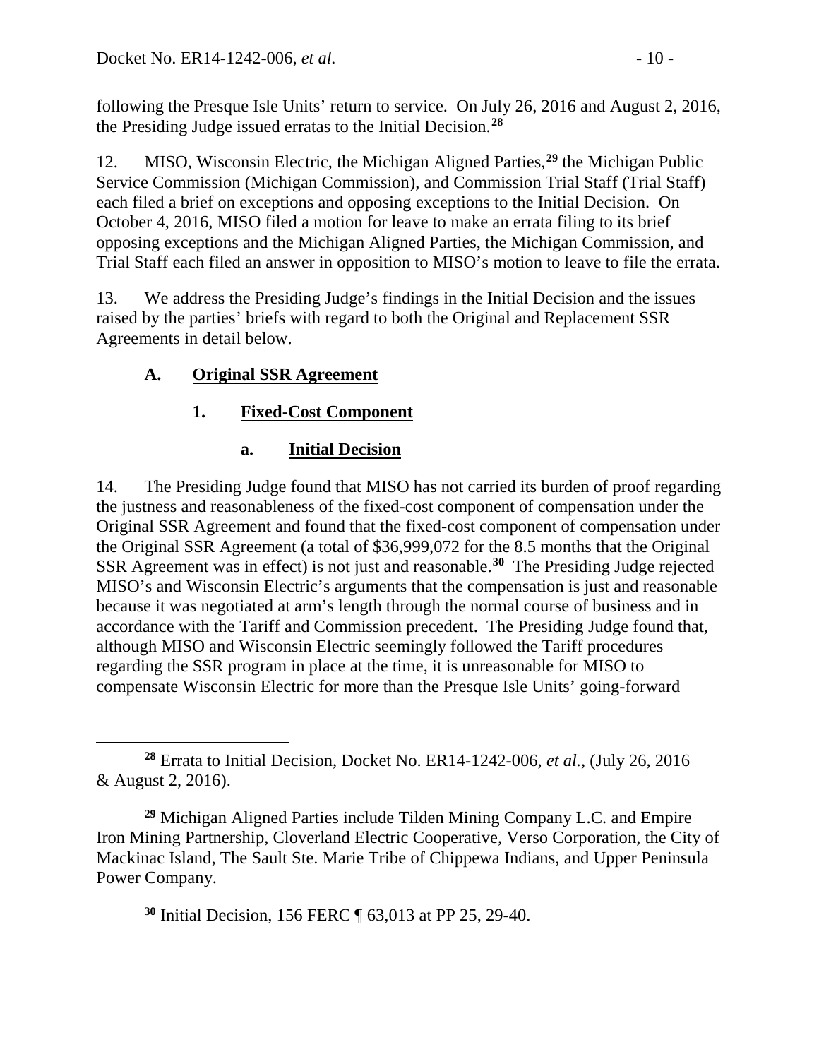following the Presque Isle Units' return to service. On July 26, 2016 and August 2, 2016, the Presiding Judge issued erratas to the Initial Decision.[28]

12. MISO, Wisconsin Electric, the Michigan Aligned Parties,[29] the Michigan Public Service Commission (Michigan Commission), and Commission Trial Staff (Trial Staff) each filed a brief on exceptions and opposing exceptions to the Initial Decision. On October 4, 2016, MISO filed a motion for leave to make an errata filing to its brief opposing exceptions and the Michigan Aligned Parties, the Michigan Commission, and Trial Staff each filed an answer in opposition to MISO's motion to leave to file the errata.

13. We address the Presiding Judge's findings in the Initial Decision and the issues raised by the parties' briefs with regard to both the Original and Replacement SSR Agreements in detail below.

## A. Original SSR Agreement

### 1. Fixed-Cost Component

#### a. Initial Decision

14. The Presiding Judge found that MISO has not carried its burden of proof regarding the justness and reasonableness of the fixed-cost component of compensation under the Original SSR Agreement and found that the fixed-cost component of compensation under the Original SSR Agreement (a total of $36,999,072 for the 8.5 months that the Original SSR Agreement was in effect) is not just and reasonable.[30] The Presiding Judge rejected MISO's and Wisconsin Electric's arguments that the compensation is just and reasonable because it was negotiated at arm's length through the normal course of business and in accordance with the Tariff and Commission precedent. The Presiding Judge found that, although MISO and Wisconsin Electric seemingly followed the Tariff procedures regarding the SSR program in place at the time, it is unreasonable for MISO to compensate Wisconsin Electric for more than the Presque Isle Units' going-forward

---

[28] Errata to Initial Decision, Docket No. ER14-1242-006, *et al.*, (July 26, 2016 & August 2, 2016).

[29] Michigan Aligned Parties include Tilden Mining Company L.C. and Empire Iron Mining Partnership, Cloverland Electric Cooperative, Verso Corporation, the City of Mackinac Island, The Sault Ste. Marie Tribe of Chippewa Indians, and Upper Peninsula Power Company.

[30] Initial Decision, 156 FERC ¶ 63,013 at PP 25, 29-40.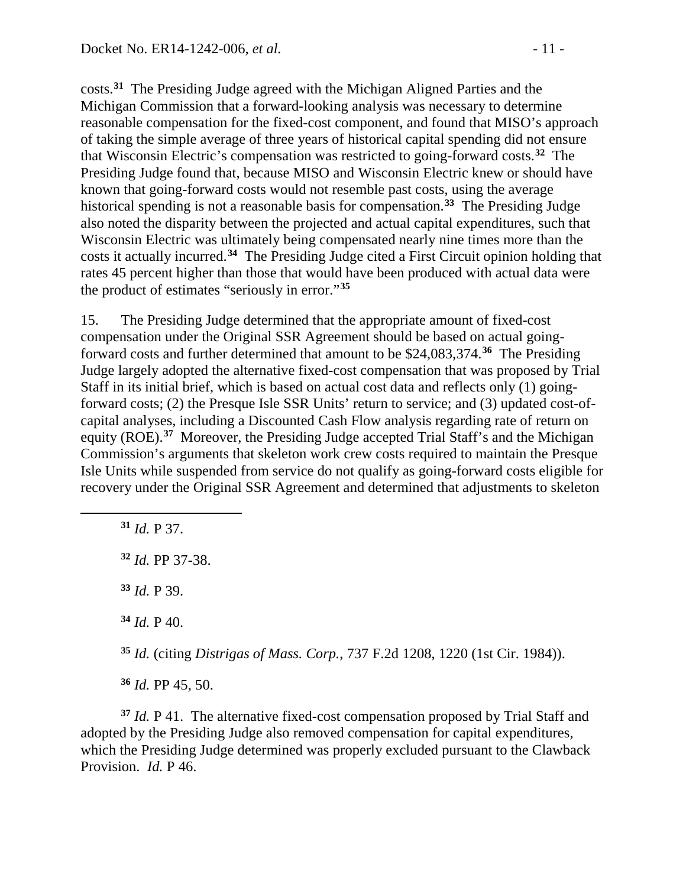costs.[31] The Presiding Judge agreed with the Michigan Aligned Parties and the Michigan Commission that a forward-looking analysis was necessary to determine reasonable compensation for the fixed-cost component, and found that MISO's approach of taking the simple average of three years of historical capital spending did not ensure that Wisconsin Electric's compensation was restricted to going-forward costs.[32] The Presiding Judge found that, because MISO and Wisconsin Electric knew or should have known that going-forward costs would not resemble past costs, using the average historical spending is not a reasonable basis for compensation.[33] The Presiding Judge also noted the disparity between the projected and actual capital expenditures, such that Wisconsin Electric was ultimately being compensated nearly nine times more than the costs it actually incurred.[34] The Presiding Judge cited a First Circuit opinion holding that rates 45 percent higher than those that would have been produced with actual data were the product of estimates "seriously in error."[35]

15. The Presiding Judge determined that the appropriate amount of fixed-cost compensation under the Original SSR Agreement should be based on actual going-forward costs and further determined that amount to be $24,083,374.[36] The Presiding Judge largely adopted the alternative fixed-cost compensation that was proposed by Trial Staff in its initial brief, which is based on actual cost data and reflects only (1) going-forward costs; (2) the Presque Isle SSR Units' return to service; and (3) updated cost-of-capital analyses, including a Discounted Cash Flow analysis regarding rate of return on equity (ROE).[37] Moreover, the Presiding Judge accepted Trial Staff's and the Michigan Commission's arguments that skeleton work crew costs required to maintain the Presque Isle Units while suspended from service do not qualify as going-forward costs eligible for recovery under the Original SSR Agreement and determined that adjustments to skeleton

---

[31] *Id.* P 37.

[32] *Id.* PP 37-38.

[33] *Id.* P 39.

[34] *Id.* P 40.

[35] *Id.* (citing *Distrigas of Mass. Corp.*, 737 F.2d 1208, 1220 (1st Cir. 1984)).

[36] *Id.* PP 45, 50.

[37] *Id.* P 41. The alternative fixed-cost compensation proposed by Trial Staff and adopted by the Presiding Judge also removed compensation for capital expenditures, which the Presiding Judge determined was properly excluded pursuant to the Clawback Provision. *Id.* P 46.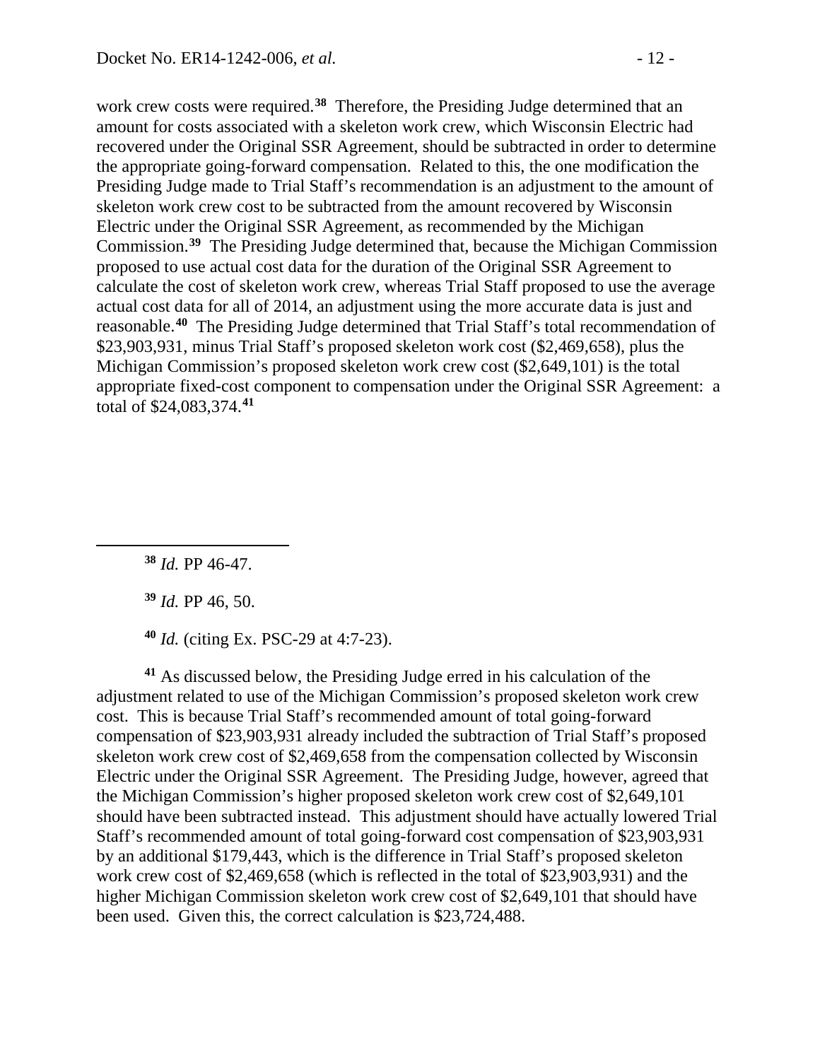work crew costs were required.[38] Therefore, the Presiding Judge determined that an amount for costs associated with a skeleton work crew, which Wisconsin Electric had recovered under the Original SSR Agreement, should be subtracted in order to determine the appropriate going-forward compensation. Related to this, the one modification the Presiding Judge made to Trial Staff's recommendation is an adjustment to the amount of skeleton work crew cost to be subtracted from the amount recovered by Wisconsin Electric under the Original SSR Agreement, as recommended by the Michigan Commission.[39] The Presiding Judge determined that, because the Michigan Commission proposed to use actual cost data for the duration of the Original SSR Agreement to calculate the cost of skeleton work crew, whereas Trial Staff proposed to use the average actual cost data for all of 2014, an adjustment using the more accurate data is just and reasonable.[40] The Presiding Judge determined that Trial Staff's total recommendation of $23,903,931, minus Trial Staff's proposed skeleton work cost ($2,469,658), plus the Michigan Commission's proposed skeleton work crew cost ($2,649,101) is the total appropriate fixed-cost component to compensation under the Original SSR Agreement: a total of $24,083,374.[41]

---

[38] *Id.* PP 46-47.

[39] *Id.* PP 46, 50.

[40] *Id.* (citing Ex. PSC-29 at 4:7-23).

[41] As discussed below, the Presiding Judge erred in his calculation of the adjustment related to use of the Michigan Commission's proposed skeleton work crew cost. This is because Trial Staff's recommended amount of total going-forward compensation of $23,903,931 already included the subtraction of Trial Staff's proposed skeleton work crew cost of $2,469,658 from the compensation collected by Wisconsin Electric under the Original SSR Agreement. The Presiding Judge, however, agreed that the Michigan Commission's higher proposed skeleton work crew cost of $2,649,101 should have been subtracted instead. This adjustment should have actually lowered Trial Staff's recommended amount of total going-forward cost compensation of $23,903,931 by an additional $179,443, which is the difference in Trial Staff's proposed skeleton work crew cost of $2,469,658 (which is reflected in the total of $23,903,931) and the higher Michigan Commission skeleton work crew cost of $2,649,101 that should have been used. Given this, the correct calculation is $23,724,488.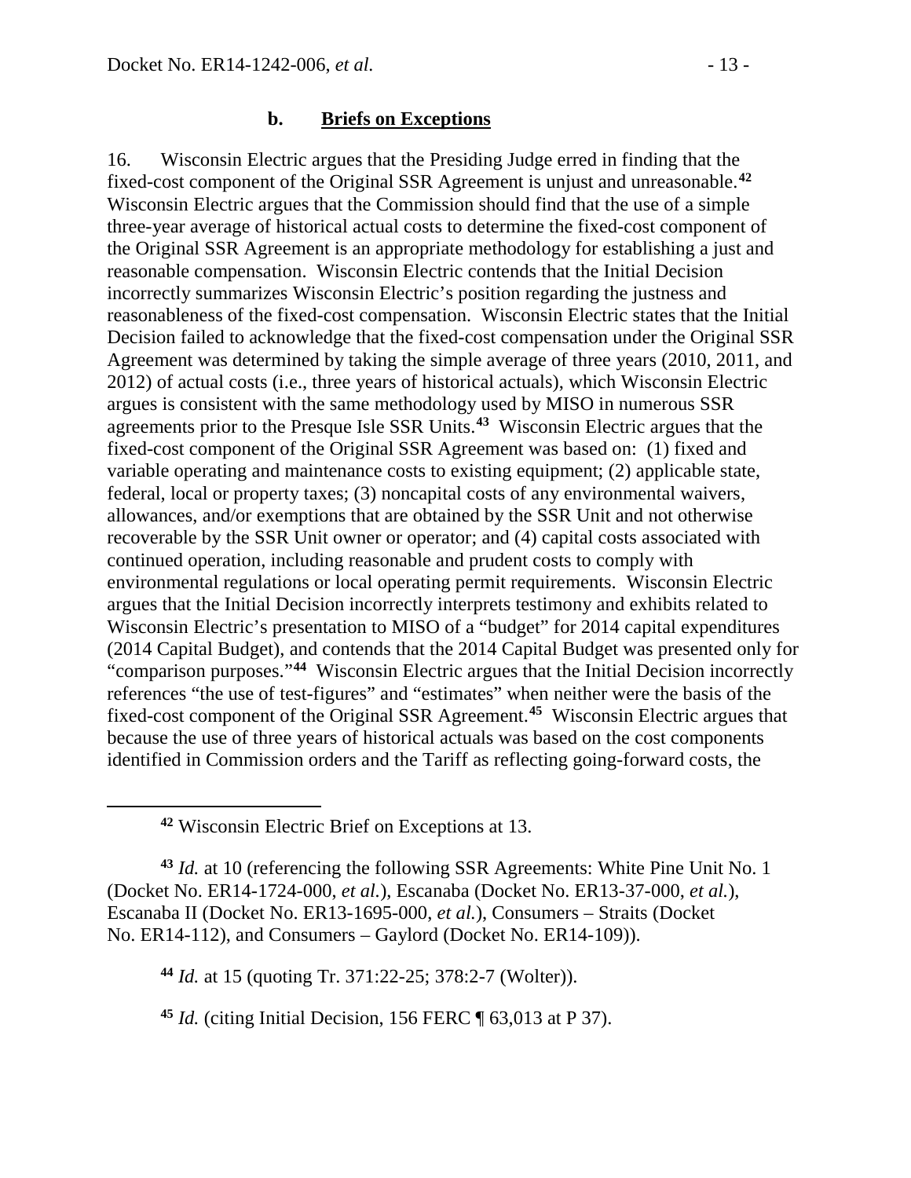### b. **Briefs on Exceptions**

16. Wisconsin Electric argues that the Presiding Judge erred in finding that the fixed-cost component of the Original SSR Agreement is unjust and unreasonable.[42] Wisconsin Electric argues that the Commission should find that the use of a simple three-year average of historical actual costs to determine the fixed-cost component of the Original SSR Agreement is an appropriate methodology for establishing a just and reasonable compensation. Wisconsin Electric contends that the Initial Decision incorrectly summarizes Wisconsin Electric's position regarding the justness and reasonableness of the fixed-cost compensation. Wisconsin Electric states that the Initial Decision failed to acknowledge that the fixed-cost compensation under the Original SSR Agreement was determined by taking the simple average of three years (2010, 2011, and 2012) of actual costs (i.e., three years of historical actuals), which Wisconsin Electric argues is consistent with the same methodology used by MISO in numerous SSR agreements prior to the Presque Isle SSR Units.[43] Wisconsin Electric argues that the fixed-cost component of the Original SSR Agreement was based on: (1) fixed and variable operating and maintenance costs to existing equipment; (2) applicable state, federal, local or property taxes; (3) noncapital costs of any environmental waivers, allowances, and/or exemptions that are obtained by the SSR Unit and not otherwise recoverable by the SSR Unit owner or operator; and (4) capital costs associated with continued operation, including reasonable and prudent costs to comply with environmental regulations or local operating permit requirements. Wisconsin Electric argues that the Initial Decision incorrectly interprets testimony and exhibits related to Wisconsin Electric's presentation to MISO of a "budget" for 2014 capital expenditures (2014 Capital Budget), and contends that the 2014 Capital Budget was presented only for "comparison purposes."[44] Wisconsin Electric argues that the Initial Decision incorrectly references "the use of test-figures" and "estimates" when neither were the basis of the fixed-cost component of the Original SSR Agreement.[45] Wisconsin Electric argues that because the use of three years of historical actuals was based on the cost components identified in Commission orders and the Tariff as reflecting going-forward costs, the

---

[42] Wisconsin Electric Brief on Exceptions at 13.

[43] *Id.* at 10 (referencing the following SSR Agreements: White Pine Unit No. 1 (Docket No. ER14-1724-000, *et al.*), Escanaba (Docket No. ER13-37-000, *et al.*), Escanaba II (Docket No. ER13-1695-000, *et al.*), Consumers – Straits (Docket No. ER14-112), and Consumers – Gaylord (Docket No. ER14-109)).

[44] *Id.* at 15 (quoting Tr. 371:22-25; 378:2-7 (Wolter)).

[45] *Id.* (citing Initial Decision, 156 FERC ¶ 63,013 at P 37).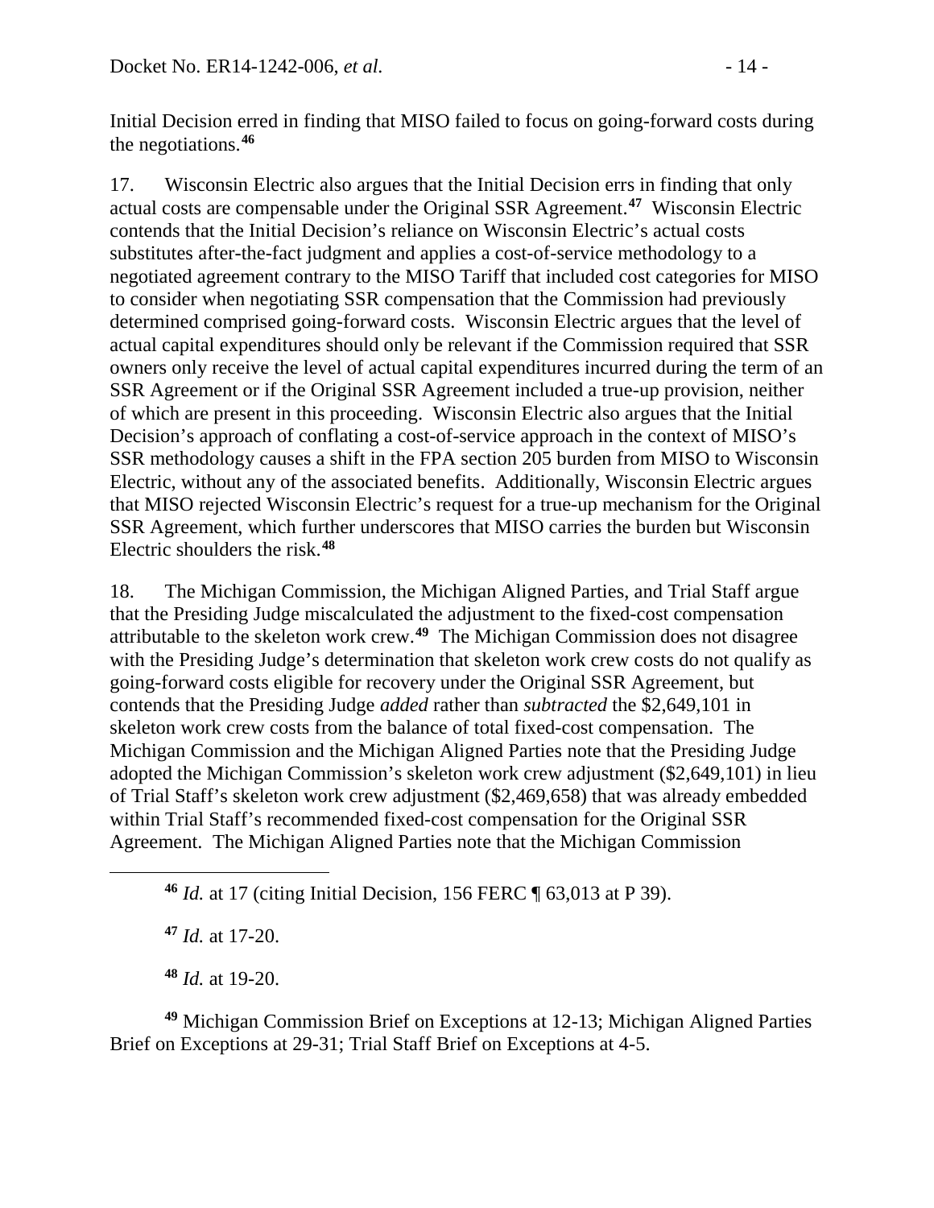Initial Decision erred in finding that MISO failed to focus on going-forward costs during the negotiations.[46]

17. Wisconsin Electric also argues that the Initial Decision errs in finding that only actual costs are compensable under the Original SSR Agreement.[47] Wisconsin Electric contends that the Initial Decision's reliance on Wisconsin Electric's actual costs substitutes after-the-fact judgment and applies a cost-of-service methodology to a negotiated agreement contrary to the MISO Tariff that included cost categories for MISO to consider when negotiating SSR compensation that the Commission had previously determined comprised going-forward costs. Wisconsin Electric argues that the level of actual capital expenditures should only be relevant if the Commission required that SSR owners only receive the level of actual capital expenditures incurred during the term of an SSR Agreement or if the Original SSR Agreement included a true-up provision, neither of which are present in this proceeding. Wisconsin Electric also argues that the Initial Decision's approach of conflating a cost-of-service approach in the context of MISO's SSR methodology causes a shift in the FPA section 205 burden from MISO to Wisconsin Electric, without any of the associated benefits. Additionally, Wisconsin Electric argues that MISO rejected Wisconsin Electric's request for a true-up mechanism for the Original SSR Agreement, which further underscores that MISO carries the burden but Wisconsin Electric shoulders the risk.[48]

18. The Michigan Commission, the Michigan Aligned Parties, and Trial Staff argue that the Presiding Judge miscalculated the adjustment to the fixed-cost compensation attributable to the skeleton work crew.[49] The Michigan Commission does not disagree with the Presiding Judge's determination that skeleton work crew costs do not qualify as going-forward costs eligible for recovery under the Original SSR Agreement, but contends that the Presiding Judge *added* rather than *subtracted* the $2,649,101 in skeleton work crew costs from the balance of total fixed-cost compensation. The Michigan Commission and the Michigan Aligned Parties note that the Presiding Judge adopted the Michigan Commission's skeleton work crew adjustment ($2,649,101) in lieu of Trial Staff's skeleton work crew adjustment ($2,469,658) that was already embedded within Trial Staff's recommended fixed-cost compensation for the Original SSR Agreement. The Michigan Aligned Parties note that the Michigan Commission

---

[46] *Id.* at 17 (citing Initial Decision, 156 FERC ¶ 63,013 at P 39).

[47] *Id.* at 17-20.

[48] *Id.* at 19-20.

[49] Michigan Commission Brief on Exceptions at 12-13; Michigan Aligned Parties Brief on Exceptions at 29-31; Trial Staff Brief on Exceptions at 4-5.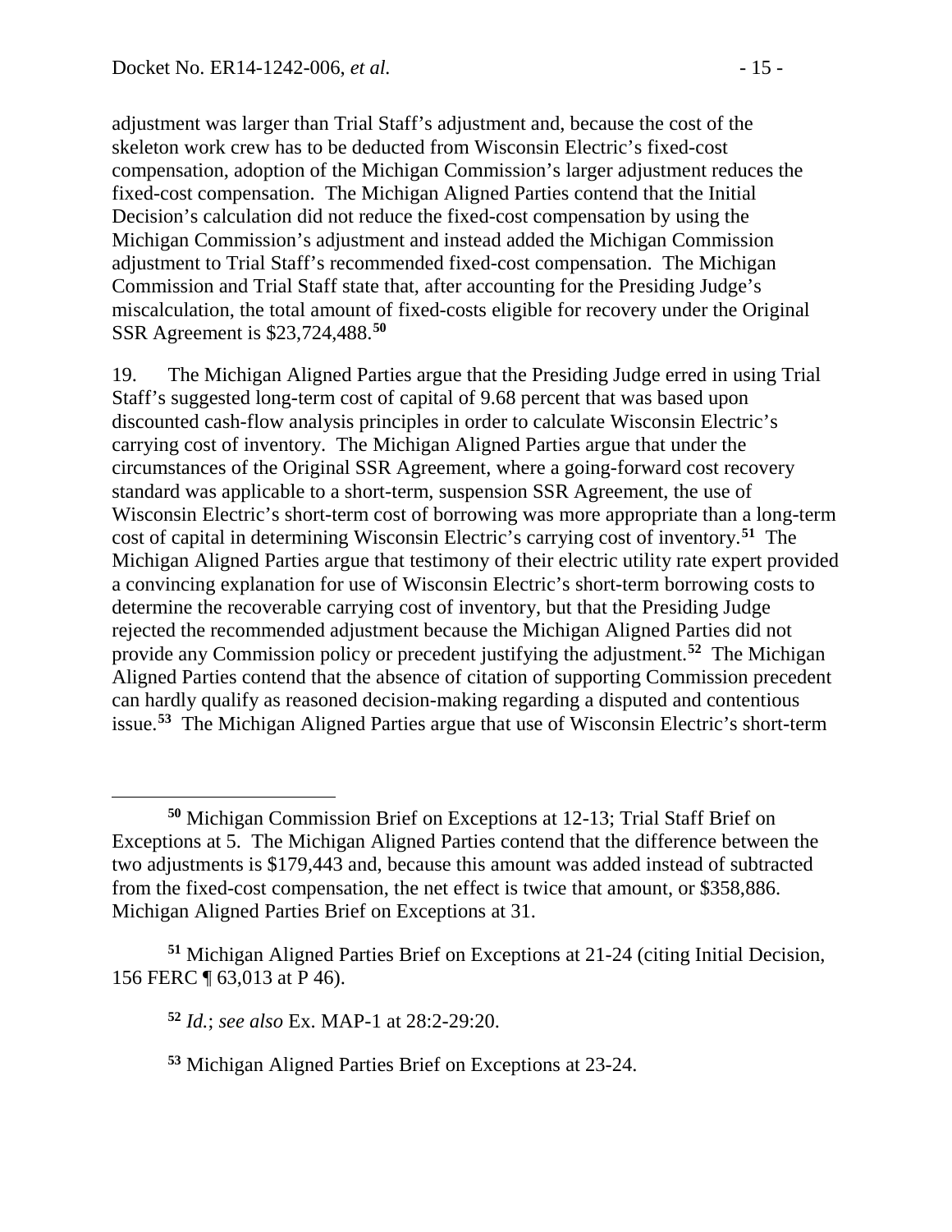adjustment was larger than Trial Staff's adjustment and, because the cost of the skeleton work crew has to be deducted from Wisconsin Electric's fixed-cost compensation, adoption of the Michigan Commission's larger adjustment reduces the fixed-cost compensation. The Michigan Aligned Parties contend that the Initial Decision's calculation did not reduce the fixed-cost compensation by using the Michigan Commission's adjustment and instead added the Michigan Commission adjustment to Trial Staff's recommended fixed-cost compensation. The Michigan Commission and Trial Staff state that, after accounting for the Presiding Judge's miscalculation, the total amount of fixed-costs eligible for recovery under the Original SSR Agreement is $23,724,488.[50]

19. The Michigan Aligned Parties argue that the Presiding Judge erred in using Trial Staff's suggested long-term cost of capital of 9.68 percent that was based upon discounted cash-flow analysis principles in order to calculate Wisconsin Electric's carrying cost of inventory. The Michigan Aligned Parties argue that under the circumstances of the Original SSR Agreement, where a going-forward cost recovery standard was applicable to a short-term, suspension SSR Agreement, the use of Wisconsin Electric's short-term cost of borrowing was more appropriate than a long-term cost of capital in determining Wisconsin Electric's carrying cost of inventory.[51] The Michigan Aligned Parties argue that testimony of their electric utility rate expert provided a convincing explanation for use of Wisconsin Electric's short-term borrowing costs to determine the recoverable carrying cost of inventory, but that the Presiding Judge rejected the recommended adjustment because the Michigan Aligned Parties did not provide any Commission policy or precedent justifying the adjustment.[52] The Michigan Aligned Parties contend that the absence of citation of supporting Commission precedent can hardly qualify as reasoned decision-making regarding a disputed and contentious issue.[53] The Michigan Aligned Parties argue that use of Wisconsin Electric's short-term

---

[50] Michigan Commission Brief on Exceptions at 12-13; Trial Staff Brief on Exceptions at 5. The Michigan Aligned Parties contend that the difference between the two adjustments is $179,443 and, because this amount was added instead of subtracted from the fixed-cost compensation, the net effect is twice that amount, or $358,886. Michigan Aligned Parties Brief on Exceptions at 31.

[51] Michigan Aligned Parties Brief on Exceptions at 21-24 (citing Initial Decision, 156 FERC ¶ 63,013 at P 46).

[52] *Id.*; *see also* Ex. MAP-1 at 28:2-29:20.

[53] Michigan Aligned Parties Brief on Exceptions at 23-24.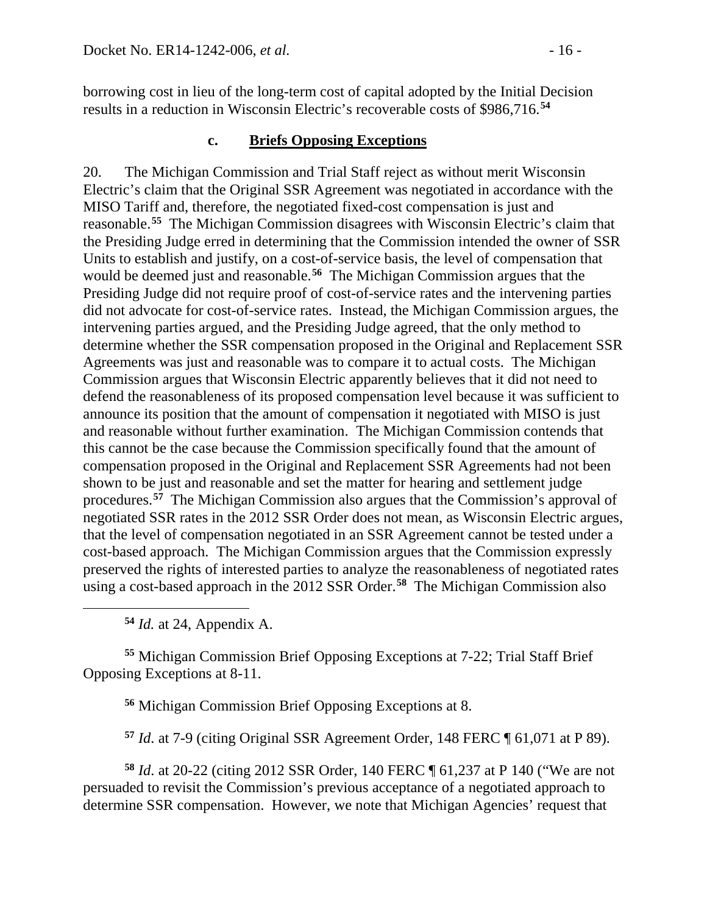borrowing cost in lieu of the long-term cost of capital adopted by the Initial Decision results in a reduction in Wisconsin Electric's recoverable costs of $986,716.[54]

### c. **Briefs Opposing Exceptions**

20. The Michigan Commission and Trial Staff reject as without merit Wisconsin Electric's claim that the Original SSR Agreement was negotiated in accordance with the MISO Tariff and, therefore, the negotiated fixed-cost compensation is just and reasonable.[55] The Michigan Commission disagrees with Wisconsin Electric's claim that the Presiding Judge erred in determining that the Commission intended the owner of SSR Units to establish and justify, on a cost-of-service basis, the level of compensation that would be deemed just and reasonable.[56] The Michigan Commission argues that the Presiding Judge did not require proof of cost-of-service rates and the intervening parties did not advocate for cost-of-service rates. Instead, the Michigan Commission argues, the intervening parties argued, and the Presiding Judge agreed, that the only method to determine whether the SSR compensation proposed in the Original and Replacement SSR Agreements was just and reasonable was to compare it to actual costs. The Michigan Commission argues that Wisconsin Electric apparently believes that it did not need to defend the reasonableness of its proposed compensation level because it was sufficient to announce its position that the amount of compensation it negotiated with MISO is just and reasonable without further examination. The Michigan Commission contends that this cannot be the case because the Commission specifically found that the amount of compensation proposed in the Original and Replacement SSR Agreements had not been shown to be just and reasonable and set the matter for hearing and settlement judge procedures.[57] The Michigan Commission also argues that the Commission's approval of negotiated SSR rates in the 2012 SSR Order does not mean, as Wisconsin Electric argues, that the level of compensation negotiated in an SSR Agreement cannot be tested under a cost-based approach. The Michigan Commission argues that the Commission expressly preserved the rights of interested parties to analyze the reasonableness of negotiated rates using a cost-based approach in the 2012 SSR Order.[58] The Michigan Commission also

---

[54] *Id.* at 24, Appendix A.

[55] Michigan Commission Brief Opposing Exceptions at 7-22; Trial Staff Brief Opposing Exceptions at 8-11.

[56] Michigan Commission Brief Opposing Exceptions at 8.

[57] *Id*. at 7-9 (citing Original SSR Agreement Order, 148 FERC ¶ 61,071 at P 89).

[58] *Id*. at 20-22 (citing 2012 SSR Order, 140 FERC ¶ 61,237 at P 140 ("We are not persuaded to revisit the Commission's previous acceptance of a negotiated approach to determine SSR compensation. However, we note that Michigan Agencies' request that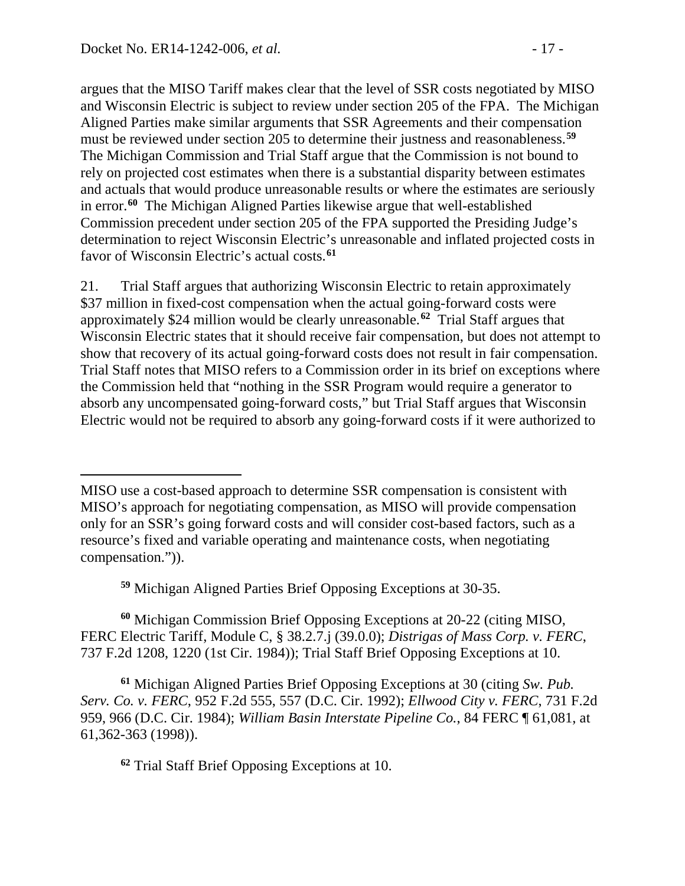argues that the MISO Tariff makes clear that the level of SSR costs negotiated by MISO and Wisconsin Electric is subject to review under section 205 of the FPA. The Michigan Aligned Parties make similar arguments that SSR Agreements and their compensation must be reviewed under section 205 to determine their justness and reasonableness.[59] The Michigan Commission and Trial Staff argue that the Commission is not bound to rely on projected cost estimates when there is a substantial disparity between estimates and actuals that would produce unreasonable results or where the estimates are seriously in error.[60] The Michigan Aligned Parties likewise argue that well-established Commission precedent under section 205 of the FPA supported the Presiding Judge's determination to reject Wisconsin Electric's unreasonable and inflated projected costs in favor of Wisconsin Electric's actual costs.[61]

21. Trial Staff argues that authorizing Wisconsin Electric to retain approximately $37 million in fixed-cost compensation when the actual going-forward costs were approximately $24 million would be clearly unreasonable.[62] Trial Staff argues that Wisconsin Electric states that it should receive fair compensation, but does not attempt to show that recovery of its actual going-forward costs does not result in fair compensation. Trial Staff notes that MISO refers to a Commission order in its brief on exceptions where the Commission held that "nothing in the SSR Program would require a generator to absorb any uncompensated going-forward costs," but Trial Staff argues that Wisconsin Electric would not be required to absorb any going-forward costs if it were authorized to

---

MISO use a cost-based approach to determine SSR compensation is consistent with MISO's approach for negotiating compensation, as MISO will provide compensation only for an SSR's going forward costs and will consider cost-based factors, such as a resource's fixed and variable operating and maintenance costs, when negotiating compensation.")).

[59] Michigan Aligned Parties Brief Opposing Exceptions at 30-35.

[60] Michigan Commission Brief Opposing Exceptions at 20-22 (citing MISO, FERC Electric Tariff, Module C, § 38.2.7.j (39.0.0); *Distrigas of Mass Corp. v. FERC*, 737 F.2d 1208, 1220 (1st Cir. 1984)); Trial Staff Brief Opposing Exceptions at 10.

[61] Michigan Aligned Parties Brief Opposing Exceptions at 30 (citing *Sw. Pub. Serv. Co. v. FERC*, 952 F.2d 555, 557 (D.C. Cir. 1992); *Ellwood City v. FERC*, 731 F.2d 959, 966 (D.C. Cir. 1984); *William Basin Interstate Pipeline Co.*, 84 FERC ¶ 61,081, at 61,362-363 (1998)).

[62] Trial Staff Brief Opposing Exceptions at 10.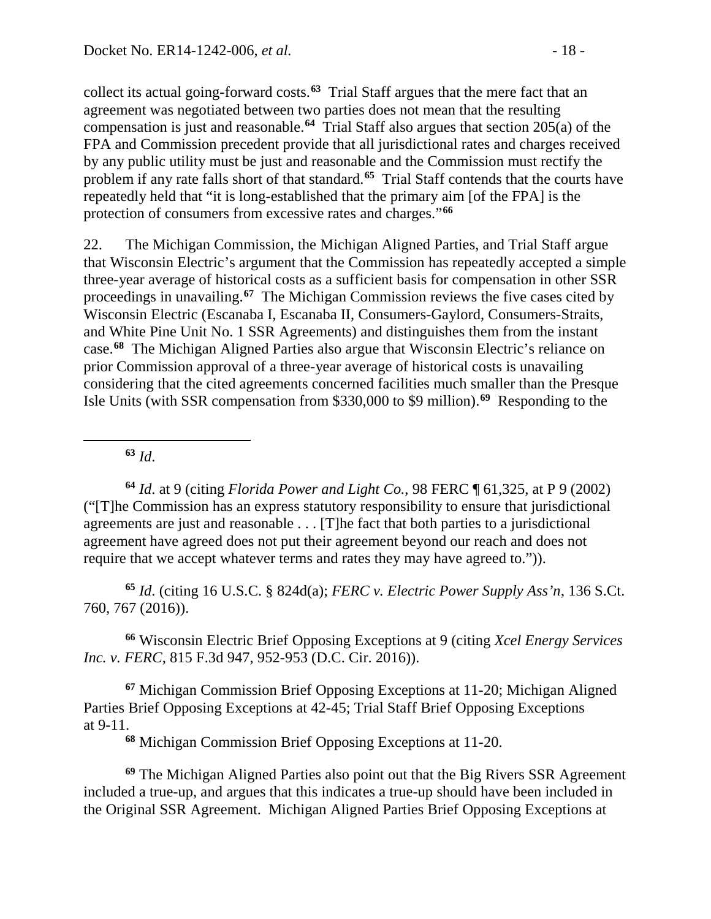collect its actual going-forward costs.[63] Trial Staff argues that the mere fact that an agreement was negotiated between two parties does not mean that the resulting compensation is just and reasonable.[64] Trial Staff also argues that section 205(a) of the FPA and Commission precedent provide that all jurisdictional rates and charges received by any public utility must be just and reasonable and the Commission must rectify the problem if any rate falls short of that standard.[65] Trial Staff contends that the courts have repeatedly held that "it is long-established that the primary aim [of the FPA] is the protection of consumers from excessive rates and charges."[66]

22. The Michigan Commission, the Michigan Aligned Parties, and Trial Staff argue that Wisconsin Electric's argument that the Commission has repeatedly accepted a simple three-year average of historical costs as a sufficient basis for compensation in other SSR proceedings in unavailing.[67] The Michigan Commission reviews the five cases cited by Wisconsin Electric (Escanaba I, Escanaba II, Consumers-Gaylord, Consumers-Straits, and White Pine Unit No. 1 SSR Agreements) and distinguishes them from the instant case.[68] The Michigan Aligned Parties also argue that Wisconsin Electric's reliance on prior Commission approval of a three-year average of historical costs is unavailing considering that the cited agreements concerned facilities much smaller than the Presque Isle Units (with SSR compensation from $330,000 to $9 million).[69] Responding to the

---

[63] *Id*.

[64] *Id*. at 9 (citing *Florida Power and Light Co.*, 98 FERC ¶ 61,325, at P 9 (2002) ("[T]he Commission has an express statutory responsibility to ensure that jurisdictional agreements are just and reasonable . . . [T]he fact that both parties to a jurisdictional agreement have agreed does not put their agreement beyond our reach and does not require that we accept whatever terms and rates they may have agreed to.")).

[65] *Id*. (citing 16 U.S.C. § 824d(a); *FERC v. Electric Power Supply Ass'n*, 136 S.Ct. 760, 767 (2016)).

[66] Wisconsin Electric Brief Opposing Exceptions at 9 (citing *Xcel Energy Services Inc. v. FERC*, 815 F.3d 947, 952-953 (D.C. Cir. 2016)).

[67] Michigan Commission Brief Opposing Exceptions at 11-20; Michigan Aligned Parties Brief Opposing Exceptions at 42-45; Trial Staff Brief Opposing Exceptions at 9-11.

[68] Michigan Commission Brief Opposing Exceptions at 11-20.

[69] The Michigan Aligned Parties also point out that the Big Rivers SSR Agreement included a true-up, and argues that this indicates a true-up should have been included in the Original SSR Agreement. Michigan Aligned Parties Brief Opposing Exceptions at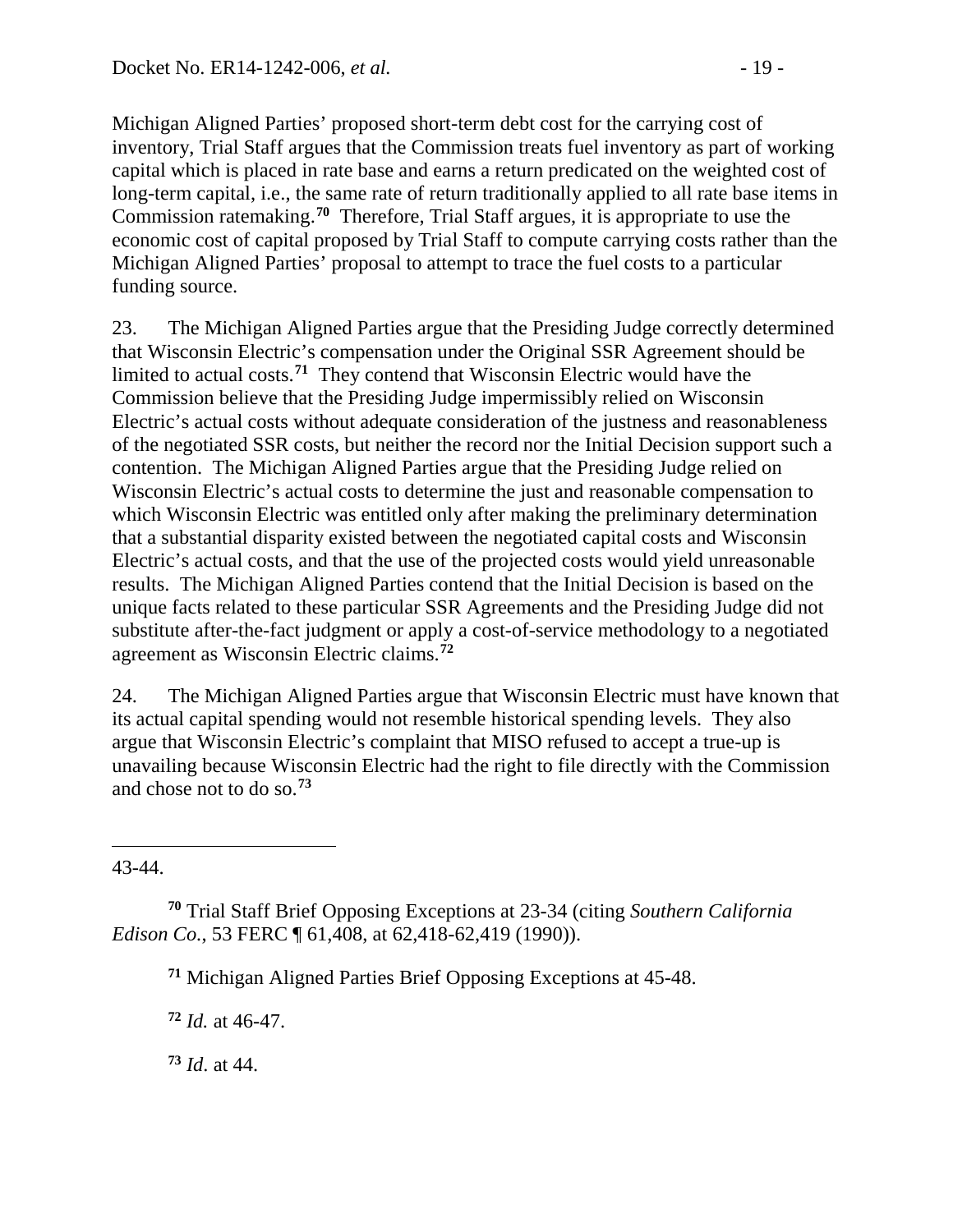Michigan Aligned Parties' proposed short-term debt cost for the carrying cost of inventory, Trial Staff argues that the Commission treats fuel inventory as part of working capital which is placed in rate base and earns a return predicated on the weighted cost of long-term capital, i.e., the same rate of return traditionally applied to all rate base items in Commission ratemaking.[70] Therefore, Trial Staff argues, it is appropriate to use the economic cost of capital proposed by Trial Staff to compute carrying costs rather than the Michigan Aligned Parties' proposal to attempt to trace the fuel costs to a particular funding source.

23. The Michigan Aligned Parties argue that the Presiding Judge correctly determined that Wisconsin Electric's compensation under the Original SSR Agreement should be limited to actual costs.[71] They contend that Wisconsin Electric would have the Commission believe that the Presiding Judge impermissibly relied on Wisconsin Electric's actual costs without adequate consideration of the justness and reasonableness of the negotiated SSR costs, but neither the record nor the Initial Decision support such a contention. The Michigan Aligned Parties argue that the Presiding Judge relied on Wisconsin Electric's actual costs to determine the just and reasonable compensation to which Wisconsin Electric was entitled only after making the preliminary determination that a substantial disparity existed between the negotiated capital costs and Wisconsin Electric's actual costs, and that the use of the projected costs would yield unreasonable results. The Michigan Aligned Parties contend that the Initial Decision is based on the unique facts related to these particular SSR Agreements and the Presiding Judge did not substitute after-the-fact judgment or apply a cost-of-service methodology to a negotiated agreement as Wisconsin Electric claims.[72]

24. The Michigan Aligned Parties argue that Wisconsin Electric must have known that its actual capital spending would not resemble historical spending levels. They also argue that Wisconsin Electric's complaint that MISO refused to accept a true-up is unavailing because Wisconsin Electric had the right to file directly with the Commission and chose not to do so.[73]

---

43-44.

[70] Trial Staff Brief Opposing Exceptions at 23-34 (citing *Southern California Edison Co.*, 53 FERC ¶ 61,408, at 62,418-62,419 (1990)).

[71] Michigan Aligned Parties Brief Opposing Exceptions at 45-48.

[72] *Id.* at 46-47.

[73] *Id*. at 44.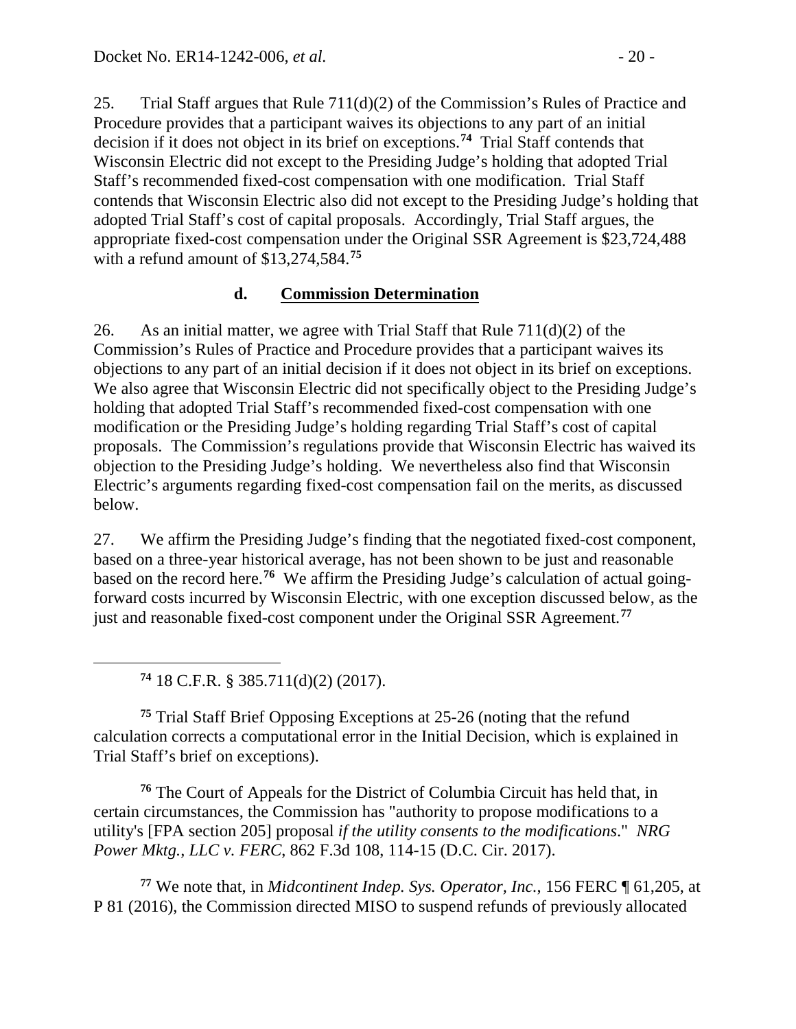25. Trial Staff argues that Rule 711(d)(2) of the Commission's Rules of Practice and Procedure provides that a participant waives its objections to any part of an initial decision if it does not object in its brief on exceptions.[74] Trial Staff contends that Wisconsin Electric did not except to the Presiding Judge's holding that adopted Trial Staff's recommended fixed-cost compensation with one modification. Trial Staff contends that Wisconsin Electric also did not except to the Presiding Judge's holding that adopted Trial Staff's cost of capital proposals. Accordingly, Trial Staff argues, the appropriate fixed-cost compensation under the Original SSR Agreement is $23,724,488 with a refund amount of $13,274,584.[75]

### d. Commission Determination

26. As an initial matter, we agree with Trial Staff that Rule 711(d)(2) of the Commission's Rules of Practice and Procedure provides that a participant waives its objections to any part of an initial decision if it does not object in its brief on exceptions. We also agree that Wisconsin Electric did not specifically object to the Presiding Judge's holding that adopted Trial Staff's recommended fixed-cost compensation with one modification or the Presiding Judge's holding regarding Trial Staff's cost of capital proposals. The Commission's regulations provide that Wisconsin Electric has waived its objection to the Presiding Judge's holding. We nevertheless also find that Wisconsin Electric's arguments regarding fixed-cost compensation fail on the merits, as discussed below.

27. We affirm the Presiding Judge's finding that the negotiated fixed-cost component, based on a three-year historical average, has not been shown to be just and reasonable based on the record here.[76] We affirm the Presiding Judge's calculation of actual going-forward costs incurred by Wisconsin Electric, with one exception discussed below, as the just and reasonable fixed-cost component under the Original SSR Agreement.[77]

---

[74] 18 C.F.R. § 385.711(d)(2) (2017).

[75] Trial Staff Brief Opposing Exceptions at 25-26 (noting that the refund calculation corrects a computational error in the Initial Decision, which is explained in Trial Staff's brief on exceptions).

[76] The Court of Appeals for the District of Columbia Circuit has held that, in certain circumstances, the Commission has "authority to propose modifications to a utility's [FPA section 205] proposal *if the utility consents to the modifications*." *NRG Power Mktg., LLC v. FERC*, 862 F.3d 108, 114-15 (D.C. Cir. 2017).

[77] We note that, in *Midcontinent Indep. Sys. Operator, Inc.*, 156 FERC ¶ 61,205, at P 81 (2016), the Commission directed MISO to suspend refunds of previously allocated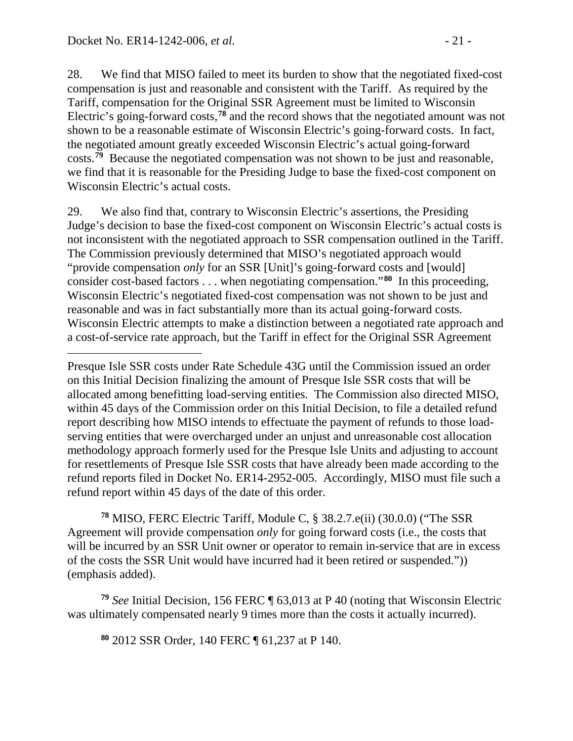28. We find that MISO failed to meet its burden to show that the negotiated fixed-cost compensation is just and reasonable and consistent with the Tariff. As required by the Tariff, compensation for the Original SSR Agreement must be limited to Wisconsin Electric's going-forward costs,[78] and the record shows that the negotiated amount was not shown to be a reasonable estimate of Wisconsin Electric's going-forward costs. In fact, the negotiated amount greatly exceeded Wisconsin Electric's actual going-forward costs.[79] Because the negotiated compensation was not shown to be just and reasonable, we find that it is reasonable for the Presiding Judge to base the fixed-cost component on Wisconsin Electric's actual costs.

29. We also find that, contrary to Wisconsin Electric's assertions, the Presiding Judge's decision to base the fixed-cost component on Wisconsin Electric's actual costs is not inconsistent with the negotiated approach to SSR compensation outlined in the Tariff. The Commission previously determined that MISO's negotiated approach would "provide compensation *only* for an SSR [Unit]'s going-forward costs and [would] consider cost-based factors . . . when negotiating compensation."[80] In this proceeding, Wisconsin Electric's negotiated fixed-cost compensation was not shown to be just and reasonable and was in fact substantially more than its actual going-forward costs. Wisconsin Electric attempts to make a distinction between a negotiated rate approach and a cost-of-service rate approach, but the Tariff in effect for the Original SSR Agreement

---

Presque Isle SSR costs under Rate Schedule 43G until the Commission issued an order on this Initial Decision finalizing the amount of Presque Isle SSR costs that will be allocated among benefitting load-serving entities. The Commission also directed MISO, within 45 days of the Commission order on this Initial Decision, to file a detailed refund report describing how MISO intends to effectuate the payment of refunds to those load-serving entities that were overcharged under an unjust and unreasonable cost allocation methodology approach formerly used for the Presque Isle Units and adjusting to account for resettlements of Presque Isle SSR costs that have already been made according to the refund reports filed in Docket No. ER14-2952-005. Accordingly, MISO must file such a refund report within 45 days of the date of this order.

[78] MISO, FERC Electric Tariff, Module C, § 38.2.7.e(ii) (30.0.0) ("The SSR Agreement will provide compensation *only* for going forward costs (i.e., the costs that will be incurred by an SSR Unit owner or operator to remain in-service that are in excess of the costs the SSR Unit would have incurred had it been retired or suspended.")) (emphasis added).

[79] *See* Initial Decision, 156 FERC ¶ 63,013 at P 40 (noting that Wisconsin Electric was ultimately compensated nearly 9 times more than the costs it actually incurred).

[80] 2012 SSR Order, 140 FERC ¶ 61,237 at P 140.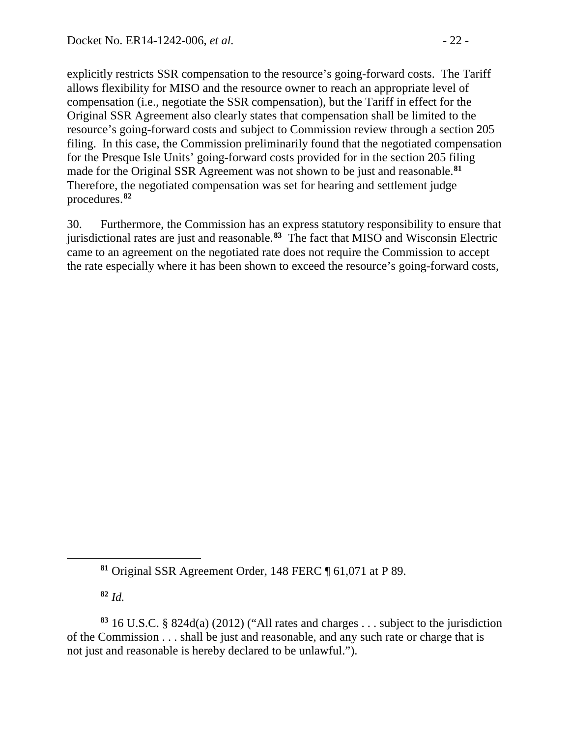explicitly restricts SSR compensation to the resource's going-forward costs. The Tariff allows flexibility for MISO and the resource owner to reach an appropriate level of compensation (i.e., negotiate the SSR compensation), but the Tariff in effect for the Original SSR Agreement also clearly states that compensation shall be limited to the resource's going-forward costs and subject to Commission review through a section 205 filing. In this case, the Commission preliminarily found that the negotiated compensation for the Presque Isle Units' going-forward costs provided for in the section 205 filing made for the Original SSR Agreement was not shown to be just and reasonable.[81] Therefore, the negotiated compensation was set for hearing and settlement judge procedures.[82]

30. Furthermore, the Commission has an express statutory responsibility to ensure that jurisdictional rates are just and reasonable.[83] The fact that MISO and Wisconsin Electric came to an agreement on the negotiated rate does not require the Commission to accept the rate especially where it has been shown to exceed the resource's going-forward costs,

---

[81] Original SSR Agreement Order, 148 FERC ¶ 61,071 at P 89.

[82] *Id.*

[83] 16 U.S.C. § 824d(a) (2012) ("All rates and charges . . . subject to the jurisdiction of the Commission . . . shall be just and reasonable, and any such rate or charge that is not just and reasonable is hereby declared to be unlawful.").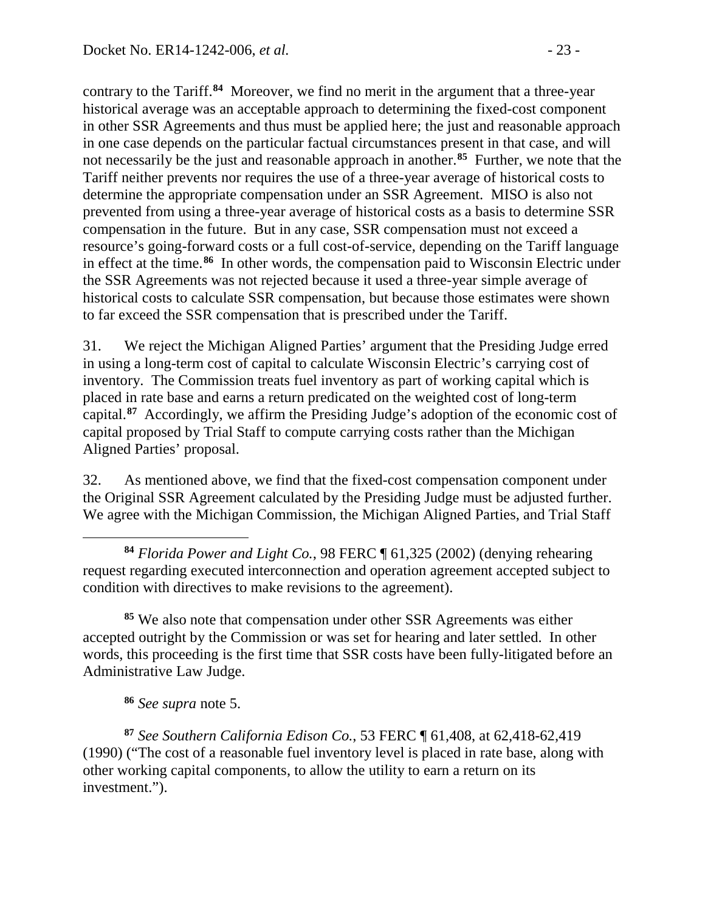contrary to the Tariff.[84] Moreover, we find no merit in the argument that a three-year historical average was an acceptable approach to determining the fixed-cost component in other SSR Agreements and thus must be applied here; the just and reasonable approach in one case depends on the particular factual circumstances present in that case, and will not necessarily be the just and reasonable approach in another.[85] Further, we note that the Tariff neither prevents nor requires the use of a three-year average of historical costs to determine the appropriate compensation under an SSR Agreement. MISO is also not prevented from using a three-year average of historical costs as a basis to determine SSR compensation in the future. But in any case, SSR compensation must not exceed a resource's going-forward costs or a full cost-of-service, depending on the Tariff language in effect at the time.[86] In other words, the compensation paid to Wisconsin Electric under the SSR Agreements was not rejected because it used a three-year simple average of historical costs to calculate SSR compensation, but because those estimates were shown to far exceed the SSR compensation that is prescribed under the Tariff.

31. We reject the Michigan Aligned Parties' argument that the Presiding Judge erred in using a long-term cost of capital to calculate Wisconsin Electric's carrying cost of inventory. The Commission treats fuel inventory as part of working capital which is placed in rate base and earns a return predicated on the weighted cost of long-term capital.[87] Accordingly, we affirm the Presiding Judge's adoption of the economic cost of capital proposed by Trial Staff to compute carrying costs rather than the Michigan Aligned Parties' proposal.

32. As mentioned above, we find that the fixed-cost compensation component under the Original SSR Agreement calculated by the Presiding Judge must be adjusted further. We agree with the Michigan Commission, the Michigan Aligned Parties, and Trial Staff

---

[84] *Florida Power and Light Co.*, 98 FERC ¶ 61,325 (2002) (denying rehearing request regarding executed interconnection and operation agreement accepted subject to condition with directives to make revisions to the agreement).

[85] We also note that compensation under other SSR Agreements was either accepted outright by the Commission or was set for hearing and later settled. In other words, this proceeding is the first time that SSR costs have been fully-litigated before an Administrative Law Judge.

[86] *See supra* note 5.

[87] *See Southern California Edison Co.*, 53 FERC ¶ 61,408, at 62,418-62,419 (1990) ("The cost of a reasonable fuel inventory level is placed in rate base, along with other working capital components, to allow the utility to earn a return on its investment.").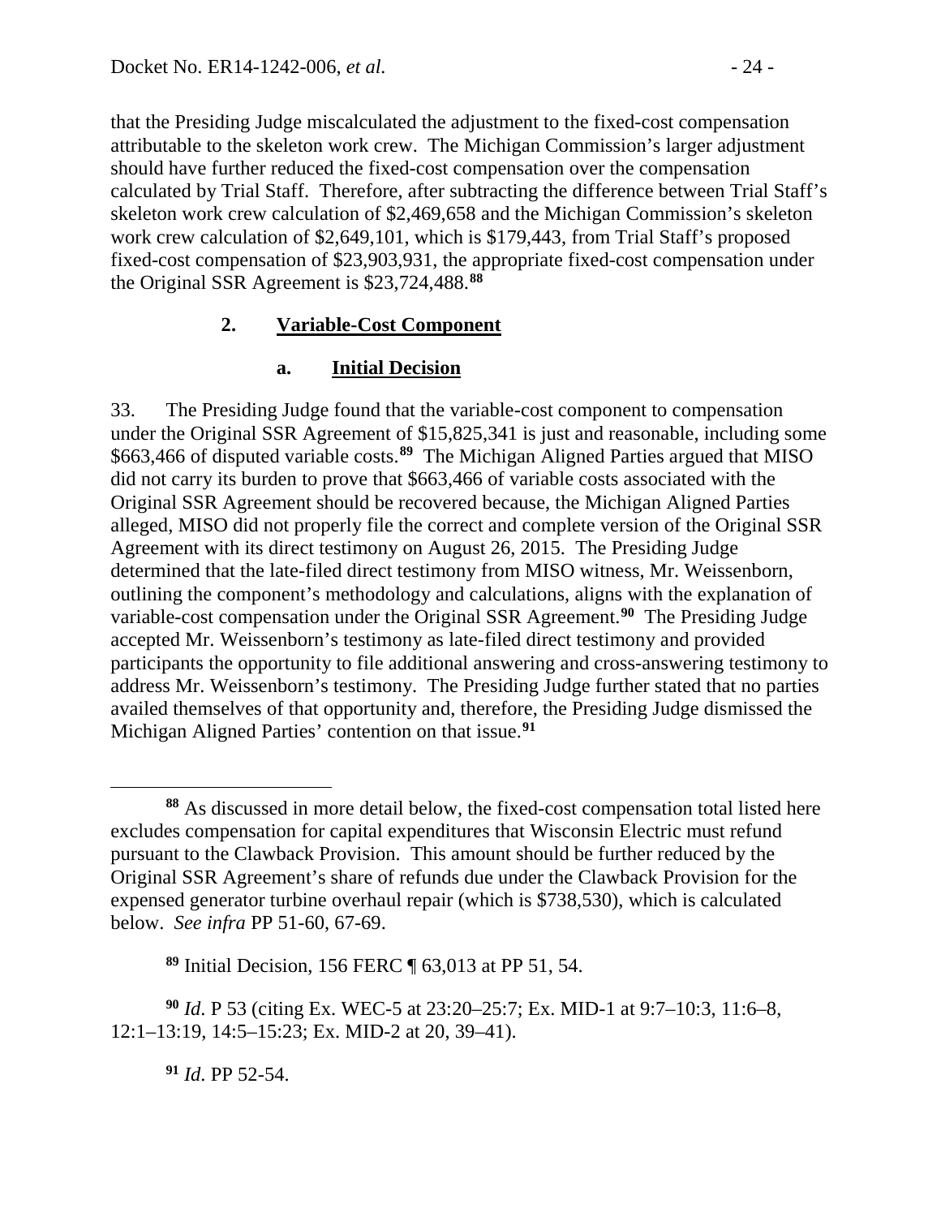that the Presiding Judge miscalculated the adjustment to the fixed-cost compensation attributable to the skeleton work crew. The Michigan Commission's larger adjustment should have further reduced the fixed-cost compensation over the compensation calculated by Trial Staff. Therefore, after subtracting the difference between Trial Staff's skeleton work crew calculation of $2,469,658 and the Michigan Commission's skeleton work crew calculation of $2,649,101, which is $179,443, from Trial Staff's proposed fixed-cost compensation of $23,903,931, the appropriate fixed-cost compensation under the Original SSR Agreement is $23,724,488.[88]

### 2. Variable-Cost Component

#### a. Initial Decision

33. The Presiding Judge found that the variable-cost component to compensation under the Original SSR Agreement of $15,825,341 is just and reasonable, including some $663,466 of disputed variable costs.[89] The Michigan Aligned Parties argued that MISO did not carry its burden to prove that $663,466 of variable costs associated with the Original SSR Agreement should be recovered because, the Michigan Aligned Parties alleged, MISO did not properly file the correct and complete version of the Original SSR Agreement with its direct testimony on August 26, 2015. The Presiding Judge determined that the late-filed direct testimony from MISO witness, Mr. Weissenborn, outlining the component's methodology and calculations, aligns with the explanation of variable-cost compensation under the Original SSR Agreement.[90] The Presiding Judge accepted Mr. Weissenborn's testimony as late-filed direct testimony and provided participants the opportunity to file additional answering and cross-answering testimony to address Mr. Weissenborn's testimony. The Presiding Judge further stated that no parties availed themselves of that opportunity and, therefore, the Presiding Judge dismissed the Michigan Aligned Parties' contention on that issue.[91]

---

[88] As discussed in more detail below, the fixed-cost compensation total listed here excludes compensation for capital expenditures that Wisconsin Electric must refund pursuant to the Clawback Provision. This amount should be further reduced by the Original SSR Agreement's share of refunds due under the Clawback Provision for the expensed generator turbine overhaul repair (which is $738,530), which is calculated below. *See infra* PP 51-60, 67-69.

[89] Initial Decision, 156 FERC ¶ 63,013 at PP 51, 54.

[90] *Id*. P 53 (citing Ex. WEC-5 at 23:20–25:7; Ex. MID-1 at 9:7–10:3, 11:6–8, 12:1–13:19, 14:5–15:23; Ex. MID-2 at 20, 39–41).

[91] *Id*. PP 52-54.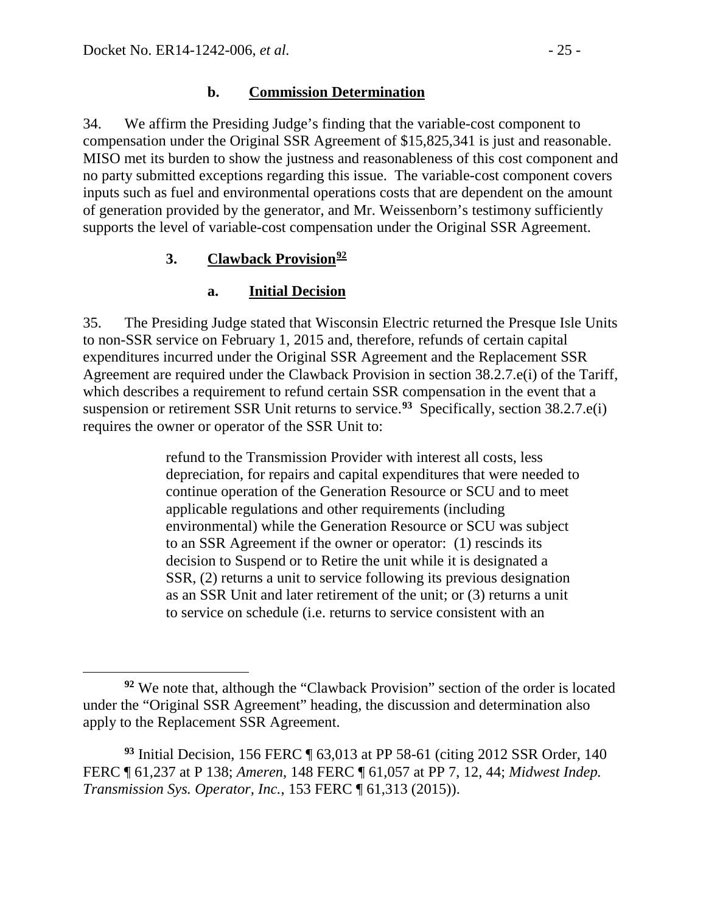#### b. **Commission Determination**

34. We affirm the Presiding Judge's finding that the variable-cost component to compensation under the Original SSR Agreement of $15,825,341 is just and reasonable. MISO met its burden to show the justness and reasonableness of this cost component and no party submitted exceptions regarding this issue. The variable-cost component covers inputs such as fuel and environmental operations costs that are dependent on the amount of generation provided by the generator, and Mr. Weissenborn's testimony sufficiently supports the level of variable-cost compensation under the Original SSR Agreement.

### 3. **Clawback Provision**[92]

#### a. **Initial Decision**

35. The Presiding Judge stated that Wisconsin Electric returned the Presque Isle Units to non-SSR service on February 1, 2015 and, therefore, refunds of certain capital expenditures incurred under the Original SSR Agreement and the Replacement SSR Agreement are required under the Clawback Provision in section 38.2.7.e(i) of the Tariff, which describes a requirement to refund certain SSR compensation in the event that a suspension or retirement SSR Unit returns to service.[93] Specifically, section 38.2.7.e(i) requires the owner or operator of the SSR Unit to:

> refund to the Transmission Provider with interest all costs, less depreciation, for repairs and capital expenditures that were needed to continue operation of the Generation Resource or SCU and to meet applicable regulations and other requirements (including environmental) while the Generation Resource or SCU was subject to an SSR Agreement if the owner or operator: (1) rescinds its decision to Suspend or to Retire the unit while it is designated a SSR, (2) returns a unit to service following its previous designation as an SSR Unit and later retirement of the unit; or (3) returns a unit to service on schedule (i.e. returns to service consistent with an

---

[92] We note that, although the "Clawback Provision" section of the order is located under the "Original SSR Agreement" heading, the discussion and determination also apply to the Replacement SSR Agreement.

[93] Initial Decision, 156 FERC ¶ 63,013 at PP 58-61 (citing 2012 SSR Order, 140 FERC ¶ 61,237 at P 138; *Ameren*, 148 FERC ¶ 61,057 at PP 7, 12, 44; *Midwest Indep. Transmission Sys. Operator, Inc.*, 153 FERC ¶ 61,313 (2015)).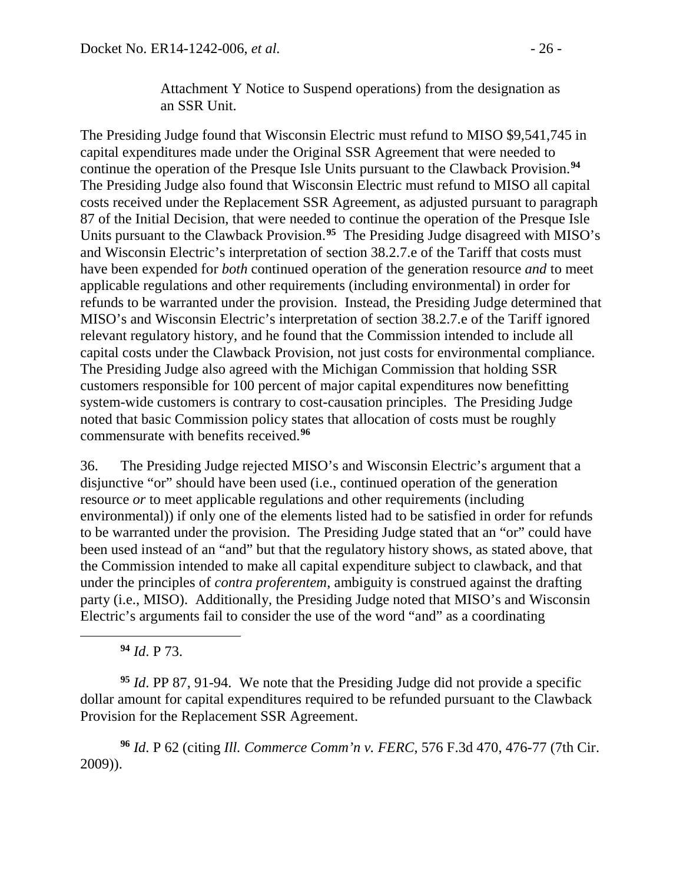Attachment Y Notice to Suspend operations) from the designation as an SSR Unit.

The Presiding Judge found that Wisconsin Electric must refund to MISO $9,541,745 in capital expenditures made under the Original SSR Agreement that were needed to continue the operation of the Presque Isle Units pursuant to the Clawback Provision.[94] The Presiding Judge also found that Wisconsin Electric must refund to MISO all capital costs received under the Replacement SSR Agreement, as adjusted pursuant to paragraph 87 of the Initial Decision, that were needed to continue the operation of the Presque Isle Units pursuant to the Clawback Provision.[95] The Presiding Judge disagreed with MISO's and Wisconsin Electric's interpretation of section 38.2.7.e of the Tariff that costs must have been expended for *both* continued operation of the generation resource *and* to meet applicable regulations and other requirements (including environmental) in order for refunds to be warranted under the provision. Instead, the Presiding Judge determined that MISO's and Wisconsin Electric's interpretation of section 38.2.7.e of the Tariff ignored relevant regulatory history, and he found that the Commission intended to include all capital costs under the Clawback Provision, not just costs for environmental compliance. The Presiding Judge also agreed with the Michigan Commission that holding SSR customers responsible for 100 percent of major capital expenditures now benefitting system-wide customers is contrary to cost-causation principles. The Presiding Judge noted that basic Commission policy states that allocation of costs must be roughly commensurate with benefits received.[96]

36. The Presiding Judge rejected MISO's and Wisconsin Electric's argument that a disjunctive "or" should have been used (i.e., continued operation of the generation resource *or* to meet applicable regulations and other requirements (including environmental)) if only one of the elements listed had to be satisfied in order for refunds to be warranted under the provision. The Presiding Judge stated that an "or" could have been used instead of an "and" but that the regulatory history shows, as stated above, that the Commission intended to make all capital expenditure subject to clawback, and that under the principles of *contra proferentem*, ambiguity is construed against the drafting party (i.e., MISO). Additionally, the Presiding Judge noted that MISO's and Wisconsin Electric's arguments fail to consider the use of the word "and" as a coordinating

---

[94] *Id*. P 73.

[95] *Id*. PP 87, 91-94. We note that the Presiding Judge did not provide a specific dollar amount for capital expenditures required to be refunded pursuant to the Clawback Provision for the Replacement SSR Agreement.

[96] *Id*. P 62 (citing *Ill. Commerce Comm'n v. FERC*, 576 F.3d 470, 476-77 (7th Cir. 2009)).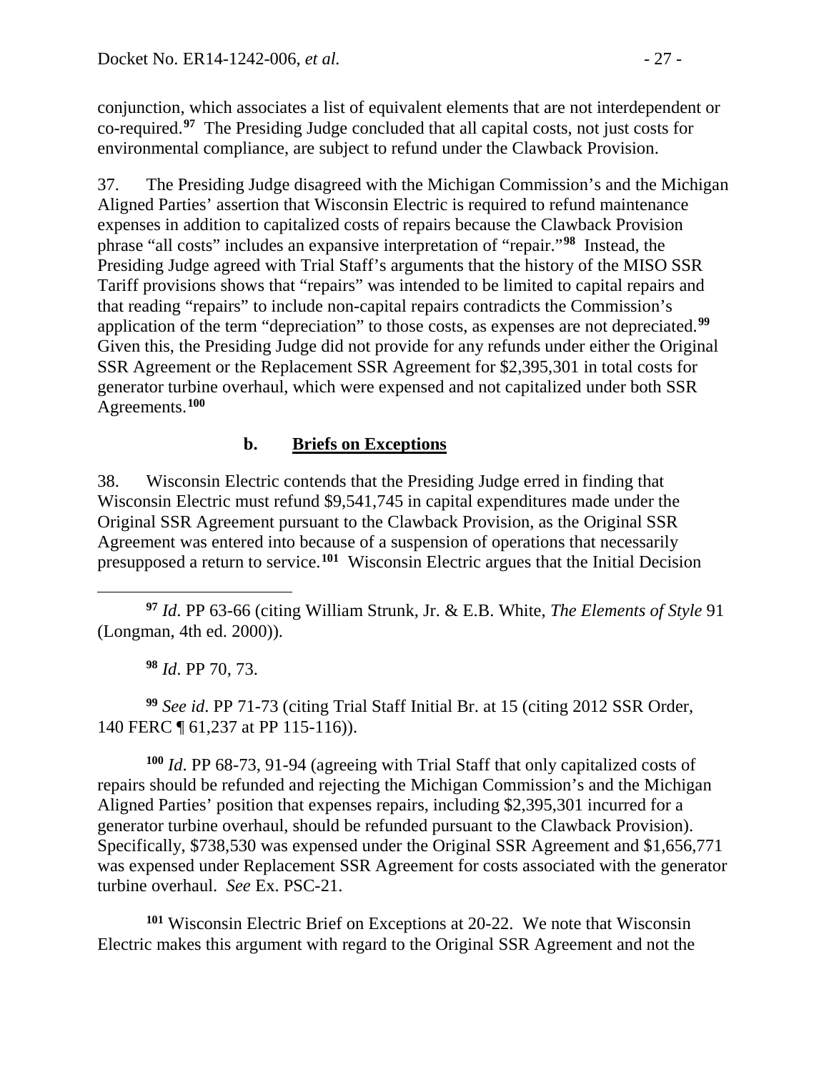conjunction, which associates a list of equivalent elements that are not interdependent or co-required.[97] The Presiding Judge concluded that all capital costs, not just costs for environmental compliance, are subject to refund under the Clawback Provision.

37. The Presiding Judge disagreed with the Michigan Commission's and the Michigan Aligned Parties' assertion that Wisconsin Electric is required to refund maintenance expenses in addition to capitalized costs of repairs because the Clawback Provision phrase "all costs" includes an expansive interpretation of "repair."[98] Instead, the Presiding Judge agreed with Trial Staff's arguments that the history of the MISO SSR Tariff provisions shows that "repairs" was intended to be limited to capital repairs and that reading "repairs" to include non-capital repairs contradicts the Commission's application of the term "depreciation" to those costs, as expenses are not depreciated.[99] Given this, the Presiding Judge did not provide for any refunds under either the Original SSR Agreement or the Replacement SSR Agreement for $2,395,301 in total costs for generator turbine overhaul, which were expensed and not capitalized under both SSR Agreements.[100]

### b. Briefs on Exceptions

38. Wisconsin Electric contends that the Presiding Judge erred in finding that Wisconsin Electric must refund $9,541,745 in capital expenditures made under the Original SSR Agreement pursuant to the Clawback Provision, as the Original SSR Agreement was entered into because of a suspension of operations that necessarily presupposed a return to service.[101] Wisconsin Electric argues that the Initial Decision

---

[97] *Id*. PP 63-66 (citing William Strunk, Jr. & E.B. White, *The Elements of Style* 91 (Longman, 4th ed. 2000)).

[98] *Id*. PP 70, 73.

[99] *See id*. PP 71-73 (citing Trial Staff Initial Br. at 15 (citing 2012 SSR Order, 140 FERC ¶ 61,237 at PP 115-116)).

[100] *Id*. PP 68-73, 91-94 (agreeing with Trial Staff that only capitalized costs of repairs should be refunded and rejecting the Michigan Commission's and the Michigan Aligned Parties' position that expenses repairs, including $2,395,301 incurred for a generator turbine overhaul, should be refunded pursuant to the Clawback Provision). Specifically, $738,530 was expensed under the Original SSR Agreement and $1,656,771 was expensed under Replacement SSR Agreement for costs associated with the generator turbine overhaul. *See* Ex. PSC-21.

[101] Wisconsin Electric Brief on Exceptions at 20-22. We note that Wisconsin Electric makes this argument with regard to the Original SSR Agreement and not the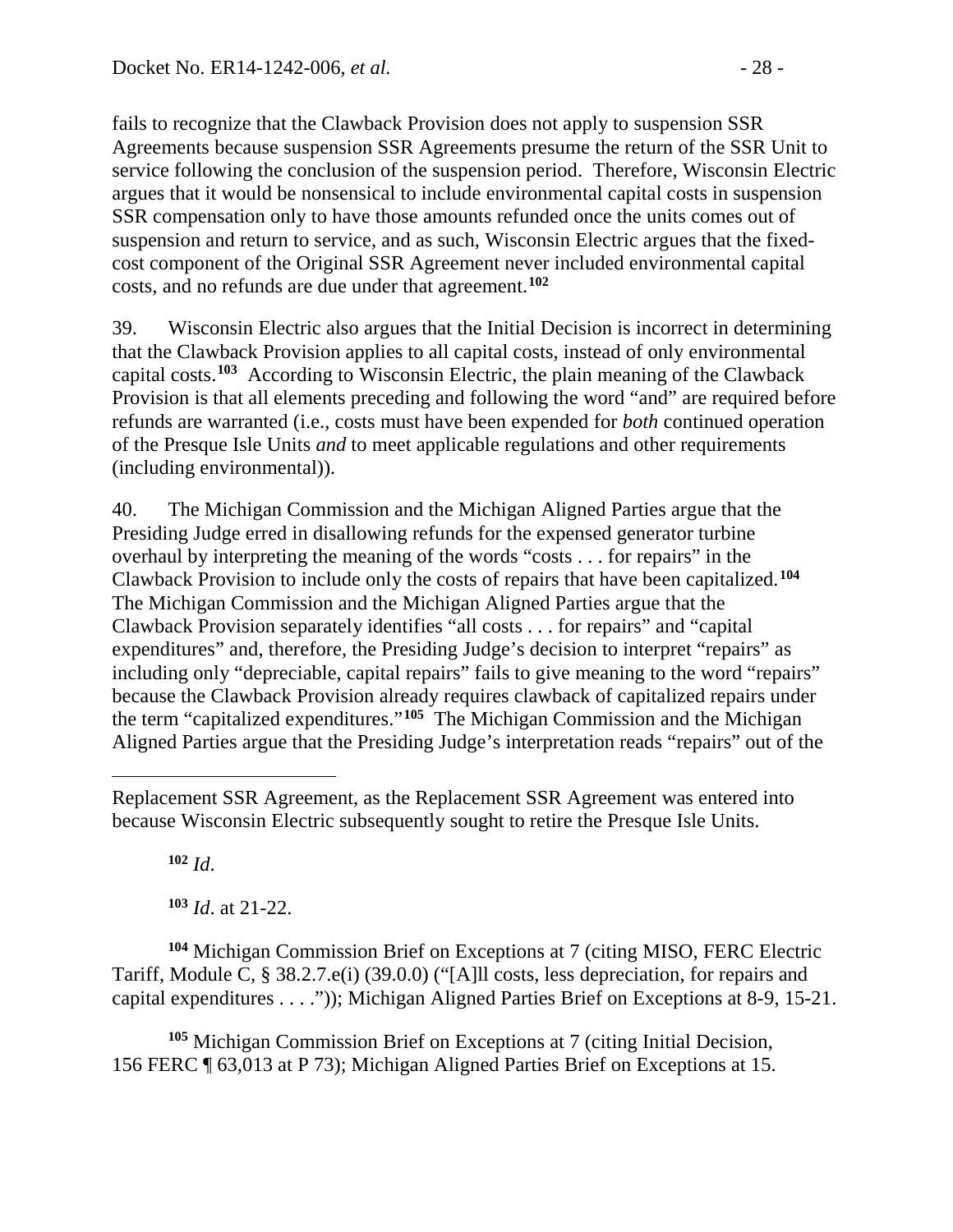fails to recognize that the Clawback Provision does not apply to suspension SSR Agreements because suspension SSR Agreements presume the return of the SSR Unit to service following the conclusion of the suspension period. Therefore, Wisconsin Electric argues that it would be nonsensical to include environmental capital costs in suspension SSR compensation only to have those amounts refunded once the units comes out of suspension and return to service, and as such, Wisconsin Electric argues that the fixed-cost component of the Original SSR Agreement never included environmental capital costs, and no refunds are due under that agreement.[102]

39. Wisconsin Electric also argues that the Initial Decision is incorrect in determining that the Clawback Provision applies to all capital costs, instead of only environmental capital costs.[103] According to Wisconsin Electric, the plain meaning of the Clawback Provision is that all elements preceding and following the word "and" are required before refunds are warranted (i.e., costs must have been expended for *both* continued operation of the Presque Isle Units *and* to meet applicable regulations and other requirements (including environmental)).

40. The Michigan Commission and the Michigan Aligned Parties argue that the Presiding Judge erred in disallowing refunds for the expensed generator turbine overhaul by interpreting the meaning of the words "costs . . . for repairs" in the Clawback Provision to include only the costs of repairs that have been capitalized.[104] The Michigan Commission and the Michigan Aligned Parties argue that the Clawback Provision separately identifies "all costs . . . for repairs" and "capital expenditures" and, therefore, the Presiding Judge's decision to interpret "repairs" as including only "depreciable, capital repairs" fails to give meaning to the word "repairs" because the Clawback Provision already requires clawback of capitalized repairs under the term "capitalized expenditures."[105] The Michigan Commission and the Michigan Aligned Parties argue that the Presiding Judge's interpretation reads "repairs" out of the

---

Replacement SSR Agreement, as the Replacement SSR Agreement was entered into because Wisconsin Electric subsequently sought to retire the Presque Isle Units.

[102] *Id*.

[103] *Id*. at 21-22.

[104] Michigan Commission Brief on Exceptions at 7 (citing MISO, FERC Electric Tariff, Module C, § 38.2.7.e(i) (39.0.0) ("[A]ll costs, less depreciation, for repairs and capital expenditures . . . .")); Michigan Aligned Parties Brief on Exceptions at 8-9, 15-21.

[105] Michigan Commission Brief on Exceptions at 7 (citing Initial Decision, 156 FERC ¶ 63,013 at P 73); Michigan Aligned Parties Brief on Exceptions at 15.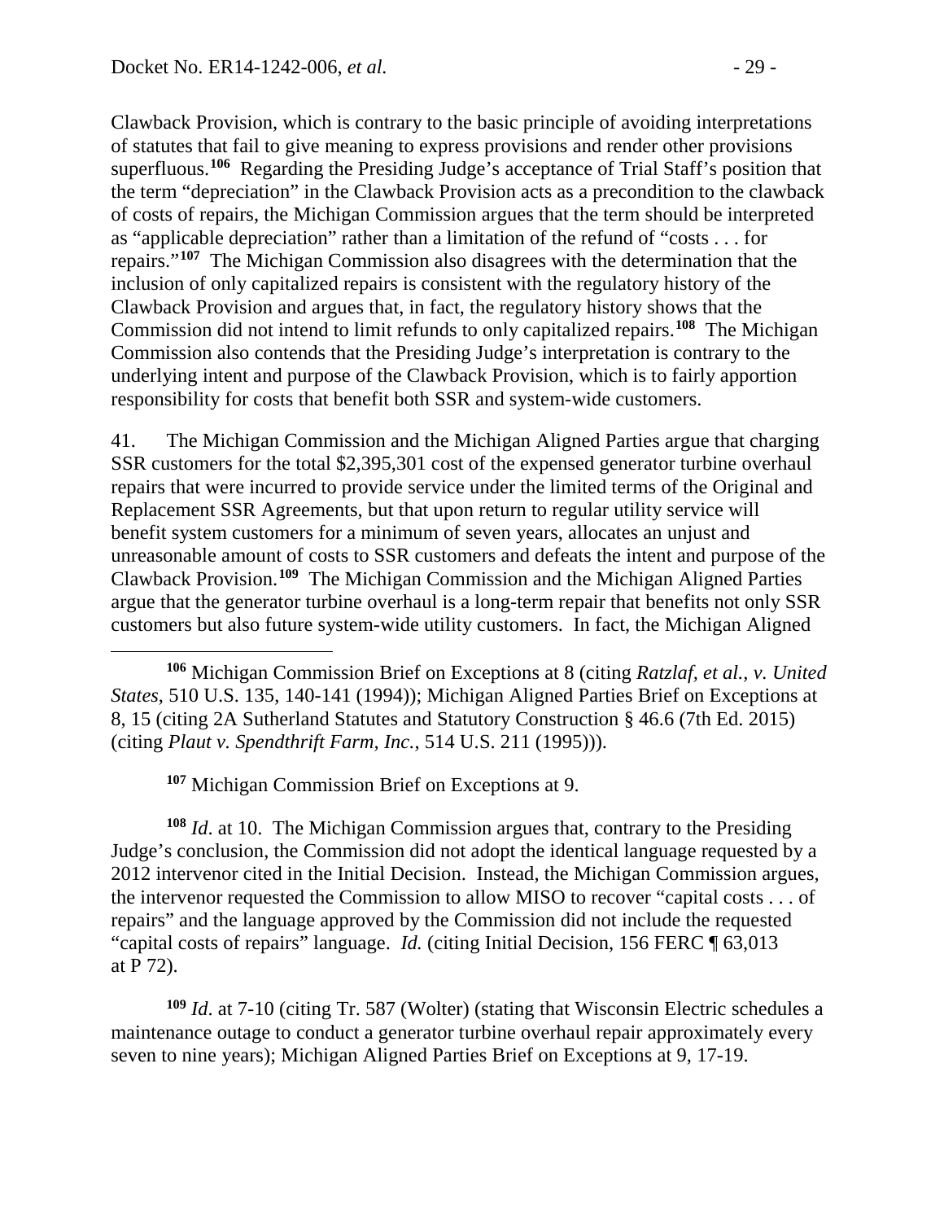Clawback Provision, which is contrary to the basic principle of avoiding interpretations of statutes that fail to give meaning to express provisions and render other provisions superfluous.[106] Regarding the Presiding Judge's acceptance of Trial Staff's position that the term "depreciation" in the Clawback Provision acts as a precondition to the clawback of costs of repairs, the Michigan Commission argues that the term should be interpreted as "applicable depreciation" rather than a limitation of the refund of "costs . . . for repairs."[107] The Michigan Commission also disagrees with the determination that the inclusion of only capitalized repairs is consistent with the regulatory history of the Clawback Provision and argues that, in fact, the regulatory history shows that the Commission did not intend to limit refunds to only capitalized repairs.[108] The Michigan Commission also contends that the Presiding Judge's interpretation is contrary to the underlying intent and purpose of the Clawback Provision, which is to fairly apportion responsibility for costs that benefit both SSR and system-wide customers.

41. The Michigan Commission and the Michigan Aligned Parties argue that charging SSR customers for the total $2,395,301 cost of the expensed generator turbine overhaul repairs that were incurred to provide service under the limited terms of the Original and Replacement SSR Agreements, but that upon return to regular utility service will benefit system customers for a minimum of seven years, allocates an unjust and unreasonable amount of costs to SSR customers and defeats the intent and purpose of the Clawback Provision.[109] The Michigan Commission and the Michigan Aligned Parties argue that the generator turbine overhaul is a long-term repair that benefits not only SSR customers but also future system-wide utility customers. In fact, the Michigan Aligned

[106] Michigan Commission Brief on Exceptions at 8 (citing *Ratzlaf, et al., v. United States*, 510 U.S. 135, 140-141 (1994)); Michigan Aligned Parties Brief on Exceptions at 8, 15 (citing 2A Sutherland Statutes and Statutory Construction § 46.6 (7th Ed. 2015) (citing *Plaut v. Spendthrift Farm, Inc.*, 514 U.S. 211 (1995))).

[107] Michigan Commission Brief on Exceptions at 9.

[108] *Id*. at 10. The Michigan Commission argues that, contrary to the Presiding Judge's conclusion, the Commission did not adopt the identical language requested by a 2012 intervenor cited in the Initial Decision. Instead, the Michigan Commission argues, the intervenor requested the Commission to allow MISO to recover "capital costs . . . of repairs" and the language approved by the Commission did not include the requested "capital costs of repairs" language. *Id.* (citing Initial Decision, 156 FERC ¶ 63,013 at P 72).

[109] *Id*. at 7-10 (citing Tr. 587 (Wolter) (stating that Wisconsin Electric schedules a maintenance outage to conduct a generator turbine overhaul repair approximately every seven to nine years); Michigan Aligned Parties Brief on Exceptions at 9, 17-19.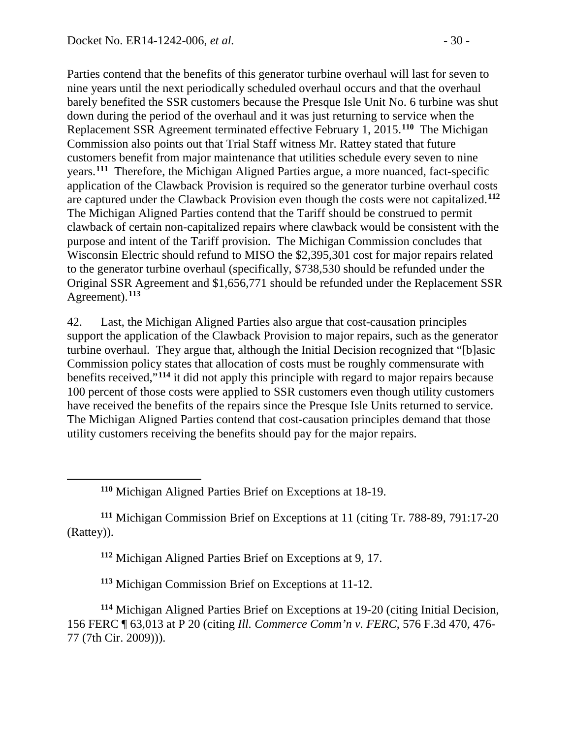Parties contend that the benefits of this generator turbine overhaul will last for seven to nine years until the next periodically scheduled overhaul occurs and that the overhaul barely benefited the SSR customers because the Presque Isle Unit No. 6 turbine was shut down during the period of the overhaul and it was just returning to service when the Replacement SSR Agreement terminated effective February 1, 2015.[110] The Michigan Commission also points out that Trial Staff witness Mr. Rattey stated that future customers benefit from major maintenance that utilities schedule every seven to nine years.[111] Therefore, the Michigan Aligned Parties argue, a more nuanced, fact-specific application of the Clawback Provision is required so the generator turbine overhaul costs are captured under the Clawback Provision even though the costs were not capitalized.[112] The Michigan Aligned Parties contend that the Tariff should be construed to permit clawback of certain non-capitalized repairs where clawback would be consistent with the purpose and intent of the Tariff provision. The Michigan Commission concludes that Wisconsin Electric should refund to MISO the $2,395,301 cost for major repairs related to the generator turbine overhaul (specifically, $738,530 should be refunded under the Original SSR Agreement and $1,656,771 should be refunded under the Replacement SSR Agreement).[113]

42. Last, the Michigan Aligned Parties also argue that cost-causation principles support the application of the Clawback Provision to major repairs, such as the generator turbine overhaul. They argue that, although the Initial Decision recognized that "[b]asic Commission policy states that allocation of costs must be roughly commensurate with benefits received,"[114] it did not apply this principle with regard to major repairs because 100 percent of those costs were applied to SSR customers even though utility customers have received the benefits of the repairs since the Presque Isle Units returned to service. The Michigan Aligned Parties contend that cost-causation principles demand that those utility customers receiving the benefits should pay for the major repairs.

---

[110] Michigan Aligned Parties Brief on Exceptions at 18-19.

[111] Michigan Commission Brief on Exceptions at 11 (citing Tr. 788-89, 791:17-20 (Rattey)).

[112] Michigan Aligned Parties Brief on Exceptions at 9, 17.

[113] Michigan Commission Brief on Exceptions at 11-12.

[114] Michigan Aligned Parties Brief on Exceptions at 19-20 (citing Initial Decision, 156 FERC ¶ 63,013 at P 20 (citing *Ill. Commerce Comm'n v. FERC*, 576 F.3d 470, 476-77 (7th Cir. 2009))).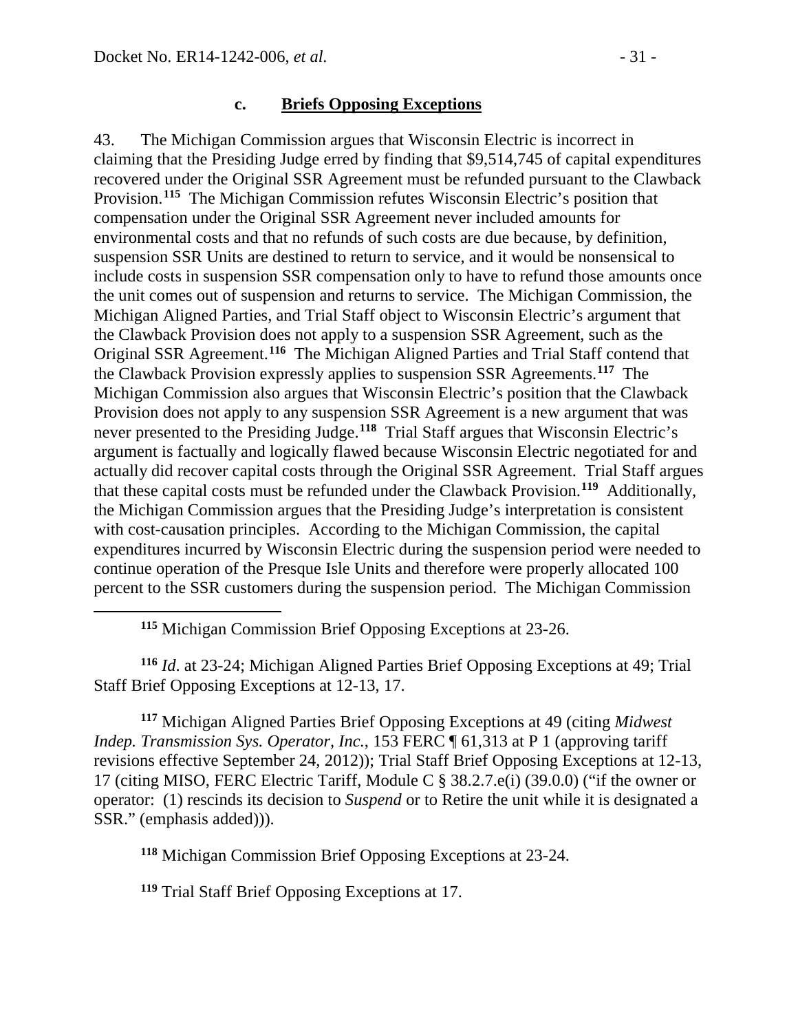### c. **Briefs Opposing Exceptions**

43. The Michigan Commission argues that Wisconsin Electric is incorrect in claiming that the Presiding Judge erred by finding that $9,514,745 of capital expenditures recovered under the Original SSR Agreement must be refunded pursuant to the Clawback Provision.[115] The Michigan Commission refutes Wisconsin Electric's position that compensation under the Original SSR Agreement never included amounts for environmental costs and that no refunds of such costs are due because, by definition, suspension SSR Units are destined to return to service, and it would be nonsensical to include costs in suspension SSR compensation only to have to refund those amounts once the unit comes out of suspension and returns to service. The Michigan Commission, the Michigan Aligned Parties, and Trial Staff object to Wisconsin Electric's argument that the Clawback Provision does not apply to a suspension SSR Agreement, such as the Original SSR Agreement.[116] The Michigan Aligned Parties and Trial Staff contend that the Clawback Provision expressly applies to suspension SSR Agreements.[117] The Michigan Commission also argues that Wisconsin Electric's position that the Clawback Provision does not apply to any suspension SSR Agreement is a new argument that was never presented to the Presiding Judge.[118] Trial Staff argues that Wisconsin Electric's argument is factually and logically flawed because Wisconsin Electric negotiated for and actually did recover capital costs through the Original SSR Agreement. Trial Staff argues that these capital costs must be refunded under the Clawback Provision.[119] Additionally, the Michigan Commission argues that the Presiding Judge's interpretation is consistent with cost-causation principles. According to the Michigan Commission, the capital expenditures incurred by Wisconsin Electric during the suspension period were needed to continue operation of the Presque Isle Units and therefore were properly allocated 100 percent to the SSR customers during the suspension period. The Michigan Commission

---

[115] Michigan Commission Brief Opposing Exceptions at 23-26.

[116] *Id*. at 23-24; Michigan Aligned Parties Brief Opposing Exceptions at 49; Trial Staff Brief Opposing Exceptions at 12-13, 17.

[117] Michigan Aligned Parties Brief Opposing Exceptions at 49 (citing *Midwest Indep. Transmission Sys. Operator, Inc.*, 153 FERC ¶ 61,313 at P 1 (approving tariff revisions effective September 24, 2012)); Trial Staff Brief Opposing Exceptions at 12-13, 17 (citing MISO, FERC Electric Tariff, Module C § 38.2.7.e(i) (39.0.0) ("if the owner or operator: (1) rescinds its decision to *Suspend* or to Retire the unit while it is designated a SSR." (emphasis added))).

[118] Michigan Commission Brief Opposing Exceptions at 23-24.

[119] Trial Staff Brief Opposing Exceptions at 17.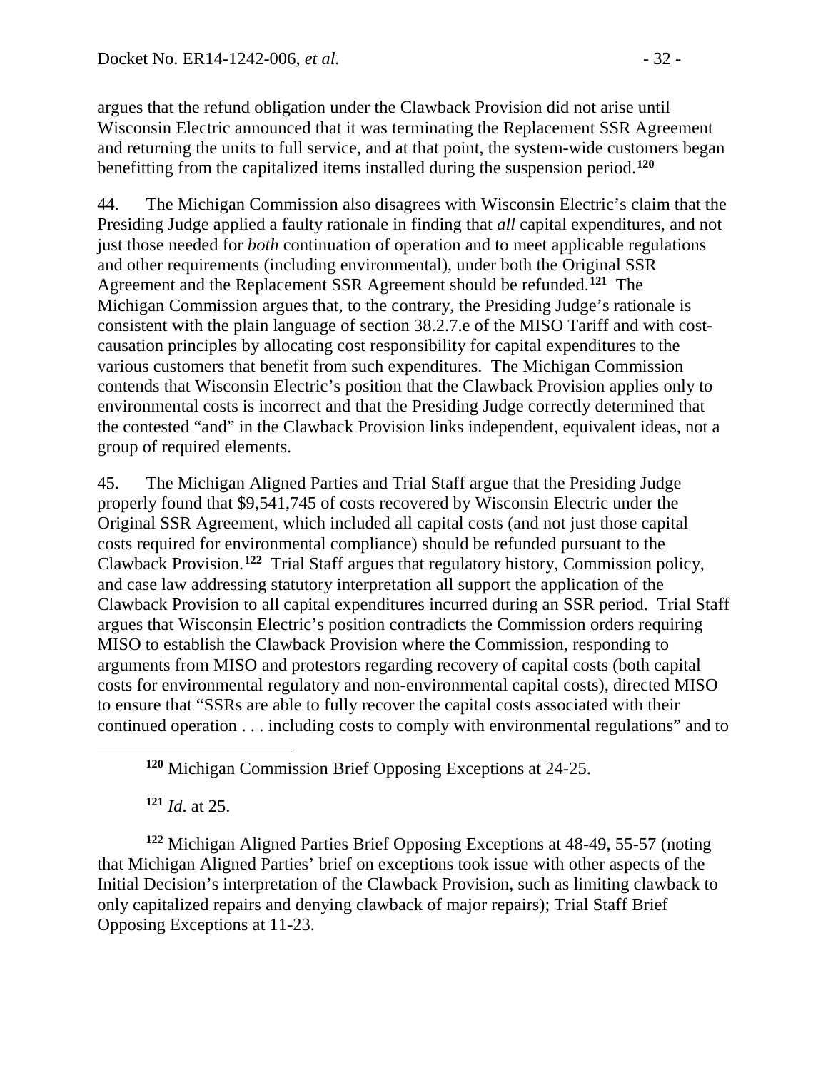argues that the refund obligation under the Clawback Provision did not arise until Wisconsin Electric announced that it was terminating the Replacement SSR Agreement and returning the units to full service, and at that point, the system-wide customers began benefitting from the capitalized items installed during the suspension period.[120]

44. The Michigan Commission also disagrees with Wisconsin Electric's claim that the Presiding Judge applied a faulty rationale in finding that *all* capital expenditures, and not just those needed for *both* continuation of operation and to meet applicable regulations and other requirements (including environmental), under both the Original SSR Agreement and the Replacement SSR Agreement should be refunded.[121] The Michigan Commission argues that, to the contrary, the Presiding Judge's rationale is consistent with the plain language of section 38.2.7.e of the MISO Tariff and with cost-causation principles by allocating cost responsibility for capital expenditures to the various customers that benefit from such expenditures. The Michigan Commission contends that Wisconsin Electric's position that the Clawback Provision applies only to environmental costs is incorrect and that the Presiding Judge correctly determined that the contested "and" in the Clawback Provision links independent, equivalent ideas, not a group of required elements.

45. The Michigan Aligned Parties and Trial Staff argue that the Presiding Judge properly found that $9,541,745 of costs recovered by Wisconsin Electric under the Original SSR Agreement, which included all capital costs (and not just those capital costs required for environmental compliance) should be refunded pursuant to the Clawback Provision.[122] Trial Staff argues that regulatory history, Commission policy, and case law addressing statutory interpretation all support the application of the Clawback Provision to all capital expenditures incurred during an SSR period. Trial Staff argues that Wisconsin Electric's position contradicts the Commission orders requiring MISO to establish the Clawback Provision where the Commission, responding to arguments from MISO and protestors regarding recovery of capital costs (both capital costs for environmental regulatory and non-environmental capital costs), directed MISO to ensure that "SSRs are able to fully recover the capital costs associated with their continued operation . . . including costs to comply with environmental regulations" and to

---

[120] Michigan Commission Brief Opposing Exceptions at 24-25.

[121] *Id*. at 25.

[122] Michigan Aligned Parties Brief Opposing Exceptions at 48-49, 55-57 (noting that Michigan Aligned Parties' brief on exceptions took issue with other aspects of the Initial Decision's interpretation of the Clawback Provision, such as limiting clawback to only capitalized repairs and denying clawback of major repairs); Trial Staff Brief Opposing Exceptions at 11-23.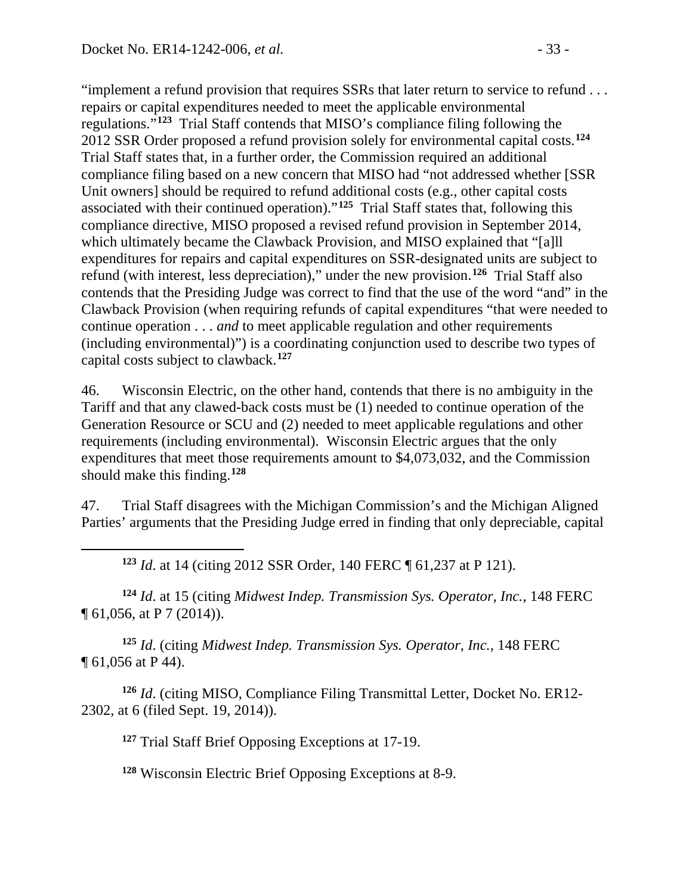"implement a refund provision that requires SSRs that later return to service to refund . . . repairs or capital expenditures needed to meet the applicable environmental regulations."[123] Trial Staff contends that MISO's compliance filing following the 2012 SSR Order proposed a refund provision solely for environmental capital costs.[124] Trial Staff states that, in a further order, the Commission required an additional compliance filing based on a new concern that MISO had "not addressed whether [SSR Unit owners] should be required to refund additional costs (e.g., other capital costs associated with their continued operation)."[125] Trial Staff states that, following this compliance directive, MISO proposed a revised refund provision in September 2014, which ultimately became the Clawback Provision, and MISO explained that "[a]ll expenditures for repairs and capital expenditures on SSR-designated units are subject to refund (with interest, less depreciation)," under the new provision.[126] Trial Staff also contends that the Presiding Judge was correct to find that the use of the word "and" in the Clawback Provision (when requiring refunds of capital expenditures "that were needed to continue operation . . . *and* to meet applicable regulation and other requirements (including environmental)") is a coordinating conjunction used to describe two types of capital costs subject to clawback.[127]

46. Wisconsin Electric, on the other hand, contends that there is no ambiguity in the Tariff and that any clawed-back costs must be (1) needed to continue operation of the Generation Resource or SCU and (2) needed to meet applicable regulations and other requirements (including environmental). Wisconsin Electric argues that the only expenditures that meet those requirements amount to $4,073,032, and the Commission should make this finding.[128]

47. Trial Staff disagrees with the Michigan Commission's and the Michigan Aligned Parties' arguments that the Presiding Judge erred in finding that only depreciable, capital

---

[123] *Id*. at 14 (citing 2012 SSR Order, 140 FERC ¶ 61,237 at P 121).

[124] *Id*. at 15 (citing *Midwest Indep. Transmission Sys. Operator, Inc.*, 148 FERC ¶ 61,056, at P 7 (2014)).

[125] *Id*. (citing *Midwest Indep. Transmission Sys. Operator, Inc.*, 148 FERC ¶ 61,056 at P 44).

[126] *Id*. (citing MISO, Compliance Filing Transmittal Letter, Docket No. ER12-2302, at 6 (filed Sept. 19, 2014)).

[127] Trial Staff Brief Opposing Exceptions at 17-19.

[128] Wisconsin Electric Brief Opposing Exceptions at 8-9.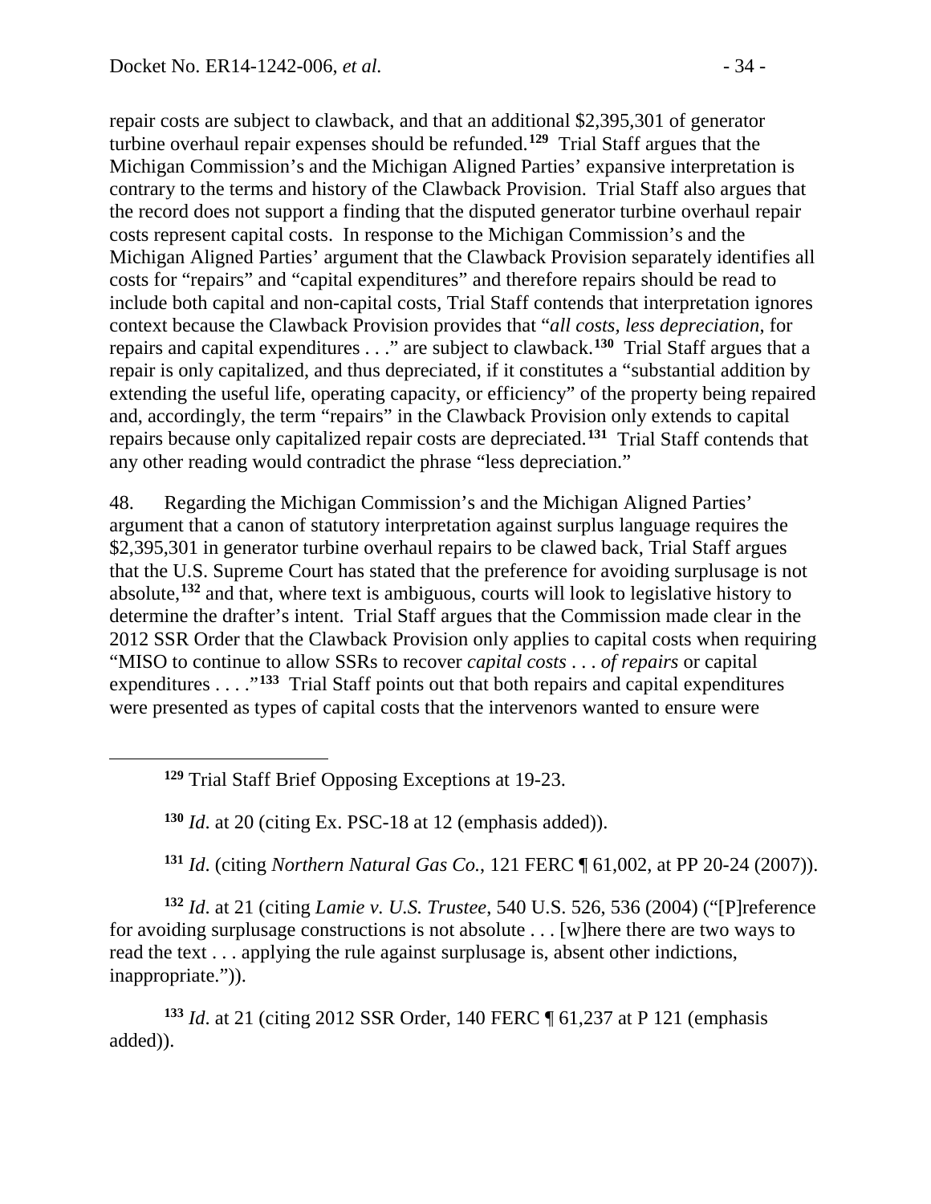repair costs are subject to clawback, and that an additional $2,395,301 of generator turbine overhaul repair expenses should be refunded.[129] Trial Staff argues that the Michigan Commission's and the Michigan Aligned Parties' expansive interpretation is contrary to the terms and history of the Clawback Provision. Trial Staff also argues that the record does not support a finding that the disputed generator turbine overhaul repair costs represent capital costs. In response to the Michigan Commission's and the Michigan Aligned Parties' argument that the Clawback Provision separately identifies all costs for "repairs" and "capital expenditures" and therefore repairs should be read to include both capital and non-capital costs, Trial Staff contends that interpretation ignores context because the Clawback Provision provides that "*all costs, less depreciation*, for repairs and capital expenditures . . ." are subject to clawback.[130] Trial Staff argues that a repair is only capitalized, and thus depreciated, if it constitutes a "substantial addition by extending the useful life, operating capacity, or efficiency" of the property being repaired and, accordingly, the term "repairs" in the Clawback Provision only extends to capital repairs because only capitalized repair costs are depreciated.[131] Trial Staff contends that any other reading would contradict the phrase "less depreciation."

48. Regarding the Michigan Commission's and the Michigan Aligned Parties' argument that a canon of statutory interpretation against surplus language requires the $2,395,301 in generator turbine overhaul repairs to be clawed back, Trial Staff argues that the U.S. Supreme Court has stated that the preference for avoiding surplusage is not absolute,[132] and that, where text is ambiguous, courts will look to legislative history to determine the drafter's intent. Trial Staff argues that the Commission made clear in the 2012 SSR Order that the Clawback Provision only applies to capital costs when requiring "MISO to continue to allow SSRs to recover *capital costs . . . of repairs* or capital expenditures . . . ."[133] Trial Staff points out that both repairs and capital expenditures were presented as types of capital costs that the intervenors wanted to ensure were

---

[129] Trial Staff Brief Opposing Exceptions at 19-23.

[130] *Id*. at 20 (citing Ex. PSC-18 at 12 (emphasis added)).

[131] *Id*. (citing *Northern Natural Gas Co.*, 121 FERC ¶ 61,002, at PP 20-24 (2007)).

[132] *Id*. at 21 (citing *Lamie v. U.S. Trustee*, 540 U.S. 526, 536 (2004) ("[P]reference for avoiding surplusage constructions is not absolute . . . [w]here there are two ways to read the text . . . applying the rule against surplusage is, absent other indictions, inappropriate.")).

[133] *Id*. at 21 (citing 2012 SSR Order, 140 FERC ¶ 61,237 at P 121 (emphasis added)).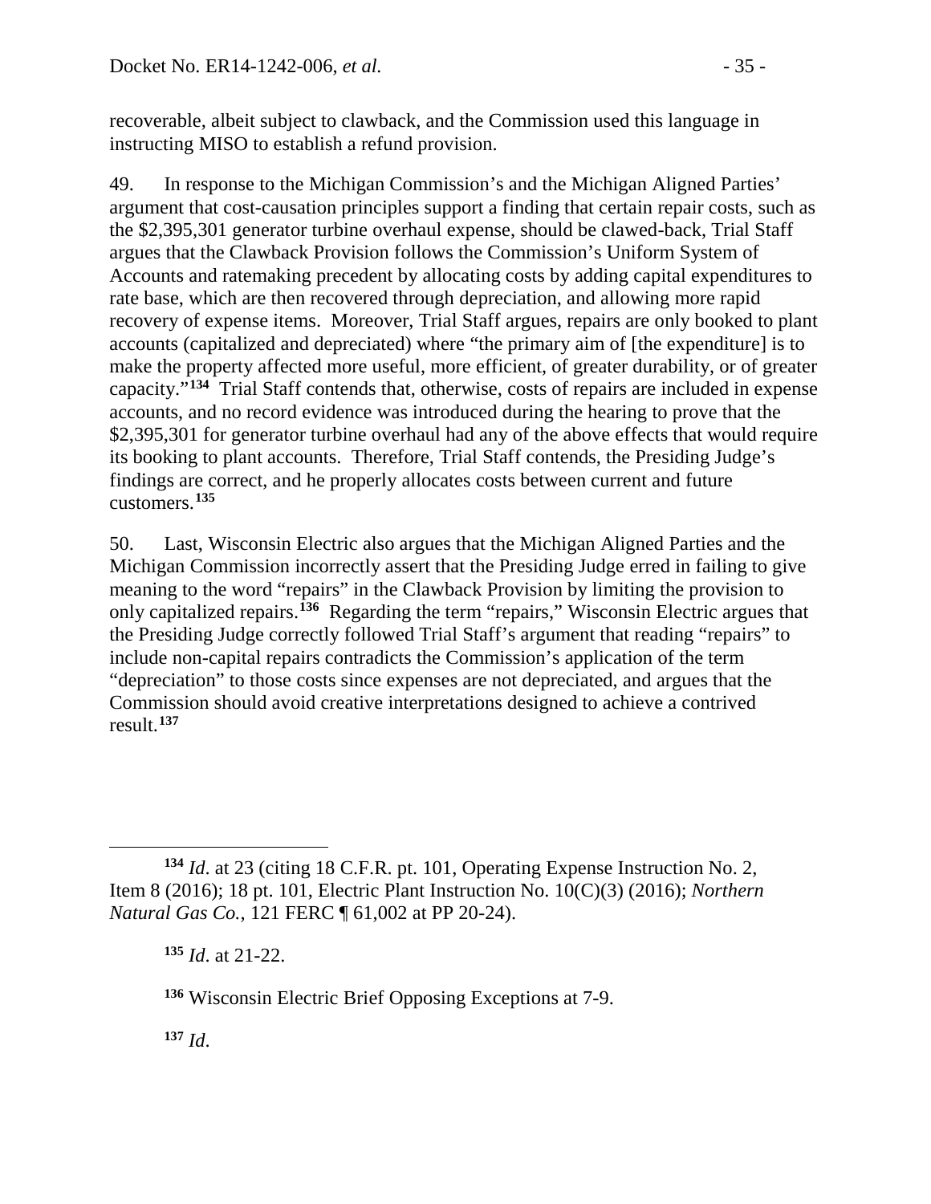recoverable, albeit subject to clawback, and the Commission used this language in instructing MISO to establish a refund provision.

49. In response to the Michigan Commission's and the Michigan Aligned Parties' argument that cost-causation principles support a finding that certain repair costs, such as the $2,395,301 generator turbine overhaul expense, should be clawed-back, Trial Staff argues that the Clawback Provision follows the Commission's Uniform System of Accounts and ratemaking precedent by allocating costs by adding capital expenditures to rate base, which are then recovered through depreciation, and allowing more rapid recovery of expense items. Moreover, Trial Staff argues, repairs are only booked to plant accounts (capitalized and depreciated) where "the primary aim of [the expenditure] is to make the property affected more useful, more efficient, of greater durability, or of greater capacity."[134] Trial Staff contends that, otherwise, costs of repairs are included in expense accounts, and no record evidence was introduced during the hearing to prove that the $2,395,301 for generator turbine overhaul had any of the above effects that would require its booking to plant accounts. Therefore, Trial Staff contends, the Presiding Judge's findings are correct, and he properly allocates costs between current and future customers.[135]

50. Last, Wisconsin Electric also argues that the Michigan Aligned Parties and the Michigan Commission incorrectly assert that the Presiding Judge erred in failing to give meaning to the word "repairs" in the Clawback Provision by limiting the provision to only capitalized repairs.[136] Regarding the term "repairs," Wisconsin Electric argues that the Presiding Judge correctly followed Trial Staff's argument that reading "repairs" to include non-capital repairs contradicts the Commission's application of the term "depreciation" to those costs since expenses are not depreciated, and argues that the Commission should avoid creative interpretations designed to achieve a contrived result.[137]

---

[134] *Id*. at 23 (citing 18 C.F.R. pt. 101, Operating Expense Instruction No. 2, Item 8 (2016); 18 pt. 101, Electric Plant Instruction No. 10(C)(3) (2016); *Northern Natural Gas Co.*, 121 FERC ¶ 61,002 at PP 20-24).

[135] *Id*. at 21-22.

[136] Wisconsin Electric Brief Opposing Exceptions at 7-9.

[137] *Id*.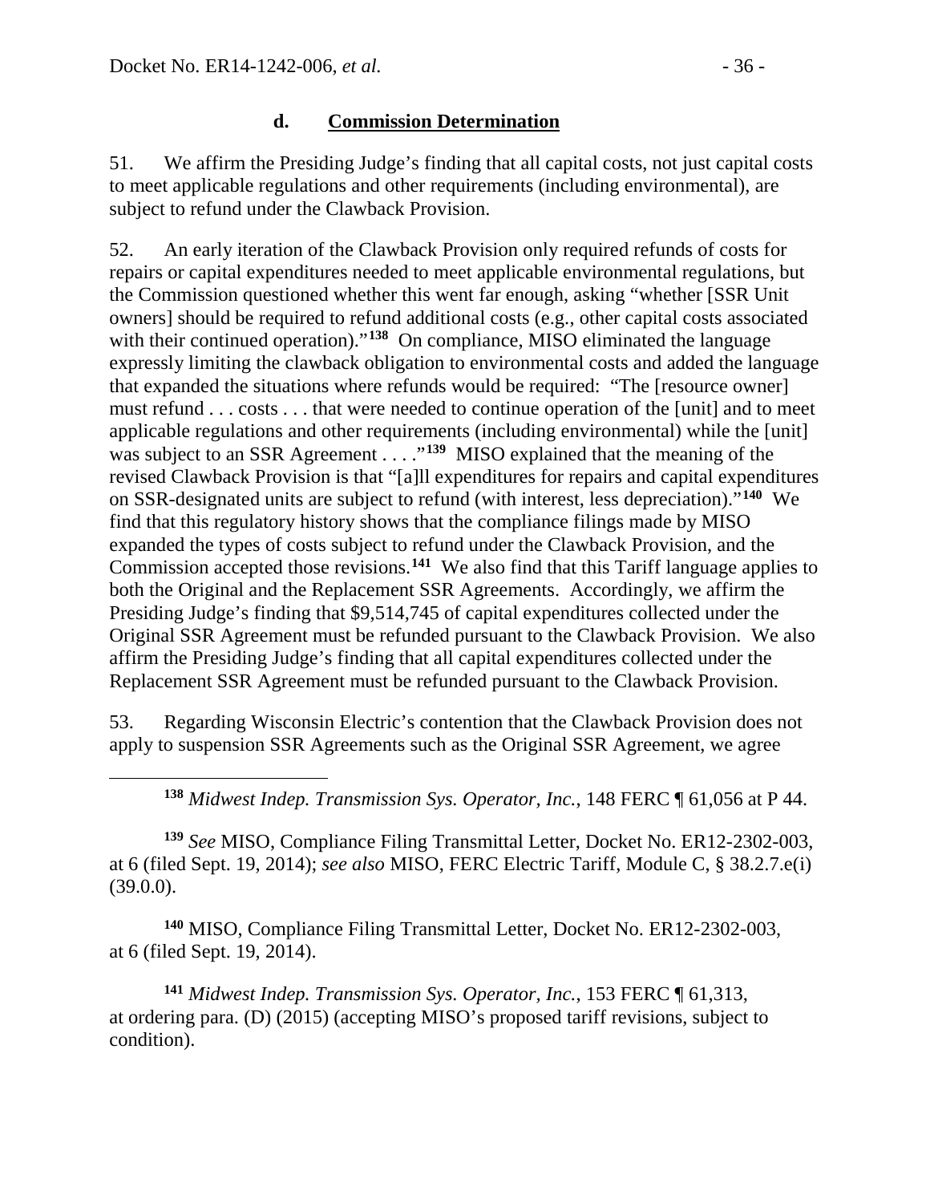### d. **Commission Determination**

51. We affirm the Presiding Judge's finding that all capital costs, not just capital costs to meet applicable regulations and other requirements (including environmental), are subject to refund under the Clawback Provision.

52. An early iteration of the Clawback Provision only required refunds of costs for repairs or capital expenditures needed to meet applicable environmental regulations, but the Commission questioned whether this went far enough, asking "whether [SSR Unit owners] should be required to refund additional costs (e.g., other capital costs associated with their continued operation)."[138] On compliance, MISO eliminated the language expressly limiting the clawback obligation to environmental costs and added the language that expanded the situations where refunds would be required: "The [resource owner] must refund . . . costs . . . that were needed to continue operation of the [unit] and to meet applicable regulations and other requirements (including environmental) while the [unit] was subject to an SSR Agreement . . . ."[139] MISO explained that the meaning of the revised Clawback Provision is that "[a]ll expenditures for repairs and capital expenditures on SSR-designated units are subject to refund (with interest, less depreciation)."[140] We find that this regulatory history shows that the compliance filings made by MISO expanded the types of costs subject to refund under the Clawback Provision, and the Commission accepted those revisions.[141] We also find that this Tariff language applies to both the Original and the Replacement SSR Agreements. Accordingly, we affirm the Presiding Judge's finding that $9,514,745 of capital expenditures collected under the Original SSR Agreement must be refunded pursuant to the Clawback Provision. We also affirm the Presiding Judge's finding that all capital expenditures collected under the Replacement SSR Agreement must be refunded pursuant to the Clawback Provision.

53. Regarding Wisconsin Electric's contention that the Clawback Provision does not apply to suspension SSR Agreements such as the Original SSR Agreement, we agree

---

[138] *Midwest Indep. Transmission Sys. Operator, Inc.*, 148 FERC ¶ 61,056 at P 44.

[139] *See* MISO, Compliance Filing Transmittal Letter, Docket No. ER12-2302-003, at 6 (filed Sept. 19, 2014); *see also* MISO, FERC Electric Tariff, Module C, § 38.2.7.e(i) (39.0.0).

[140] MISO, Compliance Filing Transmittal Letter, Docket No. ER12-2302-003, at 6 (filed Sept. 19, 2014).

[141] *Midwest Indep. Transmission Sys. Operator, Inc.*, 153 FERC ¶ 61,313, at ordering para. (D) (2015) (accepting MISO's proposed tariff revisions, subject to condition).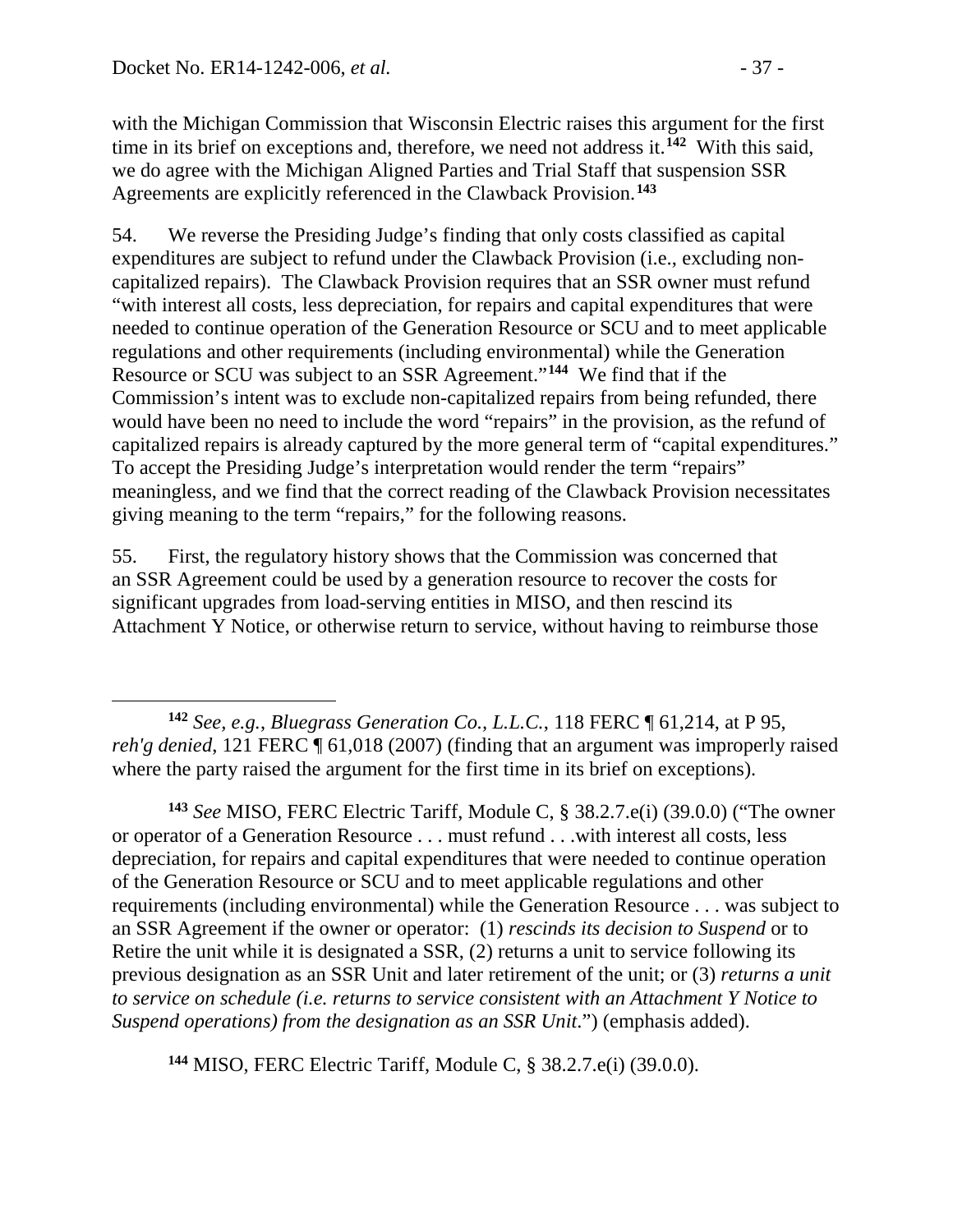with the Michigan Commission that Wisconsin Electric raises this argument for the first time in its brief on exceptions and, therefore, we need not address it.[142] With this said, we do agree with the Michigan Aligned Parties and Trial Staff that suspension SSR Agreements are explicitly referenced in the Clawback Provision.[143]

54. We reverse the Presiding Judge's finding that only costs classified as capital expenditures are subject to refund under the Clawback Provision (i.e., excluding non-capitalized repairs). The Clawback Provision requires that an SSR owner must refund "with interest all costs, less depreciation, for repairs and capital expenditures that were needed to continue operation of the Generation Resource or SCU and to meet applicable regulations and other requirements (including environmental) while the Generation Resource or SCU was subject to an SSR Agreement."[144] We find that if the Commission's intent was to exclude non-capitalized repairs from being refunded, there would have been no need to include the word "repairs" in the provision, as the refund of capitalized repairs is already captured by the more general term of "capital expenditures." To accept the Presiding Judge's interpretation would render the term "repairs" meaningless, and we find that the correct reading of the Clawback Provision necessitates giving meaning to the term "repairs," for the following reasons.

55. First, the regulatory history shows that the Commission was concerned that an SSR Agreement could be used by a generation resource to recover the costs for significant upgrades from load-serving entities in MISO, and then rescind its Attachment Y Notice, or otherwise return to service, without having to reimburse those

---

[142] *See, e.g., Bluegrass Generation Co., L.L.C.*, 118 FERC ¶ 61,214, at P 95, *reh'g denied*, 121 FERC ¶ 61,018 (2007) (finding that an argument was improperly raised where the party raised the argument for the first time in its brief on exceptions).

[143] *See* MISO, FERC Electric Tariff, Module C, § 38.2.7.e(i) (39.0.0) ("The owner or operator of a Generation Resource . . . must refund . . .with interest all costs, less depreciation, for repairs and capital expenditures that were needed to continue operation of the Generation Resource or SCU and to meet applicable regulations and other requirements (including environmental) while the Generation Resource . . . was subject to an SSR Agreement if the owner or operator: (1) *rescinds its decision to Suspend* or to Retire the unit while it is designated a SSR, (2) returns a unit to service following its previous designation as an SSR Unit and later retirement of the unit; or (3) *returns a unit to service on schedule (i.e. returns to service consistent with an Attachment Y Notice to Suspend operations) from the designation as an SSR Unit.*") (emphasis added).

[144] MISO, FERC Electric Tariff, Module C, § 38.2.7.e(i) (39.0.0).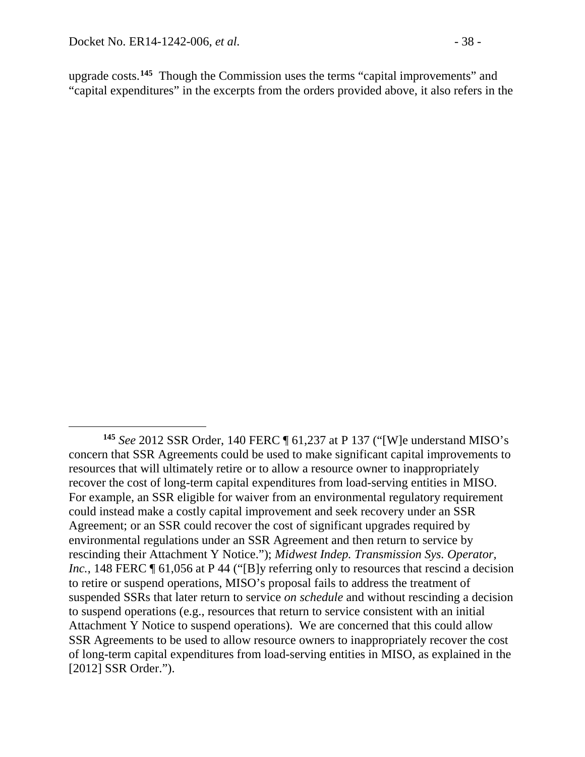upgrade costs.[145] Though the Commission uses the terms "capital improvements" and "capital expenditures" in the excerpts from the orders provided above, it also refers in the

[145] *See* 2012 SSR Order, 140 FERC ¶ 61,237 at P 137 ("[W]e understand MISO's concern that SSR Agreements could be used to make significant capital improvements to resources that will ultimately retire or to allow a resource owner to inappropriately recover the cost of long-term capital expenditures from load-serving entities in MISO. For example, an SSR eligible for waiver from an environmental regulatory requirement could instead make a costly capital improvement and seek recovery under an SSR Agreement; or an SSR could recover the cost of significant upgrades required by environmental regulations under an SSR Agreement and then return to service by rescinding their Attachment Y Notice."); *Midwest Indep. Transmission Sys. Operator, Inc.*, 148 FERC ¶ 61,056 at P 44 ("[B]y referring only to resources that rescind a decision to retire or suspend operations, MISO's proposal fails to address the treatment of suspended SSRs that later return to service *on schedule* and without rescinding a decision to suspend operations (e.g., resources that return to service consistent with an initial Attachment Y Notice to suspend operations). We are concerned that this could allow SSR Agreements to be used to allow resource owners to inappropriately recover the cost of long-term capital expenditures from load-serving entities in MISO, as explained in the [2012] SSR Order.").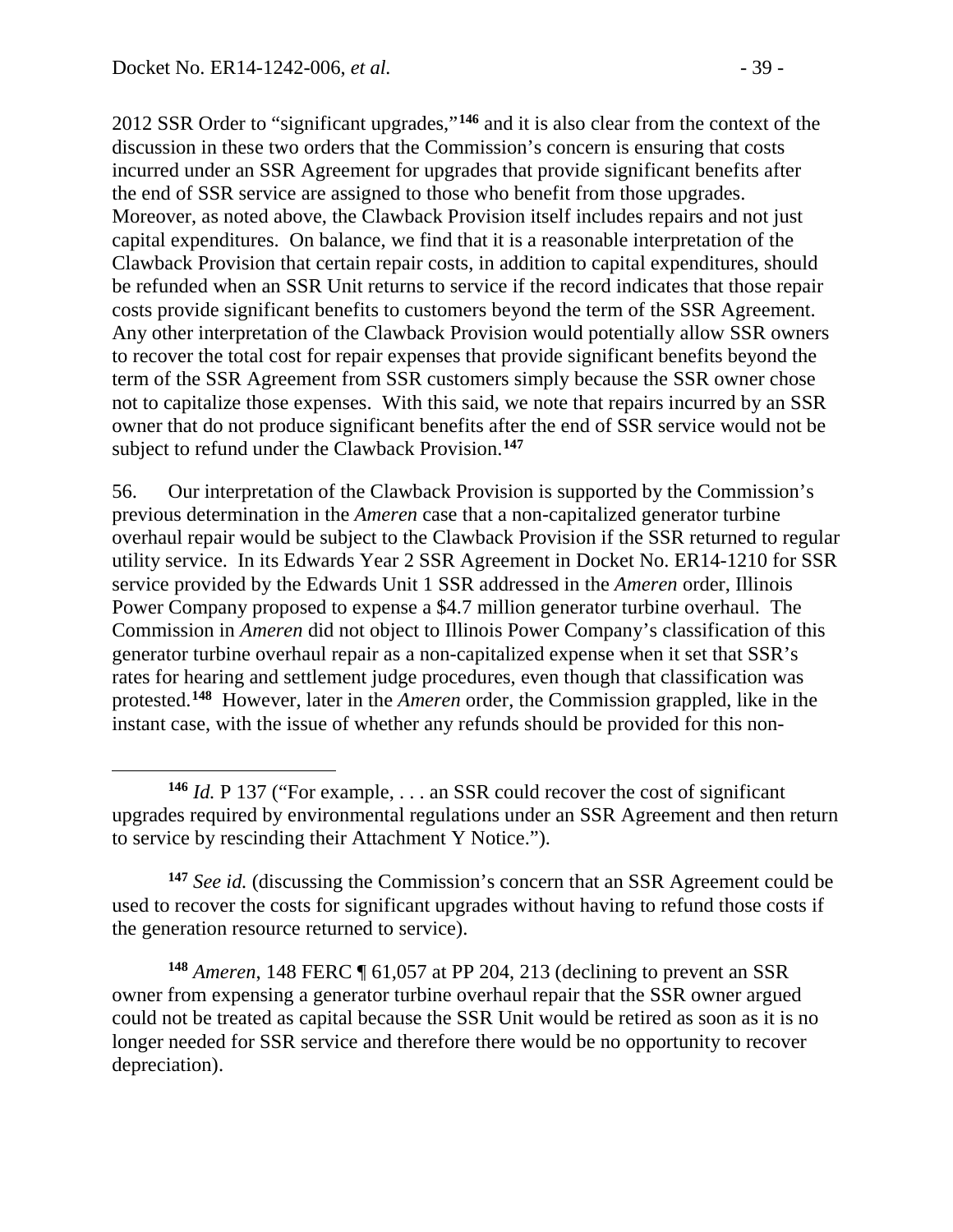2012 SSR Order to "significant upgrades,"[146] and it is also clear from the context of the discussion in these two orders that the Commission's concern is ensuring that costs incurred under an SSR Agreement for upgrades that provide significant benefits after the end of SSR service are assigned to those who benefit from those upgrades. Moreover, as noted above, the Clawback Provision itself includes repairs and not just capital expenditures. On balance, we find that it is a reasonable interpretation of the Clawback Provision that certain repair costs, in addition to capital expenditures, should be refunded when an SSR Unit returns to service if the record indicates that those repair costs provide significant benefits to customers beyond the term of the SSR Agreement. Any other interpretation of the Clawback Provision would potentially allow SSR owners to recover the total cost for repair expenses that provide significant benefits beyond the term of the SSR Agreement from SSR customers simply because the SSR owner chose not to capitalize those expenses. With this said, we note that repairs incurred by an SSR owner that do not produce significant benefits after the end of SSR service would not be subject to refund under the Clawback Provision.[147]

56. Our interpretation of the Clawback Provision is supported by the Commission's previous determination in the *Ameren* case that a non-capitalized generator turbine overhaul repair would be subject to the Clawback Provision if the SSR returned to regular utility service. In its Edwards Year 2 SSR Agreement in Docket No. ER14-1210 for SSR service provided by the Edwards Unit 1 SSR addressed in the *Ameren* order, Illinois Power Company proposed to expense a $4.7 million generator turbine overhaul. The Commission in *Ameren* did not object to Illinois Power Company's classification of this generator turbine overhaul repair as a non-capitalized expense when it set that SSR's rates for hearing and settlement judge procedures, even though that classification was protested.[148] However, later in the *Ameren* order, the Commission grappled, like in the instant case, with the issue of whether any refunds should be provided for this non-

---

[146] *Id.* P 137 ("For example, . . . an SSR could recover the cost of significant upgrades required by environmental regulations under an SSR Agreement and then return to service by rescinding their Attachment Y Notice.").

[147] *See id.* (discussing the Commission's concern that an SSR Agreement could be used to recover the costs for significant upgrades without having to refund those costs if the generation resource returned to service).

[148] *Ameren*, 148 FERC ¶ 61,057 at PP 204, 213 (declining to prevent an SSR owner from expensing a generator turbine overhaul repair that the SSR owner argued could not be treated as capital because the SSR Unit would be retired as soon as it is no longer needed for SSR service and therefore there would be no opportunity to recover depreciation).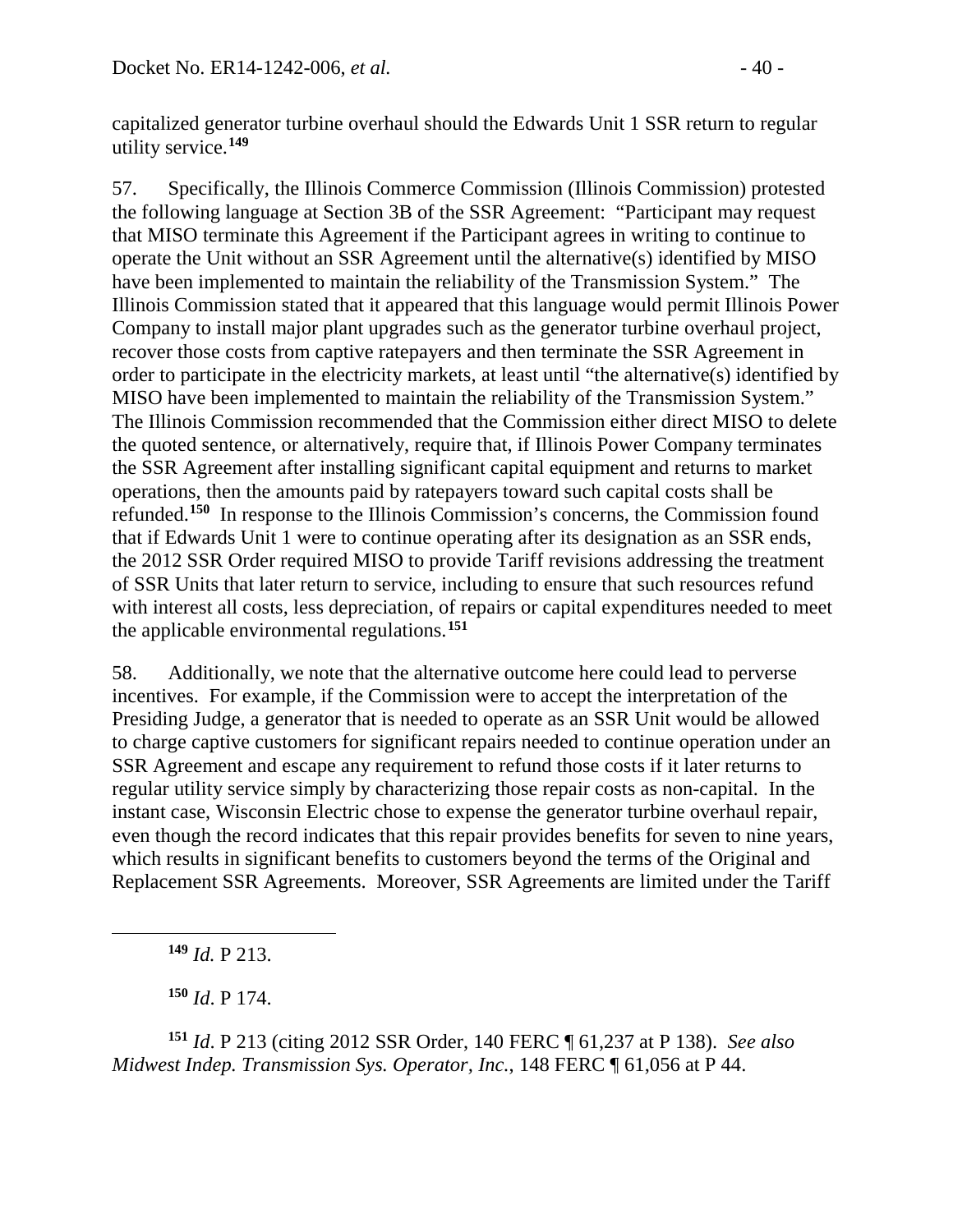capitalized generator turbine overhaul should the Edwards Unit 1 SSR return to regular utility service.[149]

57. Specifically, the Illinois Commerce Commission (Illinois Commission) protested the following language at Section 3B of the SSR Agreement: "Participant may request that MISO terminate this Agreement if the Participant agrees in writing to continue to operate the Unit without an SSR Agreement until the alternative(s) identified by MISO have been implemented to maintain the reliability of the Transmission System." The Illinois Commission stated that it appeared that this language would permit Illinois Power Company to install major plant upgrades such as the generator turbine overhaul project, recover those costs from captive ratepayers and then terminate the SSR Agreement in order to participate in the electricity markets, at least until "the alternative(s) identified by MISO have been implemented to maintain the reliability of the Transmission System." The Illinois Commission recommended that the Commission either direct MISO to delete the quoted sentence, or alternatively, require that, if Illinois Power Company terminates the SSR Agreement after installing significant capital equipment and returns to market operations, then the amounts paid by ratepayers toward such capital costs shall be refunded.[150] In response to the Illinois Commission's concerns, the Commission found that if Edwards Unit 1 were to continue operating after its designation as an SSR ends, the 2012 SSR Order required MISO to provide Tariff revisions addressing the treatment of SSR Units that later return to service, including to ensure that such resources refund with interest all costs, less depreciation, of repairs or capital expenditures needed to meet the applicable environmental regulations.[151]

58. Additionally, we note that the alternative outcome here could lead to perverse incentives. For example, if the Commission were to accept the interpretation of the Presiding Judge, a generator that is needed to operate as an SSR Unit would be allowed to charge captive customers for significant repairs needed to continue operation under an SSR Agreement and escape any requirement to refund those costs if it later returns to regular utility service simply by characterizing those repair costs as non-capital. In the instant case, Wisconsin Electric chose to expense the generator turbine overhaul repair, even though the record indicates that this repair provides benefits for seven to nine years, which results in significant benefits to customers beyond the terms of the Original and Replacement SSR Agreements. Moreover, SSR Agreements are limited under the Tariff

---

[149] *Id.* P 213.

[150] *Id*. P 174.

[151] *Id*. P 213 (citing 2012 SSR Order, 140 FERC ¶ 61,237 at P 138). *See also Midwest Indep. Transmission Sys. Operator, Inc.*, 148 FERC ¶ 61,056 at P 44.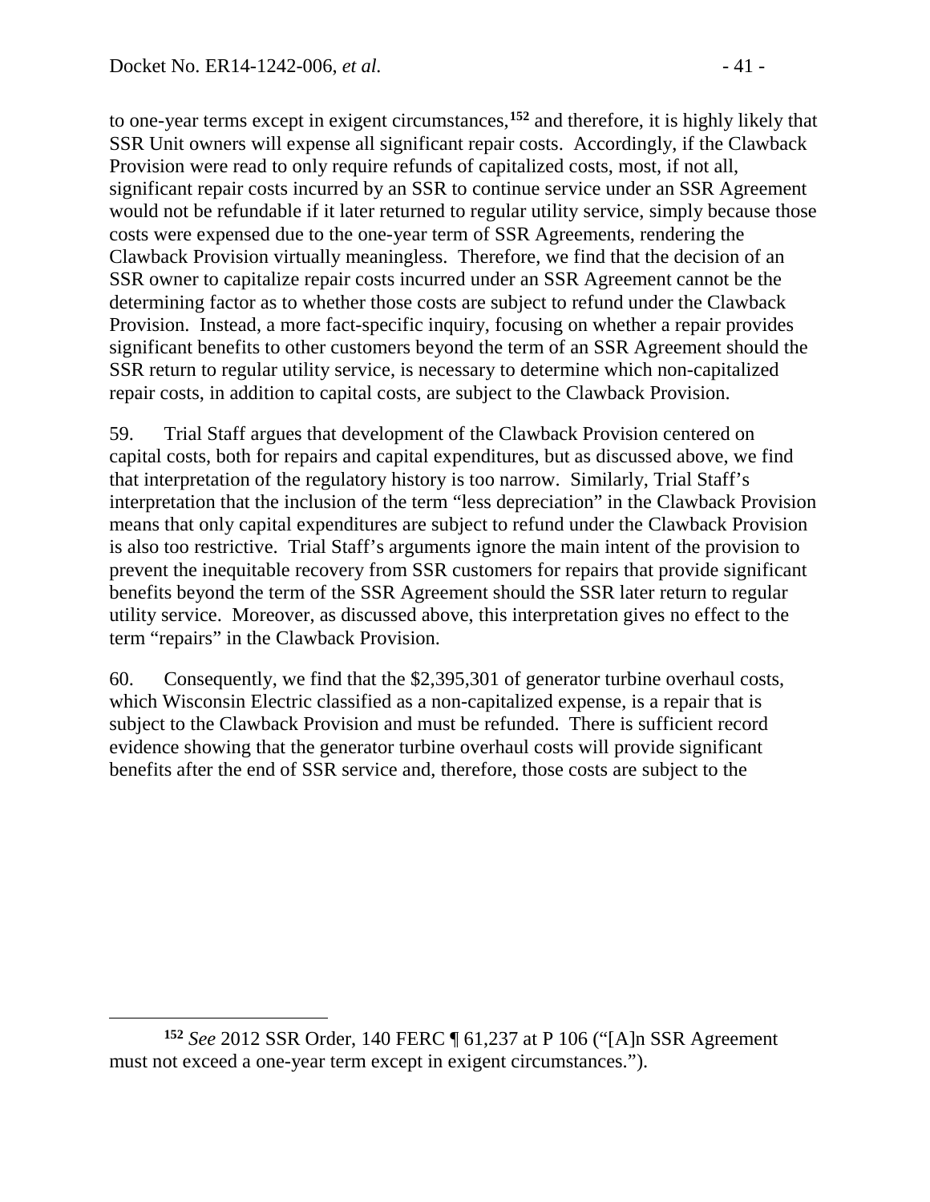to one-year terms except in exigent circumstances,[152] and therefore, it is highly likely that SSR Unit owners will expense all significant repair costs. Accordingly, if the Clawback Provision were read to only require refunds of capitalized costs, most, if not all, significant repair costs incurred by an SSR to continue service under an SSR Agreement would not be refundable if it later returned to regular utility service, simply because those costs were expensed due to the one-year term of SSR Agreements, rendering the Clawback Provision virtually meaningless. Therefore, we find that the decision of an SSR owner to capitalize repair costs incurred under an SSR Agreement cannot be the determining factor as to whether those costs are subject to refund under the Clawback Provision. Instead, a more fact-specific inquiry, focusing on whether a repair provides significant benefits to other customers beyond the term of an SSR Agreement should the SSR return to regular utility service, is necessary to determine which non-capitalized repair costs, in addition to capital costs, are subject to the Clawback Provision.

59. Trial Staff argues that development of the Clawback Provision centered on capital costs, both for repairs and capital expenditures, but as discussed above, we find that interpretation of the regulatory history is too narrow. Similarly, Trial Staff's interpretation that the inclusion of the term "less depreciation" in the Clawback Provision means that only capital expenditures are subject to refund under the Clawback Provision is also too restrictive. Trial Staff's arguments ignore the main intent of the provision to prevent the inequitable recovery from SSR customers for repairs that provide significant benefits beyond the term of the SSR Agreement should the SSR later return to regular utility service. Moreover, as discussed above, this interpretation gives no effect to the term "repairs" in the Clawback Provision.

60. Consequently, we find that the $2,395,301 of generator turbine overhaul costs, which Wisconsin Electric classified as a non-capitalized expense, is a repair that is subject to the Clawback Provision and must be refunded. There is sufficient record evidence showing that the generator turbine overhaul costs will provide significant benefits after the end of SSR service and, therefore, those costs are subject to the

[152] *See* 2012 SSR Order, 140 FERC ¶ 61,237 at P 106 ("[A]n SSR Agreement must not exceed a one-year term except in exigent circumstances.").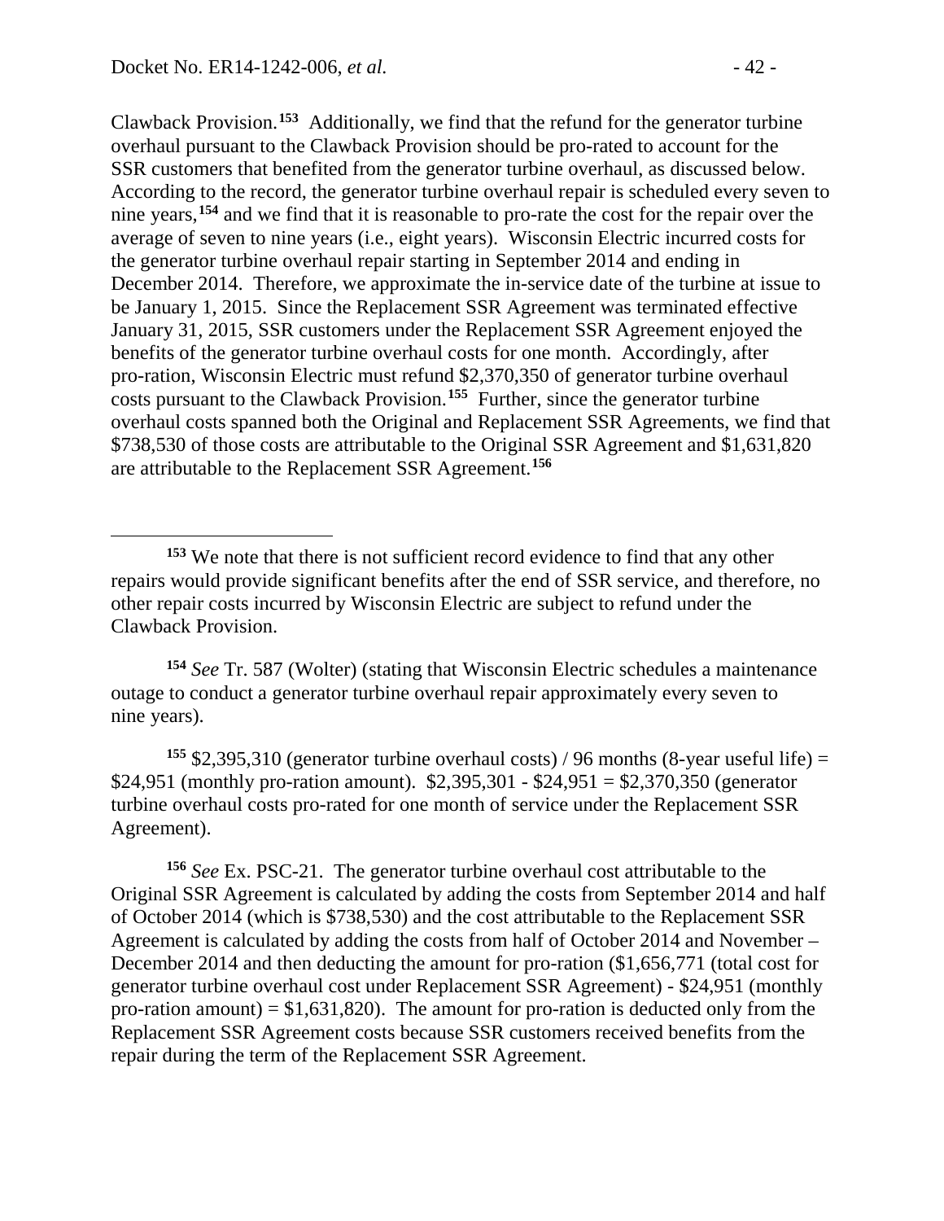Clawback Provision.[153] Additionally, we find that the refund for the generator turbine overhaul pursuant to the Clawback Provision should be pro-rated to account for the SSR customers that benefited from the generator turbine overhaul, as discussed below. According to the record, the generator turbine overhaul repair is scheduled every seven to nine years,[154] and we find that it is reasonable to pro-rate the cost for the repair over the average of seven to nine years (i.e., eight years). Wisconsin Electric incurred costs for the generator turbine overhaul repair starting in September 2014 and ending in December 2014. Therefore, we approximate the in-service date of the turbine at issue to be January 1, 2015. Since the Replacement SSR Agreement was terminated effective January 31, 2015, SSR customers under the Replacement SSR Agreement enjoyed the benefits of the generator turbine overhaul costs for one month. Accordingly, after pro-ration, Wisconsin Electric must refund \$2,370,350 of generator turbine overhaul costs pursuant to the Clawback Provision.[155] Further, since the generator turbine overhaul costs spanned both the Original and Replacement SSR Agreements, we find that \$738,530 of those costs are attributable to the Original SSR Agreement and \$1,631,820 are attributable to the Replacement SSR Agreement.[156]

---

[153] We note that there is not sufficient record evidence to find that any other repairs would provide significant benefits after the end of SSR service, and therefore, no other repair costs incurred by Wisconsin Electric are subject to refund under the Clawback Provision.

[154] *See* Tr. 587 (Wolter) (stating that Wisconsin Electric schedules a maintenance outage to conduct a generator turbine overhaul repair approximately every seven to nine years).

[155] \$2,395,310 (generator turbine overhaul costs) / 96 months (8-year useful life) = \$24,951 (monthly pro-ration amount). \$2,395,301 - \$24,951 = \$2,370,350 (generator turbine overhaul costs pro-rated for one month of service under the Replacement SSR Agreement).

[156] *See* Ex. PSC-21. The generator turbine overhaul cost attributable to the Original SSR Agreement is calculated by adding the costs from September 2014 and half of October 2014 (which is \$738,530) and the cost attributable to the Replacement SSR Agreement is calculated by adding the costs from half of October 2014 and November – December 2014 and then deducting the amount for pro-ration (\$1,656,771 (total cost for generator turbine overhaul cost under Replacement SSR Agreement) - \$24,951 (monthly pro-ration amount) = \$1,631,820). The amount for pro-ration is deducted only from the Replacement SSR Agreement costs because SSR customers received benefits from the repair during the term of the Replacement SSR Agreement.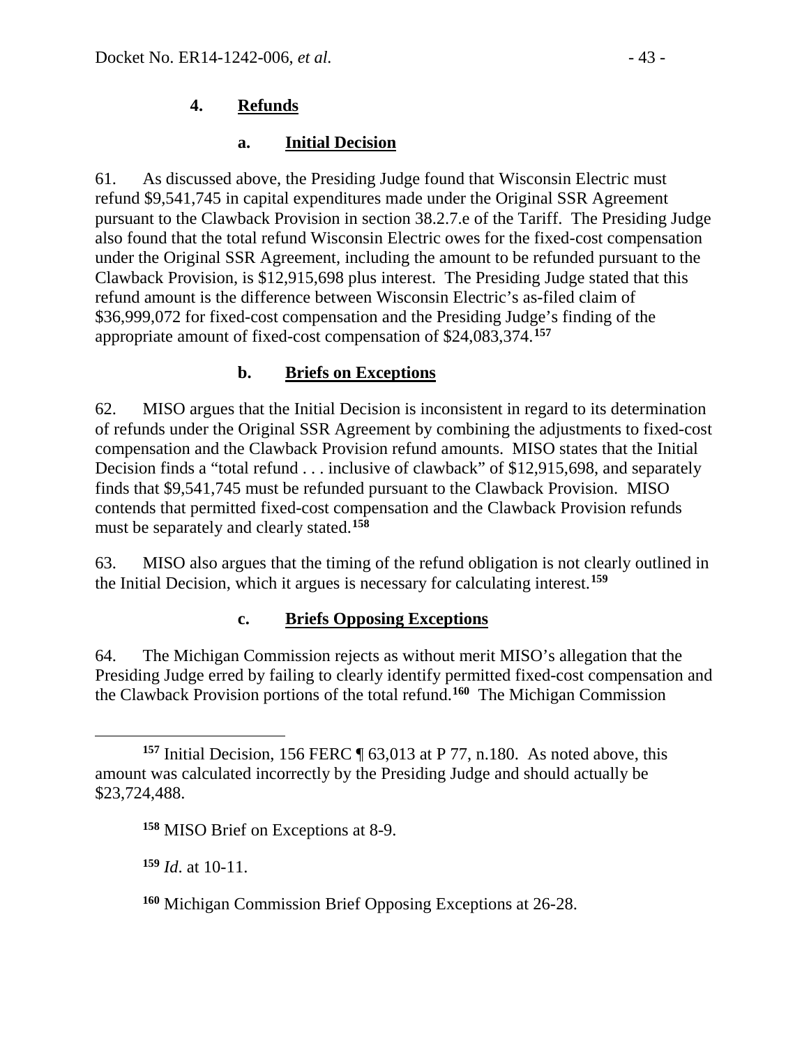### 4. **Refunds**

#### a. **Initial Decision**

61. As discussed above, the Presiding Judge found that Wisconsin Electric must refund $9,541,745 in capital expenditures made under the Original SSR Agreement pursuant to the Clawback Provision in section 38.2.7.e of the Tariff. The Presiding Judge also found that the total refund Wisconsin Electric owes for the fixed-cost compensation under the Original SSR Agreement, including the amount to be refunded pursuant to the Clawback Provision, is $12,915,698 plus interest. The Presiding Judge stated that this refund amount is the difference between Wisconsin Electric's as-filed claim of $36,999,072 for fixed-cost compensation and the Presiding Judge's finding of the appropriate amount of fixed-cost compensation of $24,083,374.[157]

#### b. **Briefs on Exceptions**

62. MISO argues that the Initial Decision is inconsistent in regard to its determination of refunds under the Original SSR Agreement by combining the adjustments to fixed-cost compensation and the Clawback Provision refund amounts. MISO states that the Initial Decision finds a "total refund . . . inclusive of clawback" of $12,915,698, and separately finds that $9,541,745 must be refunded pursuant to the Clawback Provision. MISO contends that permitted fixed-cost compensation and the Clawback Provision refunds must be separately and clearly stated.[158]

63. MISO also argues that the timing of the refund obligation is not clearly outlined in the Initial Decision, which it argues is necessary for calculating interest.[159]

#### c. **Briefs Opposing Exceptions**

64. The Michigan Commission rejects as without merit MISO's allegation that the Presiding Judge erred by failing to clearly identify permitted fixed-cost compensation and the Clawback Provision portions of the total refund.[160] The Michigan Commission

---

[157] Initial Decision, 156 FERC ¶ 63,013 at P 77, n.180. As noted above, this amount was calculated incorrectly by the Presiding Judge and should actually be $23,724,488.

[158] MISO Brief on Exceptions at 8-9.

[159] *Id*. at 10-11.

[160] Michigan Commission Brief Opposing Exceptions at 26-28.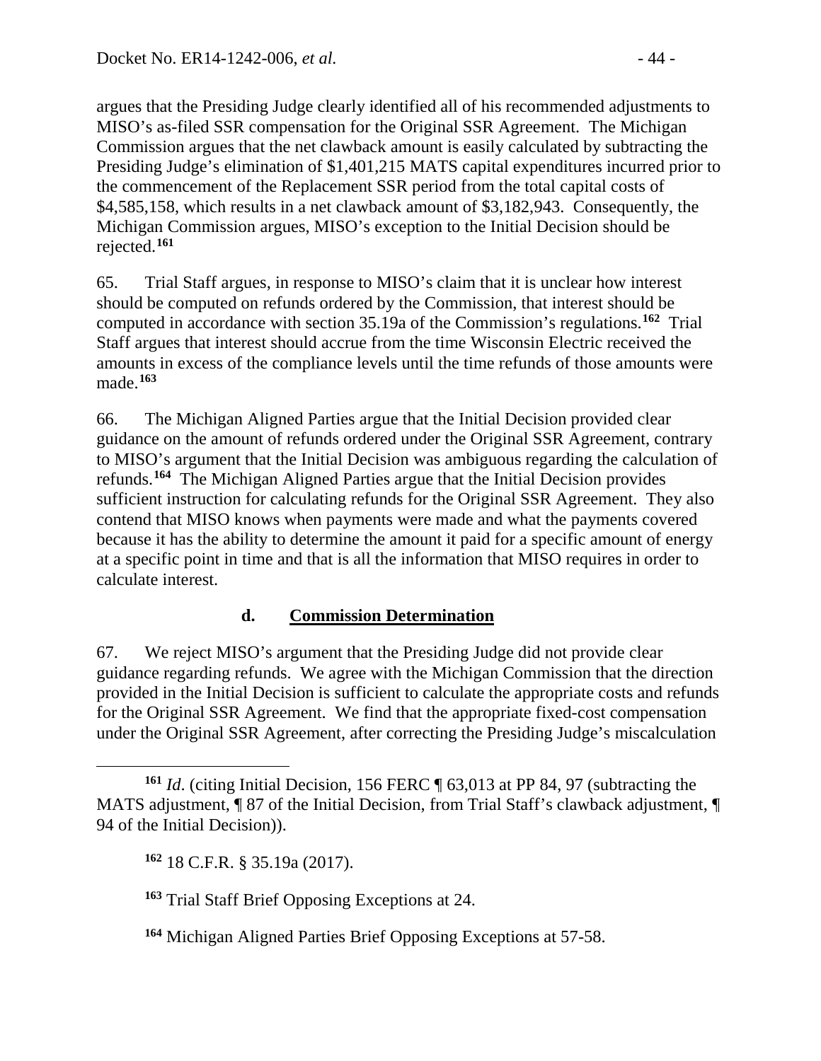argues that the Presiding Judge clearly identified all of his recommended adjustments to MISO's as-filed SSR compensation for the Original SSR Agreement. The Michigan Commission argues that the net clawback amount is easily calculated by subtracting the Presiding Judge's elimination of $1,401,215 MATS capital expenditures incurred prior to the commencement of the Replacement SSR period from the total capital costs of $4,585,158, which results in a net clawback amount of $3,182,943. Consequently, the Michigan Commission argues, MISO's exception to the Initial Decision should be rejected.[161]

65. Trial Staff argues, in response to MISO's claim that it is unclear how interest should be computed on refunds ordered by the Commission, that interest should be computed in accordance with section 35.19a of the Commission's regulations.[162] Trial Staff argues that interest should accrue from the time Wisconsin Electric received the amounts in excess of the compliance levels until the time refunds of those amounts were made.[163]

66. The Michigan Aligned Parties argue that the Initial Decision provided clear guidance on the amount of refunds ordered under the Original SSR Agreement, contrary to MISO's argument that the Initial Decision was ambiguous regarding the calculation of refunds.[164] The Michigan Aligned Parties argue that the Initial Decision provides sufficient instruction for calculating refunds for the Original SSR Agreement. They also contend that MISO knows when payments were made and what the payments covered because it has the ability to determine the amount it paid for a specific amount of energy at a specific point in time and that is all the information that MISO requires in order to calculate interest.

### d. Commission Determination

67. We reject MISO's argument that the Presiding Judge did not provide clear guidance regarding refunds. We agree with the Michigan Commission that the direction provided in the Initial Decision is sufficient to calculate the appropriate costs and refunds for the Original SSR Agreement. We find that the appropriate fixed-cost compensation under the Original SSR Agreement, after correcting the Presiding Judge's miscalculation

---

[161] *Id*. (citing Initial Decision, 156 FERC ¶ 63,013 at PP 84, 97 (subtracting the MATS adjustment, ¶ 87 of the Initial Decision, from Trial Staff's clawback adjustment, ¶ 94 of the Initial Decision)).

[162] 18 C.F.R. § 35.19a (2017).

[163] Trial Staff Brief Opposing Exceptions at 24.

[164] Michigan Aligned Parties Brief Opposing Exceptions at 57-58.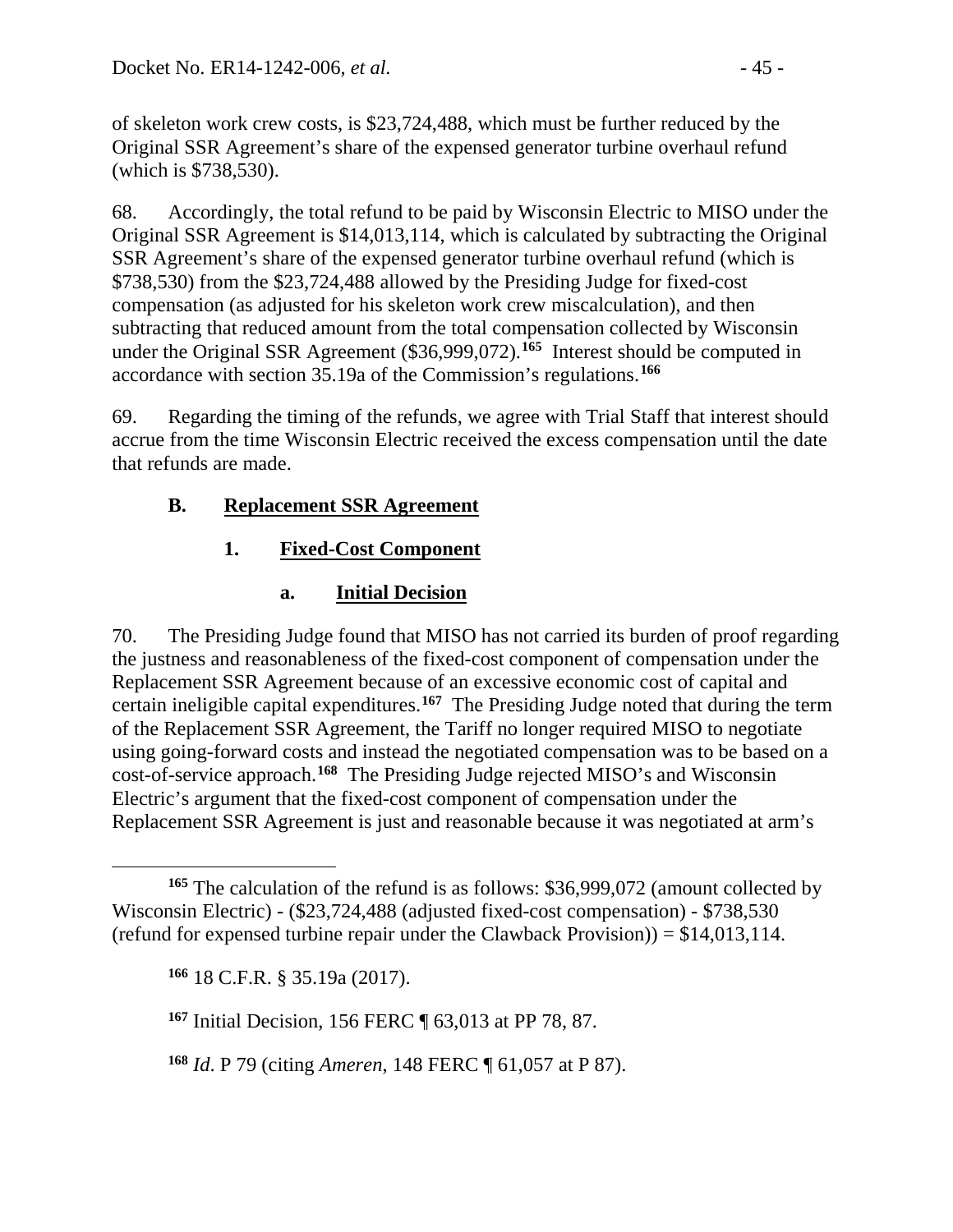of skeleton work crew costs, is $23,724,488, which must be further reduced by the Original SSR Agreement's share of the expensed generator turbine overhaul refund (which is $738,530).

68. Accordingly, the total refund to be paid by Wisconsin Electric to MISO under the Original SSR Agreement is $14,013,114, which is calculated by subtracting the Original SSR Agreement's share of the expensed generator turbine overhaul refund (which is $738,530) from the $23,724,488 allowed by the Presiding Judge for fixed-cost compensation (as adjusted for his skeleton work crew miscalculation), and then subtracting that reduced amount from the total compensation collected by Wisconsin under the Original SSR Agreement ($36,999,072).[165] Interest should be computed in accordance with section 35.19a of the Commission's regulations.[166]

69. Regarding the timing of the refunds, we agree with Trial Staff that interest should accrue from the time Wisconsin Electric received the excess compensation until the date that refunds are made.

### B. Replacement SSR Agreement

#### 1. Fixed-Cost Component

##### a. Initial Decision

70. The Presiding Judge found that MISO has not carried its burden of proof regarding the justness and reasonableness of the fixed-cost component of compensation under the Replacement SSR Agreement because of an excessive economic cost of capital and certain ineligible capital expenditures.[167] The Presiding Judge noted that during the term of the Replacement SSR Agreement, the Tariff no longer required MISO to negotiate using going-forward costs and instead the negotiated compensation was to be based on a cost-of-service approach.[168] The Presiding Judge rejected MISO's and Wisconsin Electric's argument that the fixed-cost component of compensation under the Replacement SSR Agreement is just and reasonable because it was negotiated at arm's

---

[165] The calculation of the refund is as follows: $36,999,072 (amount collected by Wisconsin Electric) - ($23,724,488 (adjusted fixed-cost compensation) - $738,530 (refund for expensed turbine repair under the Clawback Provision)) = $14,013,114.

[166] 18 C.F.R. § 35.19a (2017).

[167] Initial Decision, 156 FERC ¶ 63,013 at PP 78, 87.

[168] *Id*. P 79 (citing *Ameren*, 148 FERC ¶ 61,057 at P 87).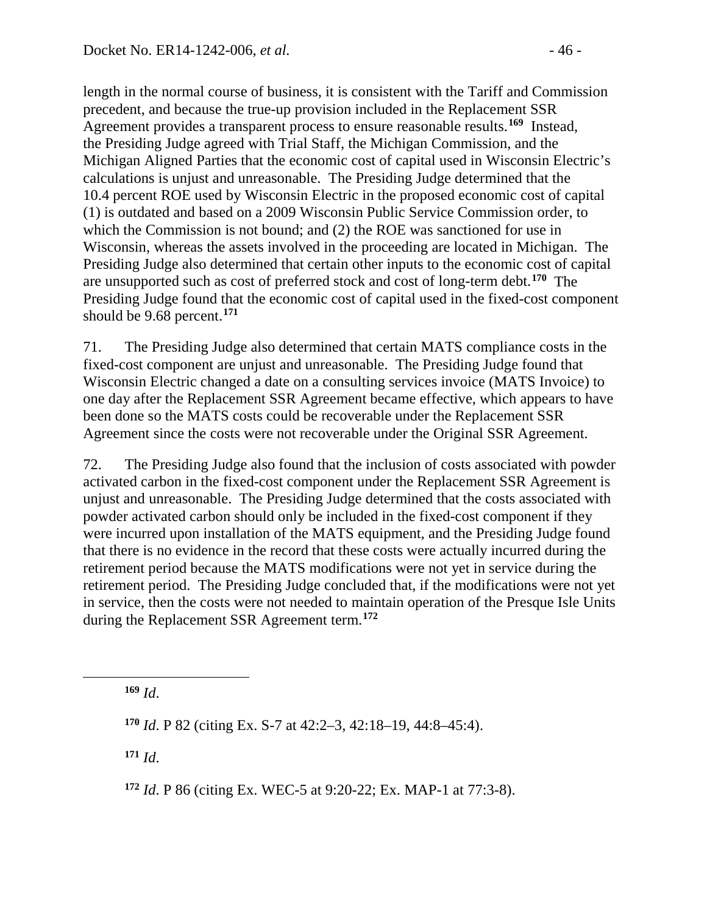length in the normal course of business, it is consistent with the Tariff and Commission precedent, and because the true-up provision included in the Replacement SSR Agreement provides a transparent process to ensure reasonable results.[169] Instead, the Presiding Judge agreed with Trial Staff, the Michigan Commission, and the Michigan Aligned Parties that the economic cost of capital used in Wisconsin Electric's calculations is unjust and unreasonable. The Presiding Judge determined that the 10.4 percent ROE used by Wisconsin Electric in the proposed economic cost of capital (1) is outdated and based on a 2009 Wisconsin Public Service Commission order, to which the Commission is not bound; and (2) the ROE was sanctioned for use in Wisconsin, whereas the assets involved in the proceeding are located in Michigan. The Presiding Judge also determined that certain other inputs to the economic cost of capital are unsupported such as cost of preferred stock and cost of long-term debt.[170] The Presiding Judge found that the economic cost of capital used in the fixed-cost component should be 9.68 percent.[171]

71. The Presiding Judge also determined that certain MATS compliance costs in the fixed-cost component are unjust and unreasonable. The Presiding Judge found that Wisconsin Electric changed a date on a consulting services invoice (MATS Invoice) to one day after the Replacement SSR Agreement became effective, which appears to have been done so the MATS costs could be recoverable under the Replacement SSR Agreement since the costs were not recoverable under the Original SSR Agreement.

72. The Presiding Judge also found that the inclusion of costs associated with powder activated carbon in the fixed-cost component under the Replacement SSR Agreement is unjust and unreasonable. The Presiding Judge determined that the costs associated with powder activated carbon should only be included in the fixed-cost component if they were incurred upon installation of the MATS equipment, and the Presiding Judge found that there is no evidence in the record that these costs were actually incurred during the retirement period because the MATS modifications were not yet in service during the retirement period. The Presiding Judge concluded that, if the modifications were not yet in service, then the costs were not needed to maintain operation of the Presque Isle Units during the Replacement SSR Agreement term.[172]

---

[169] *Id*.

[170] *Id*. P 82 (citing Ex. S-7 at 42:2–3, 42:18–19, 44:8–45:4).

[171] *Id*.

[172] *Id*. P 86 (citing Ex. WEC-5 at 9:20-22; Ex. MAP-1 at 77:3-8).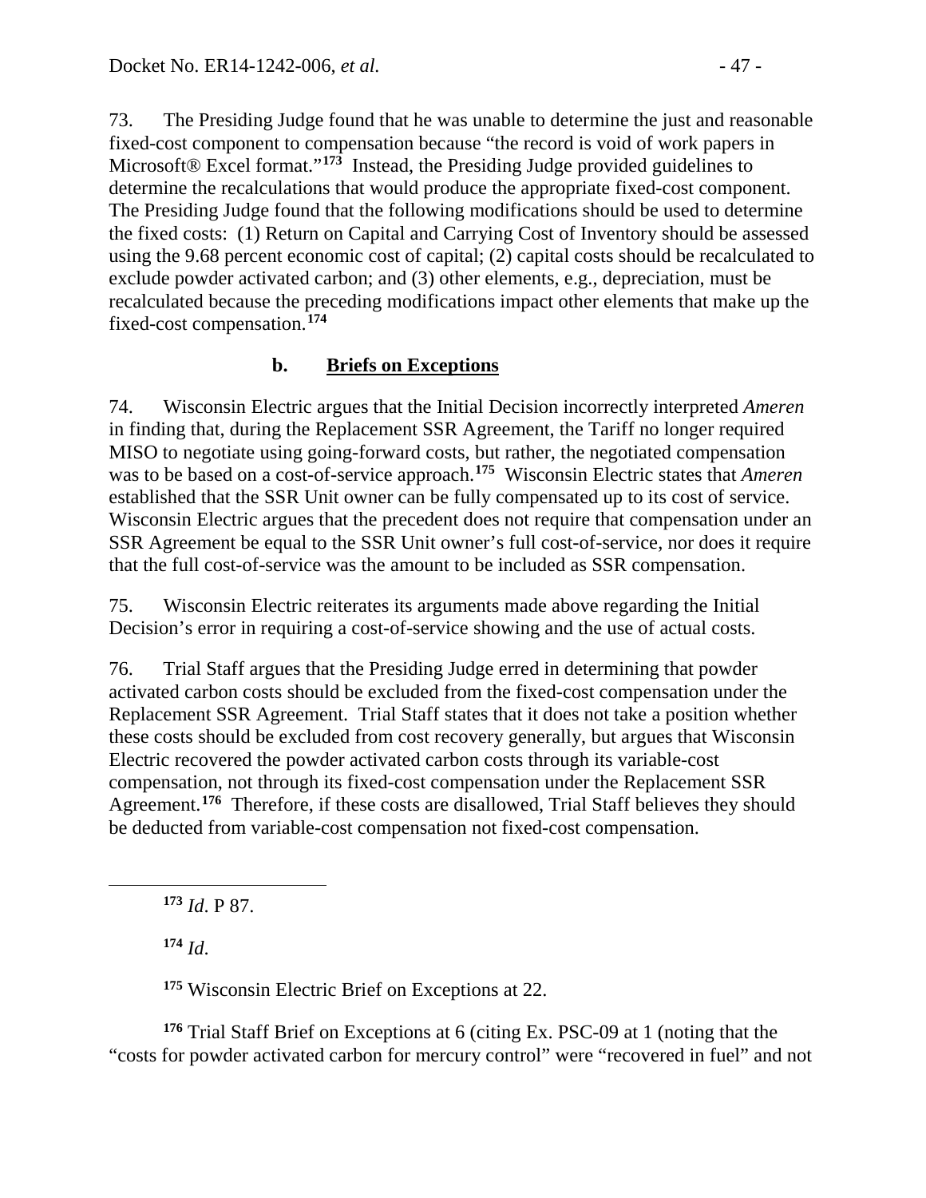73. The Presiding Judge found that he was unable to determine the just and reasonable fixed-cost component to compensation because "the record is void of work papers in Microsoft® Excel format."[173] Instead, the Presiding Judge provided guidelines to determine the recalculations that would produce the appropriate fixed-cost component. The Presiding Judge found that the following modifications should be used to determine the fixed costs: (1) Return on Capital and Carrying Cost of Inventory should be assessed using the 9.68 percent economic cost of capital; (2) capital costs should be recalculated to exclude powder activated carbon; and (3) other elements, e.g., depreciation, must be recalculated because the preceding modifications impact other elements that make up the fixed-cost compensation.[174]

### b. Briefs on Exceptions

74. Wisconsin Electric argues that the Initial Decision incorrectly interpreted *Ameren* in finding that, during the Replacement SSR Agreement, the Tariff no longer required MISO to negotiate using going-forward costs, but rather, the negotiated compensation was to be based on a cost-of-service approach.[175] Wisconsin Electric states that *Ameren* established that the SSR Unit owner can be fully compensated up to its cost of service. Wisconsin Electric argues that the precedent does not require that compensation under an SSR Agreement be equal to the SSR Unit owner's full cost-of-service, nor does it require that the full cost-of-service was the amount to be included as SSR compensation.

75. Wisconsin Electric reiterates its arguments made above regarding the Initial Decision's error in requiring a cost-of-service showing and the use of actual costs.

76. Trial Staff argues that the Presiding Judge erred in determining that powder activated carbon costs should be excluded from the fixed-cost compensation under the Replacement SSR Agreement. Trial Staff states that it does not take a position whether these costs should be excluded from cost recovery generally, but argues that Wisconsin Electric recovered the powder activated carbon costs through its variable-cost compensation, not through its fixed-cost compensation under the Replacement SSR Agreement.[176] Therefore, if these costs are disallowed, Trial Staff believes they should be deducted from variable-cost compensation not fixed-cost compensation.

---

[173] *Id*. P 87.

[174] *Id*.

[175] Wisconsin Electric Brief on Exceptions at 22.

[176] Trial Staff Brief on Exceptions at 6 (citing Ex. PSC-09 at 1 (noting that the "costs for powder activated carbon for mercury control" were "recovered in fuel" and not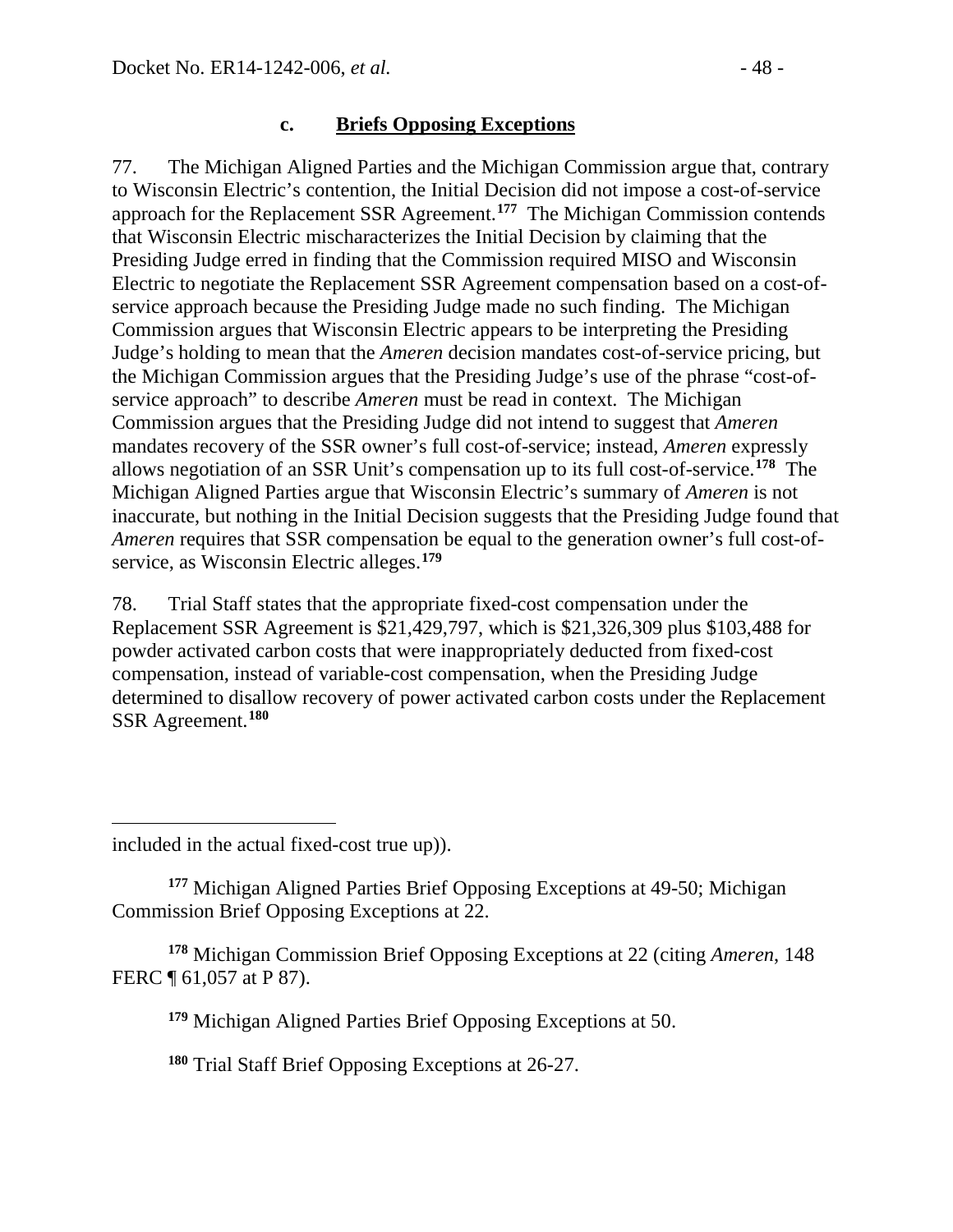### c. **Briefs Opposing Exceptions**

77. The Michigan Aligned Parties and the Michigan Commission argue that, contrary to Wisconsin Electric's contention, the Initial Decision did not impose a cost-of-service approach for the Replacement SSR Agreement.[177] The Michigan Commission contends that Wisconsin Electric mischaracterizes the Initial Decision by claiming that the Presiding Judge erred in finding that the Commission required MISO and Wisconsin Electric to negotiate the Replacement SSR Agreement compensation based on a cost-of-service approach because the Presiding Judge made no such finding. The Michigan Commission argues that Wisconsin Electric appears to be interpreting the Presiding Judge's holding to mean that the *Ameren* decision mandates cost-of-service pricing, but the Michigan Commission argues that the Presiding Judge's use of the phrase "cost-of-service approach" to describe *Ameren* must be read in context. The Michigan Commission argues that the Presiding Judge did not intend to suggest that *Ameren* mandates recovery of the SSR owner's full cost-of-service; instead, *Ameren* expressly allows negotiation of an SSR Unit's compensation up to its full cost-of-service.[178] The Michigan Aligned Parties argue that Wisconsin Electric's summary of *Ameren* is not inaccurate, but nothing in the Initial Decision suggests that the Presiding Judge found that *Ameren* requires that SSR compensation be equal to the generation owner's full cost-of-service, as Wisconsin Electric alleges.[179]

78. Trial Staff states that the appropriate fixed-cost compensation under the Replacement SSR Agreement is $21,429,797, which is $21,326,309 plus $103,488 for powder activated carbon costs that were inappropriately deducted from fixed-cost compensation, instead of variable-cost compensation, when the Presiding Judge determined to disallow recovery of power activated carbon costs under the Replacement SSR Agreement.[180]

---

included in the actual fixed-cost true up)).

[177] Michigan Aligned Parties Brief Opposing Exceptions at 49-50; Michigan Commission Brief Opposing Exceptions at 22.

[178] Michigan Commission Brief Opposing Exceptions at 22 (citing *Ameren*, 148 FERC ¶ 61,057 at P 87).

[179] Michigan Aligned Parties Brief Opposing Exceptions at 50.

[180] Trial Staff Brief Opposing Exceptions at 26-27.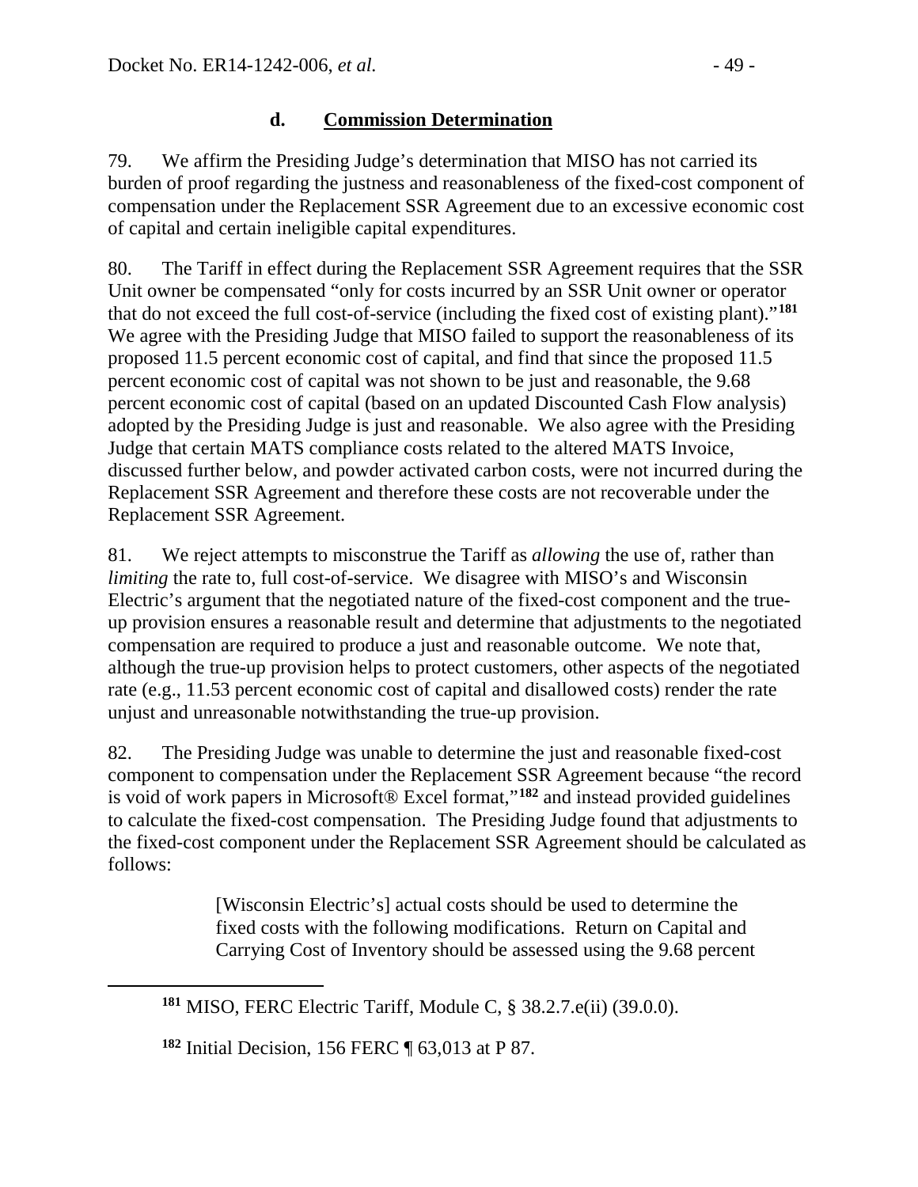### d. Commission Determination

79. We affirm the Presiding Judge's determination that MISO has not carried its burden of proof regarding the justness and reasonableness of the fixed-cost component of compensation under the Replacement SSR Agreement due to an excessive economic cost of capital and certain ineligible capital expenditures.

80. The Tariff in effect during the Replacement SSR Agreement requires that the SSR Unit owner be compensated "only for costs incurred by an SSR Unit owner or operator that do not exceed the full cost-of-service (including the fixed cost of existing plant)."[181] We agree with the Presiding Judge that MISO failed to support the reasonableness of its proposed 11.5 percent economic cost of capital, and find that since the proposed 11.5 percent economic cost of capital was not shown to be just and reasonable, the 9.68 percent economic cost of capital (based on an updated Discounted Cash Flow analysis) adopted by the Presiding Judge is just and reasonable. We also agree with the Presiding Judge that certain MATS compliance costs related to the altered MATS Invoice, discussed further below, and powder activated carbon costs, were not incurred during the Replacement SSR Agreement and therefore these costs are not recoverable under the Replacement SSR Agreement.

81. We reject attempts to misconstrue the Tariff as *allowing* the use of, rather than *limiting* the rate to, full cost-of-service. We disagree with MISO's and Wisconsin Electric's argument that the negotiated nature of the fixed-cost component and the true-up provision ensures a reasonable result and determine that adjustments to the negotiated compensation are required to produce a just and reasonable outcome. We note that, although the true-up provision helps to protect customers, other aspects of the negotiated rate (e.g., 11.53 percent economic cost of capital and disallowed costs) render the rate unjust and unreasonable notwithstanding the true-up provision.

82. The Presiding Judge was unable to determine the just and reasonable fixed-cost component to compensation under the Replacement SSR Agreement because "the record is void of work papers in Microsoft® Excel format,"[182] and instead provided guidelines to calculate the fixed-cost compensation. The Presiding Judge found that adjustments to the fixed-cost component under the Replacement SSR Agreement should be calculated as follows:

> [Wisconsin Electric's] actual costs should be used to determine the fixed costs with the following modifications. Return on Capital and Carrying Cost of Inventory should be assessed using the 9.68 percent

[181] MISO, FERC Electric Tariff, Module C, § 38.2.7.e(ii) (39.0.0).

[182] Initial Decision, 156 FERC ¶ 63,013 at P 87.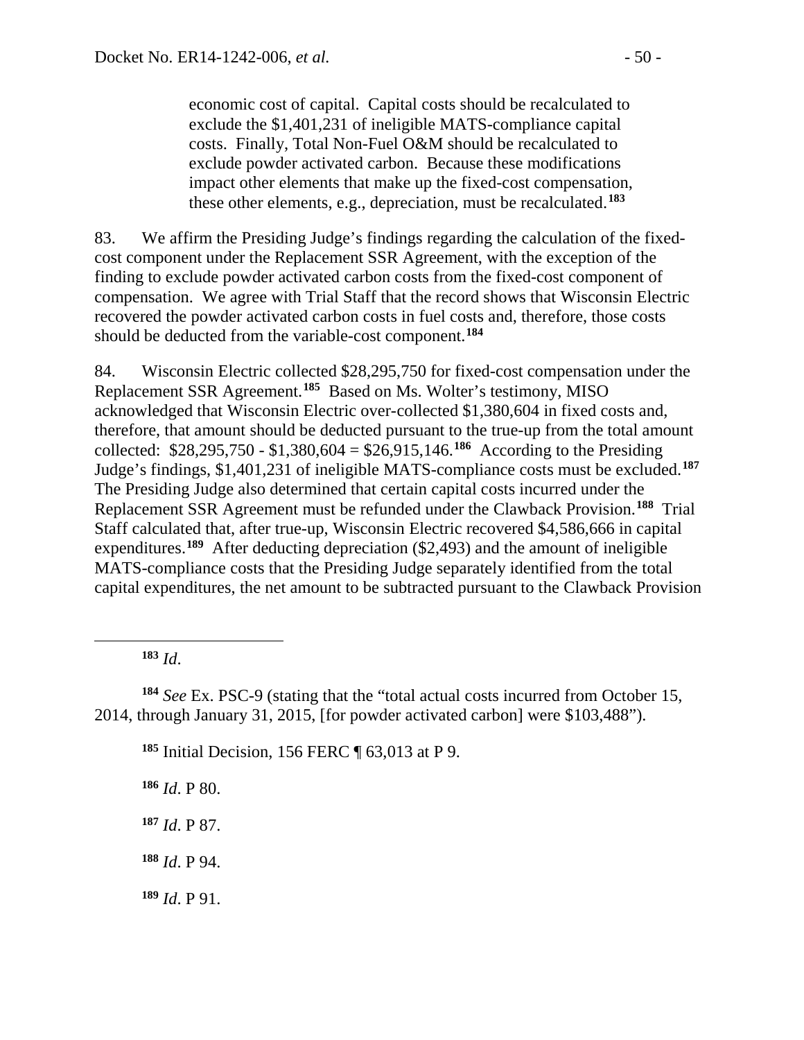> economic cost of capital. Capital costs should be recalculated to exclude the $1,401,231 of ineligible MATS-compliance capital costs. Finally, Total Non-Fuel O&M should be recalculated to exclude powder activated carbon. Because these modifications impact other elements that make up the fixed-cost compensation, these other elements, e.g., depreciation, must be recalculated.[183]

83. We affirm the Presiding Judge's findings regarding the calculation of the fixed-cost component under the Replacement SSR Agreement, with the exception of the finding to exclude powder activated carbon costs from the fixed-cost component of compensation. We agree with Trial Staff that the record shows that Wisconsin Electric recovered the powder activated carbon costs in fuel costs and, therefore, those costs should be deducted from the variable-cost component.[184]

84. Wisconsin Electric collected $28,295,750 for fixed-cost compensation under the Replacement SSR Agreement.[185] Based on Ms. Wolter's testimony, MISO acknowledged that Wisconsin Electric over-collected $1,380,604 in fixed costs and, therefore, that amount should be deducted pursuant to the true-up from the total amount collected: $28,295,750 - $1,380,604 = $26,915,146.[186] According to the Presiding Judge's findings, $1,401,231 of ineligible MATS-compliance costs must be excluded.[187] The Presiding Judge also determined that certain capital costs incurred under the Replacement SSR Agreement must be refunded under the Clawback Provision.[188] Trial Staff calculated that, after true-up, Wisconsin Electric recovered $4,586,666 in capital expenditures.[189] After deducting depreciation ($2,493) and the amount of ineligible MATS-compliance costs that the Presiding Judge separately identified from the total capital expenditures, the net amount to be subtracted pursuant to the Clawback Provision

---

[183] *Id*.

[184] *See* Ex. PSC-9 (stating that the "total actual costs incurred from October 15, 2014, through January 31, 2015, [for powder activated carbon] were $103,488").

[185] Initial Decision, 156 FERC ¶ 63,013 at P 9.

[186] *Id*. P 80.

[187] *Id*. P 87.

[188] *Id*. P 94.

[189] *Id*. P 91.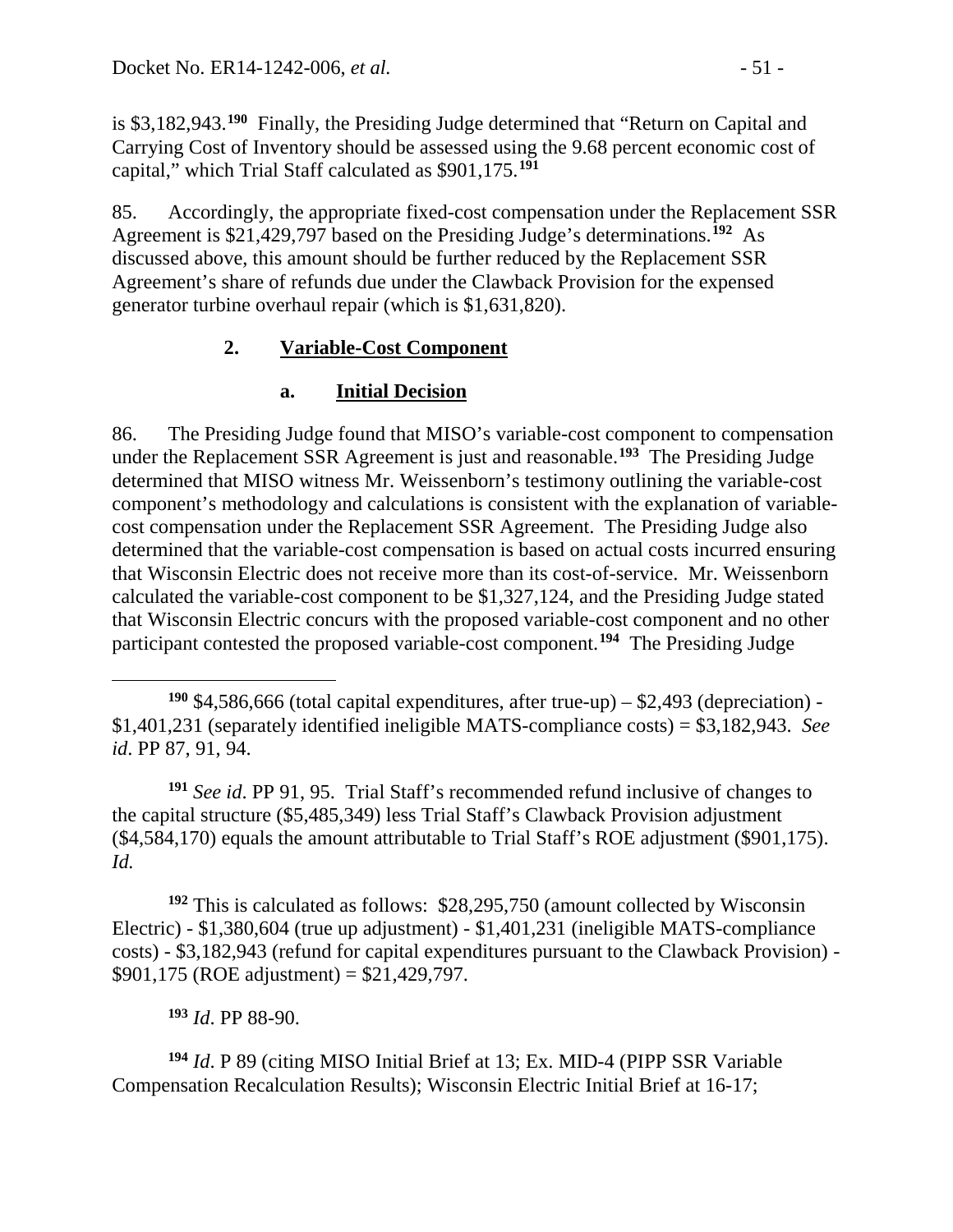is $3,182,943.[190] Finally, the Presiding Judge determined that "Return on Capital and Carrying Cost of Inventory should be assessed using the 9.68 percent economic cost of capital," which Trial Staff calculated as $901,175.[191]

85. Accordingly, the appropriate fixed-cost compensation under the Replacement SSR Agreement is $21,429,797 based on the Presiding Judge's determinations.[192] As discussed above, this amount should be further reduced by the Replacement SSR Agreement's share of refunds due under the Clawback Provision for the expensed generator turbine overhaul repair (which is $1,631,820).

### 2. Variable-Cost Component

#### a. Initial Decision

86. The Presiding Judge found that MISO's variable-cost component to compensation under the Replacement SSR Agreement is just and reasonable.[193] The Presiding Judge determined that MISO witness Mr. Weissenborn's testimony outlining the variable-cost component's methodology and calculations is consistent with the explanation of variable-cost compensation under the Replacement SSR Agreement. The Presiding Judge also determined that the variable-cost compensation is based on actual costs incurred ensuring that Wisconsin Electric does not receive more than its cost-of-service. Mr. Weissenborn calculated the variable-cost component to be $1,327,124, and the Presiding Judge stated that Wisconsin Electric concurs with the proposed variable-cost component and no other participant contested the proposed variable-cost component.[194] The Presiding Judge

---

[190] $4,586,666 (total capital expenditures, after true-up) – $2,493 (depreciation) - $1,401,231 (separately identified ineligible MATS-compliance costs) = $3,182,943. *See id.* PP 87, 91, 94.

[191] *See id.* PP 91, 95. Trial Staff's recommended refund inclusive of changes to the capital structure ($5,485,349) less Trial Staff's Clawback Provision adjustment ($4,584,170) equals the amount attributable to Trial Staff's ROE adjustment ($901,175). *Id.*

[192] This is calculated as follows: $28,295,750 (amount collected by Wisconsin Electric) - $1,380,604 (true up adjustment) - $1,401,231 (ineligible MATS-compliance costs) - $3,182,943 (refund for capital expenditures pursuant to the Clawback Provision) - $901,175 (ROE adjustment) = $21,429,797.

[193] *Id.* PP 88-90.

[194] *Id.* P 89 (citing MISO Initial Brief at 13; Ex. MID-4 (PIPP SSR Variable Compensation Recalculation Results); Wisconsin Electric Initial Brief at 16-17;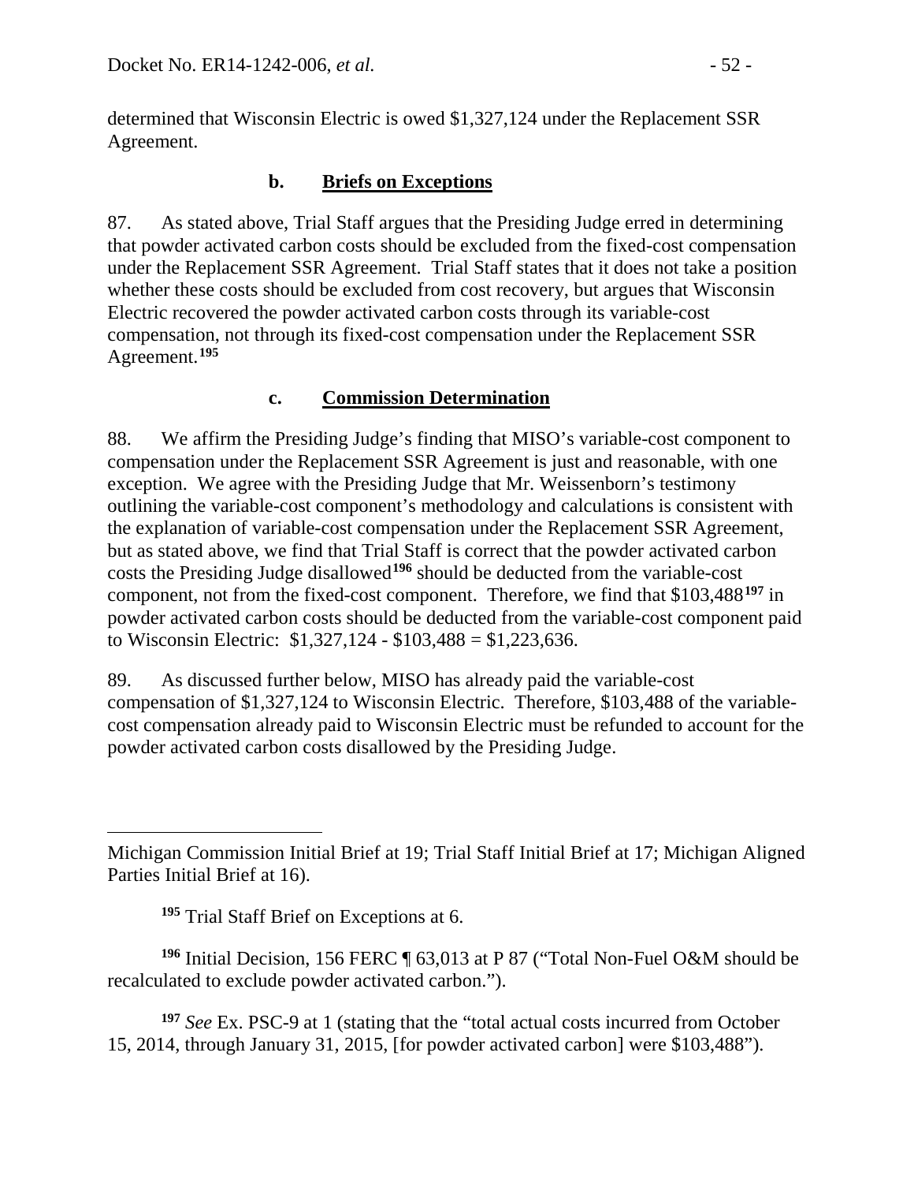determined that Wisconsin Electric is owed $1,327,124 under the Replacement SSR Agreement.

### b. Briefs on Exceptions

87. As stated above, Trial Staff argues that the Presiding Judge erred in determining that powder activated carbon costs should be excluded from the fixed-cost compensation under the Replacement SSR Agreement. Trial Staff states that it does not take a position whether these costs should be excluded from cost recovery, but argues that Wisconsin Electric recovered the powder activated carbon costs through its variable-cost compensation, not through its fixed-cost compensation under the Replacement SSR Agreement.[195]

### c. Commission Determination

88. We affirm the Presiding Judge's finding that MISO's variable-cost component to compensation under the Replacement SSR Agreement is just and reasonable, with one exception. We agree with the Presiding Judge that Mr. Weissenborn's testimony outlining the variable-cost component's methodology and calculations is consistent with the explanation of variable-cost compensation under the Replacement SSR Agreement, but as stated above, we find that Trial Staff is correct that the powder activated carbon costs the Presiding Judge disallowed[196] should be deducted from the variable-cost component, not from the fixed-cost component. Therefore, we find that $103,488[197] in powder activated carbon costs should be deducted from the variable-cost component paid to Wisconsin Electric: $1,327,124 - $103,488 = $1,223,636.

89. As discussed further below, MISO has already paid the variable-cost compensation of $1,327,124 to Wisconsin Electric. Therefore, $103,488 of the variable-cost compensation already paid to Wisconsin Electric must be refunded to account for the powder activated carbon costs disallowed by the Presiding Judge.

---

Michigan Commission Initial Brief at 19; Trial Staff Initial Brief at 17; Michigan Aligned Parties Initial Brief at 16).

[195] Trial Staff Brief on Exceptions at 6.

[196] Initial Decision, 156 FERC ¶ 63,013 at P 87 ("Total Non-Fuel O&M should be recalculated to exclude powder activated carbon.").

[197] *See* Ex. PSC-9 at 1 (stating that the "total actual costs incurred from October 15, 2014, through January 31, 2015, [for powder activated carbon] were $103,488").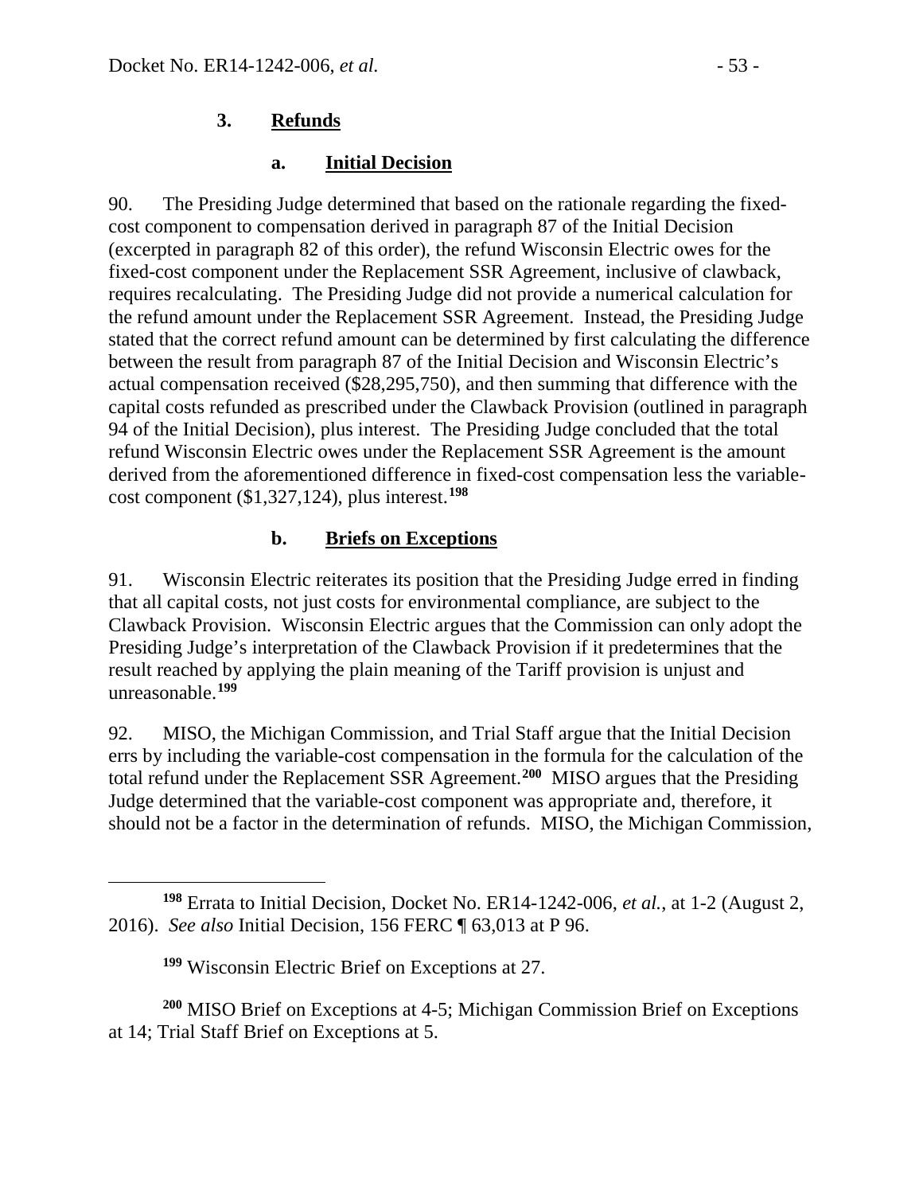### 3. Refunds

#### a. Initial Decision

90. The Presiding Judge determined that based on the rationale regarding the fixed-cost component to compensation derived in paragraph 87 of the Initial Decision (excerpted in paragraph 82 of this order), the refund Wisconsin Electric owes for the fixed-cost component under the Replacement SSR Agreement, inclusive of clawback, requires recalculating. The Presiding Judge did not provide a numerical calculation for the refund amount under the Replacement SSR Agreement. Instead, the Presiding Judge stated that the correct refund amount can be determined by first calculating the difference between the result from paragraph 87 of the Initial Decision and Wisconsin Electric's actual compensation received ($28,295,750), and then summing that difference with the capital costs refunded as prescribed under the Clawback Provision (outlined in paragraph 94 of the Initial Decision), plus interest. The Presiding Judge concluded that the total refund Wisconsin Electric owes under the Replacement SSR Agreement is the amount derived from the aforementioned difference in fixed-cost compensation less the variable-cost component ($1,327,124), plus interest.[198]

#### b. Briefs on Exceptions

91. Wisconsin Electric reiterates its position that the Presiding Judge erred in finding that all capital costs, not just costs for environmental compliance, are subject to the Clawback Provision. Wisconsin Electric argues that the Commission can only adopt the Presiding Judge's interpretation of the Clawback Provision if it predetermines that the result reached by applying the plain meaning of the Tariff provision is unjust and unreasonable.[199]

92. MISO, the Michigan Commission, and Trial Staff argue that the Initial Decision errs by including the variable-cost compensation in the formula for the calculation of the total refund under the Replacement SSR Agreement.[200] MISO argues that the Presiding Judge determined that the variable-cost component was appropriate and, therefore, it should not be a factor in the determination of refunds. MISO, the Michigan Commission,

---

[198] Errata to Initial Decision, Docket No. ER14-1242-006, *et al.*, at 1-2 (August 2, 2016). *See also* Initial Decision, 156 FERC ¶ 63,013 at P 96.

[199] Wisconsin Electric Brief on Exceptions at 27.

[200] MISO Brief on Exceptions at 4-5; Michigan Commission Brief on Exceptions at 14; Trial Staff Brief on Exceptions at 5.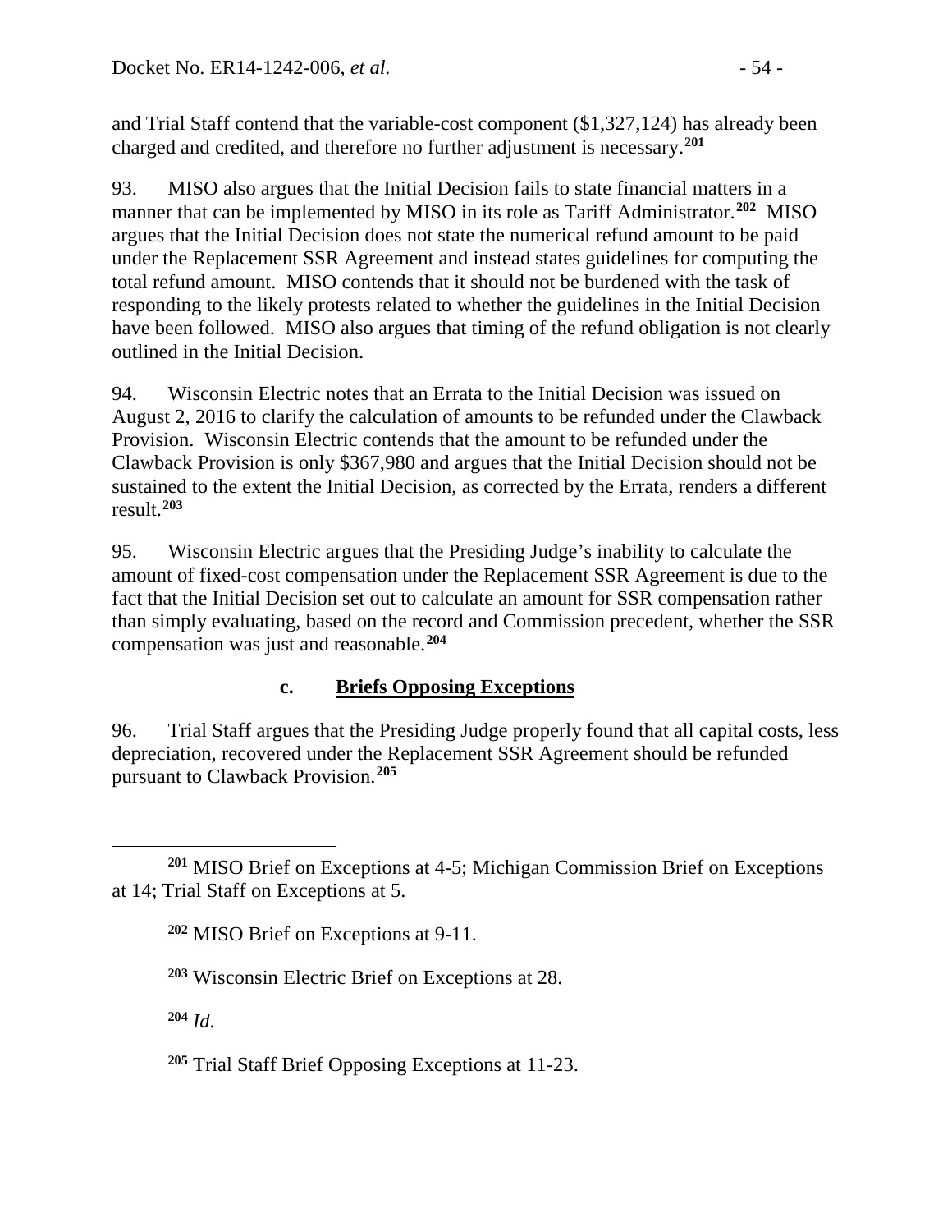and Trial Staff contend that the variable-cost component ($1,327,124) has already been charged and credited, and therefore no further adjustment is necessary.[201]

93. MISO also argues that the Initial Decision fails to state financial matters in a manner that can be implemented by MISO in its role as Tariff Administrator.[202] MISO argues that the Initial Decision does not state the numerical refund amount to be paid under the Replacement SSR Agreement and instead states guidelines for computing the total refund amount. MISO contends that it should not be burdened with the task of responding to the likely protests related to whether the guidelines in the Initial Decision have been followed. MISO also argues that timing of the refund obligation is not clearly outlined in the Initial Decision.

94. Wisconsin Electric notes that an Errata to the Initial Decision was issued on August 2, 2016 to clarify the calculation of amounts to be refunded under the Clawback Provision. Wisconsin Electric contends that the amount to be refunded under the Clawback Provision is only $367,980 and argues that the Initial Decision should not be sustained to the extent the Initial Decision, as corrected by the Errata, renders a different result.[203]

95. Wisconsin Electric argues that the Presiding Judge's inability to calculate the amount of fixed-cost compensation under the Replacement SSR Agreement is due to the fact that the Initial Decision set out to calculate an amount for SSR compensation rather than simply evaluating, based on the record and Commission precedent, whether the SSR compensation was just and reasonable.[204]

### c. **Briefs Opposing Exceptions**

96. Trial Staff argues that the Presiding Judge properly found that all capital costs, less depreciation, recovered under the Replacement SSR Agreement should be refunded pursuant to Clawback Provision.[205]

---

[201] MISO Brief on Exceptions at 4-5; Michigan Commission Brief on Exceptions at 14; Trial Staff on Exceptions at 5.

[202] MISO Brief on Exceptions at 9-11.

[203] Wisconsin Electric Brief on Exceptions at 28.

[204] *Id*.

[205] Trial Staff Brief Opposing Exceptions at 11-23.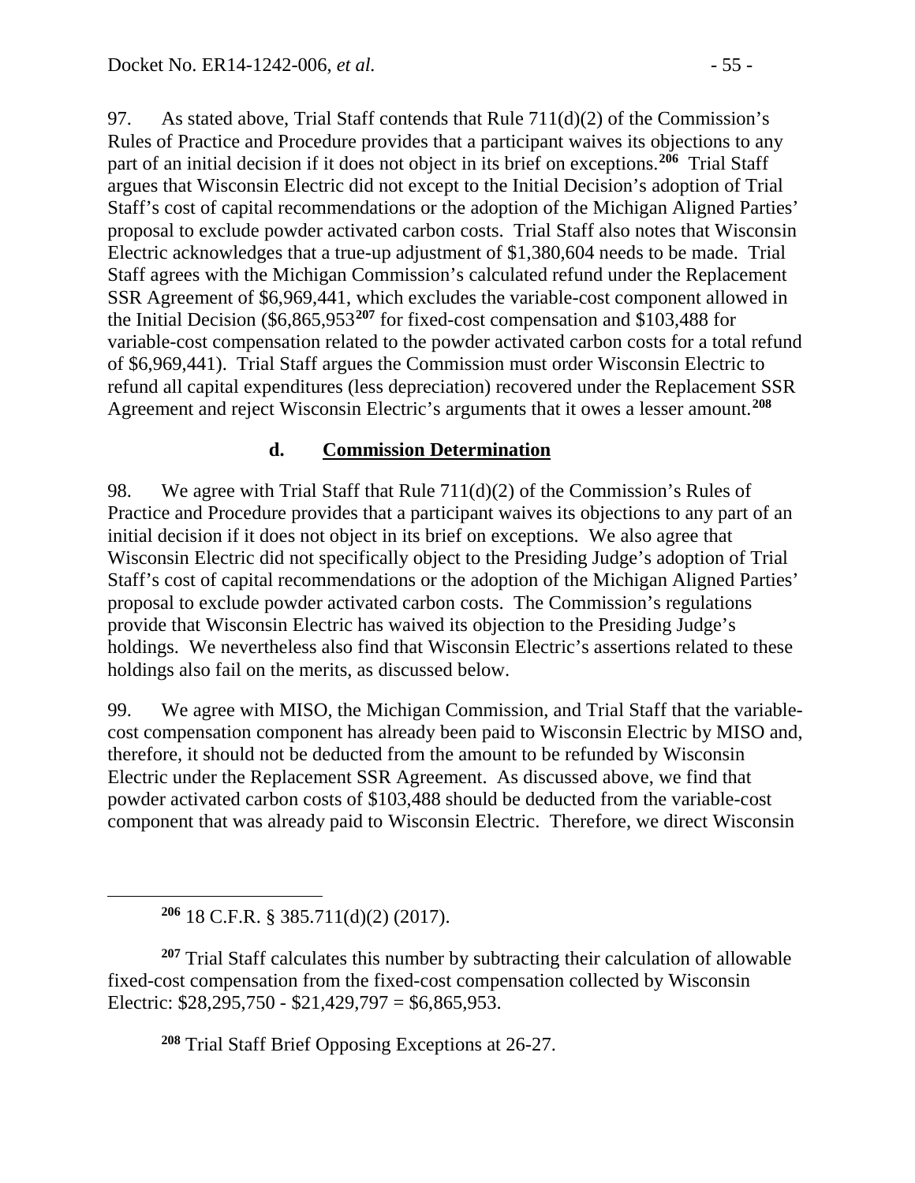97. As stated above, Trial Staff contends that Rule 711(d)(2) of the Commission's Rules of Practice and Procedure provides that a participant waives its objections to any part of an initial decision if it does not object in its brief on exceptions.[206] Trial Staff argues that Wisconsin Electric did not except to the Initial Decision's adoption of Trial Staff's cost of capital recommendations or the adoption of the Michigan Aligned Parties' proposal to exclude powder activated carbon costs. Trial Staff also notes that Wisconsin Electric acknowledges that a true-up adjustment of $1,380,604 needs to be made. Trial Staff agrees with the Michigan Commission's calculated refund under the Replacement SSR Agreement of $6,969,441, which excludes the variable-cost component allowed in the Initial Decision ($6,865,953[207] for fixed-cost compensation and $103,488 for variable-cost compensation related to the powder activated carbon costs for a total refund of $6,969,441). Trial Staff argues the Commission must order Wisconsin Electric to refund all capital expenditures (less depreciation) recovered under the Replacement SSR Agreement and reject Wisconsin Electric's arguments that it owes a lesser amount.[208]

### d. Commission Determination

98. We agree with Trial Staff that Rule 711(d)(2) of the Commission's Rules of Practice and Procedure provides that a participant waives its objections to any part of an initial decision if it does not object in its brief on exceptions. We also agree that Wisconsin Electric did not specifically object to the Presiding Judge's adoption of Trial Staff's cost of capital recommendations or the adoption of the Michigan Aligned Parties' proposal to exclude powder activated carbon costs. The Commission's regulations provide that Wisconsin Electric has waived its objection to the Presiding Judge's holdings. We nevertheless also find that Wisconsin Electric's assertions related to these holdings also fail on the merits, as discussed below.

99. We agree with MISO, the Michigan Commission, and Trial Staff that the variable-cost compensation component has already been paid to Wisconsin Electric by MISO and, therefore, it should not be deducted from the amount to be refunded by Wisconsin Electric under the Replacement SSR Agreement. As discussed above, we find that powder activated carbon costs of $103,488 should be deducted from the variable-cost component that was already paid to Wisconsin Electric. Therefore, we direct Wisconsin

---

[206] 18 C.F.R. § 385.711(d)(2) (2017).

[207] Trial Staff calculates this number by subtracting their calculation of allowable fixed-cost compensation from the fixed-cost compensation collected by Wisconsin Electric: $28,295,750 - $21,429,797 = $6,865,953.

[208] Trial Staff Brief Opposing Exceptions at 26-27.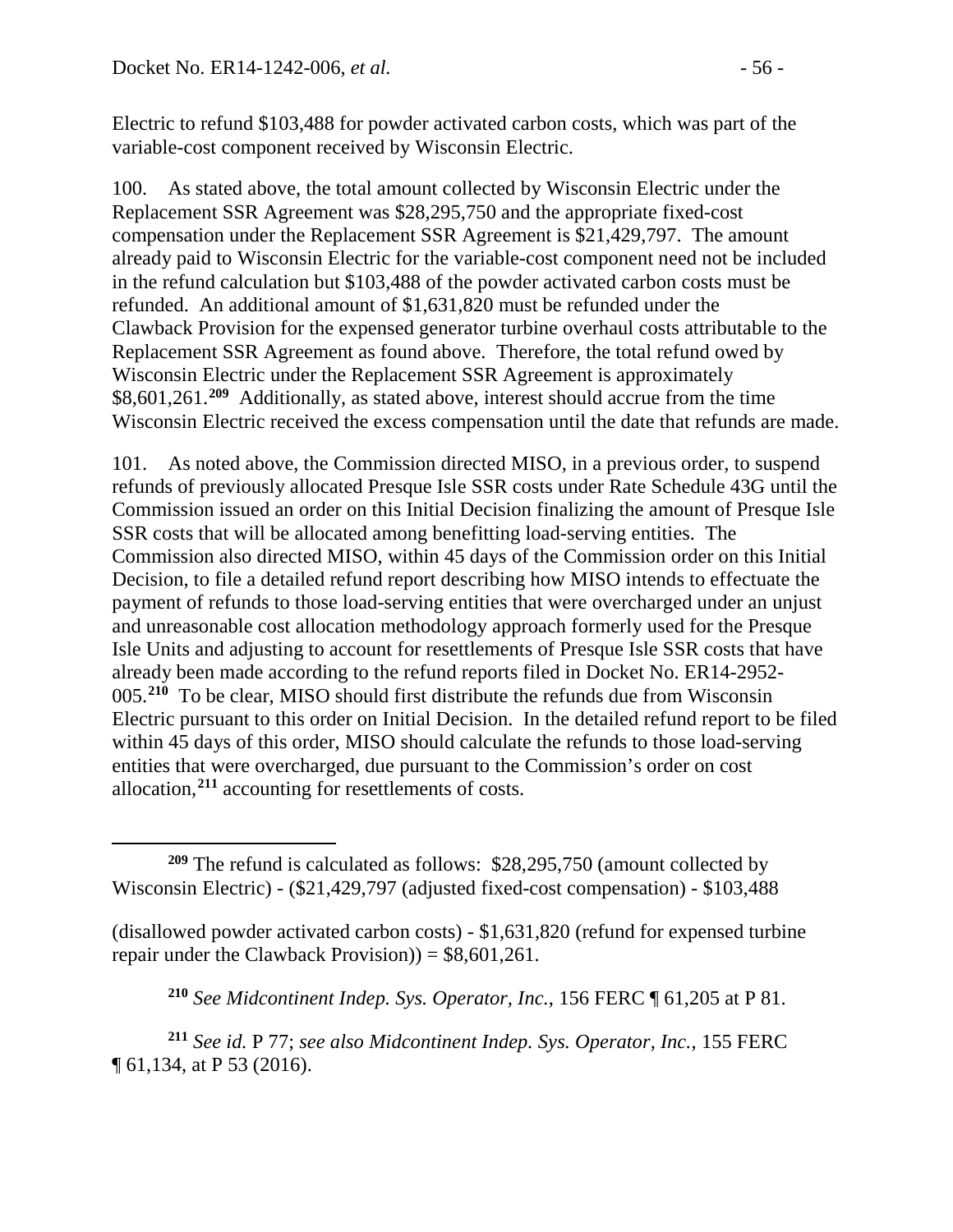Electric to refund $103,488 for powder activated carbon costs, which was part of the variable-cost component received by Wisconsin Electric.

100. As stated above, the total amount collected by Wisconsin Electric under the Replacement SSR Agreement was $28,295,750 and the appropriate fixed-cost compensation under the Replacement SSR Agreement is $21,429,797. The amount already paid to Wisconsin Electric for the variable-cost component need not be included in the refund calculation but $103,488 of the powder activated carbon costs must be refunded. An additional amount of $1,631,820 must be refunded under the Clawback Provision for the expensed generator turbine overhaul costs attributable to the Replacement SSR Agreement as found above. Therefore, the total refund owed by Wisconsin Electric under the Replacement SSR Agreement is approximately $8,601,261.[209] Additionally, as stated above, interest should accrue from the time Wisconsin Electric received the excess compensation until the date that refunds are made.

101. As noted above, the Commission directed MISO, in a previous order, to suspend refunds of previously allocated Presque Isle SSR costs under Rate Schedule 43G until the Commission issued an order on this Initial Decision finalizing the amount of Presque Isle SSR costs that will be allocated among benefitting load-serving entities. The Commission also directed MISO, within 45 days of the Commission order on this Initial Decision, to file a detailed refund report describing how MISO intends to effectuate the payment of refunds to those load-serving entities that were overcharged under an unjust and unreasonable cost allocation methodology approach formerly used for the Presque Isle Units and adjusting to account for resettlements of Presque Isle SSR costs that have already been made according to the refund reports filed in Docket No. ER14-2952-005.[210] To be clear, MISO should first distribute the refunds due from Wisconsin Electric pursuant to this order on Initial Decision. In the detailed refund report to be filed within 45 days of this order, MISO should calculate the refunds to those load-serving entities that were overcharged, due pursuant to the Commission's order on cost allocation,[211] accounting for resettlements of costs.

[209] The refund is calculated as follows: $28,295,750 (amount collected by Wisconsin Electric) - ($21,429,797 (adjusted fixed-cost compensation) - $103,488 (disallowed powder activated carbon costs) - $1,631,820 (refund for expensed turbine repair under the Clawback Provision)) = $8,601,261.

[210] *See Midcontinent Indep. Sys. Operator, Inc.*, 156 FERC ¶ 61,205 at P 81.

[211] *See id.* P 77; *see also Midcontinent Indep. Sys. Operator, Inc.*, 155 FERC ¶ 61,134, at P 53 (2016).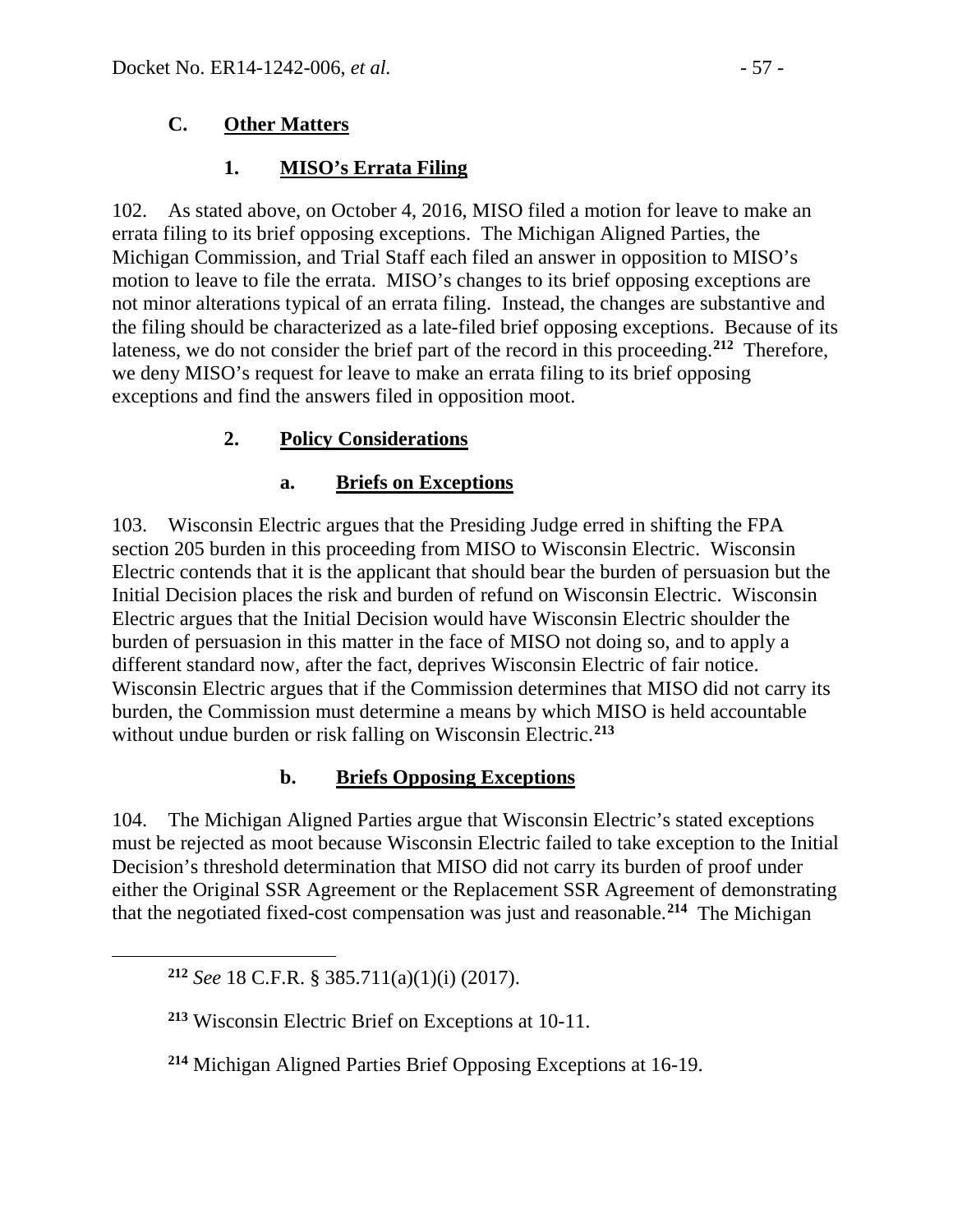### C. Other Matters

#### 1. MISO's Errata Filing

102. As stated above, on October 4, 2016, MISO filed a motion for leave to make an errata filing to its brief opposing exceptions. The Michigan Aligned Parties, the Michigan Commission, and Trial Staff each filed an answer in opposition to MISO's motion to leave to file the errata. MISO's changes to its brief opposing exceptions are not minor alterations typical of an errata filing. Instead, the changes are substantive and the filing should be characterized as a late-filed brief opposing exceptions. Because of its lateness, we do not consider the brief part of the record in this proceeding.[212] Therefore, we deny MISO's request for leave to make an errata filing to its brief opposing exceptions and find the answers filed in opposition moot.

#### 2. Policy Considerations

##### a. Briefs on Exceptions

103. Wisconsin Electric argues that the Presiding Judge erred in shifting the FPA section 205 burden in this proceeding from MISO to Wisconsin Electric. Wisconsin Electric contends that it is the applicant that should bear the burden of persuasion but the Initial Decision places the risk and burden of refund on Wisconsin Electric. Wisconsin Electric argues that the Initial Decision would have Wisconsin Electric shoulder the burden of persuasion in this matter in the face of MISO not doing so, and to apply a different standard now, after the fact, deprives Wisconsin Electric of fair notice. Wisconsin Electric argues that if the Commission determines that MISO did not carry its burden, the Commission must determine a means by which MISO is held accountable without undue burden or risk falling on Wisconsin Electric.[213]

##### b. Briefs Opposing Exceptions

104. The Michigan Aligned Parties argue that Wisconsin Electric's stated exceptions must be rejected as moot because Wisconsin Electric failed to take exception to the Initial Decision's threshold determination that MISO did not carry its burden of proof under either the Original SSR Agreement or the Replacement SSR Agreement of demonstrating that the negotiated fixed-cost compensation was just and reasonable.[214] The Michigan

---

[212] *See* 18 C.F.R. § 385.711(a)(1)(i) (2017).

[213] Wisconsin Electric Brief on Exceptions at 10-11.

[214] Michigan Aligned Parties Brief Opposing Exceptions at 16-19.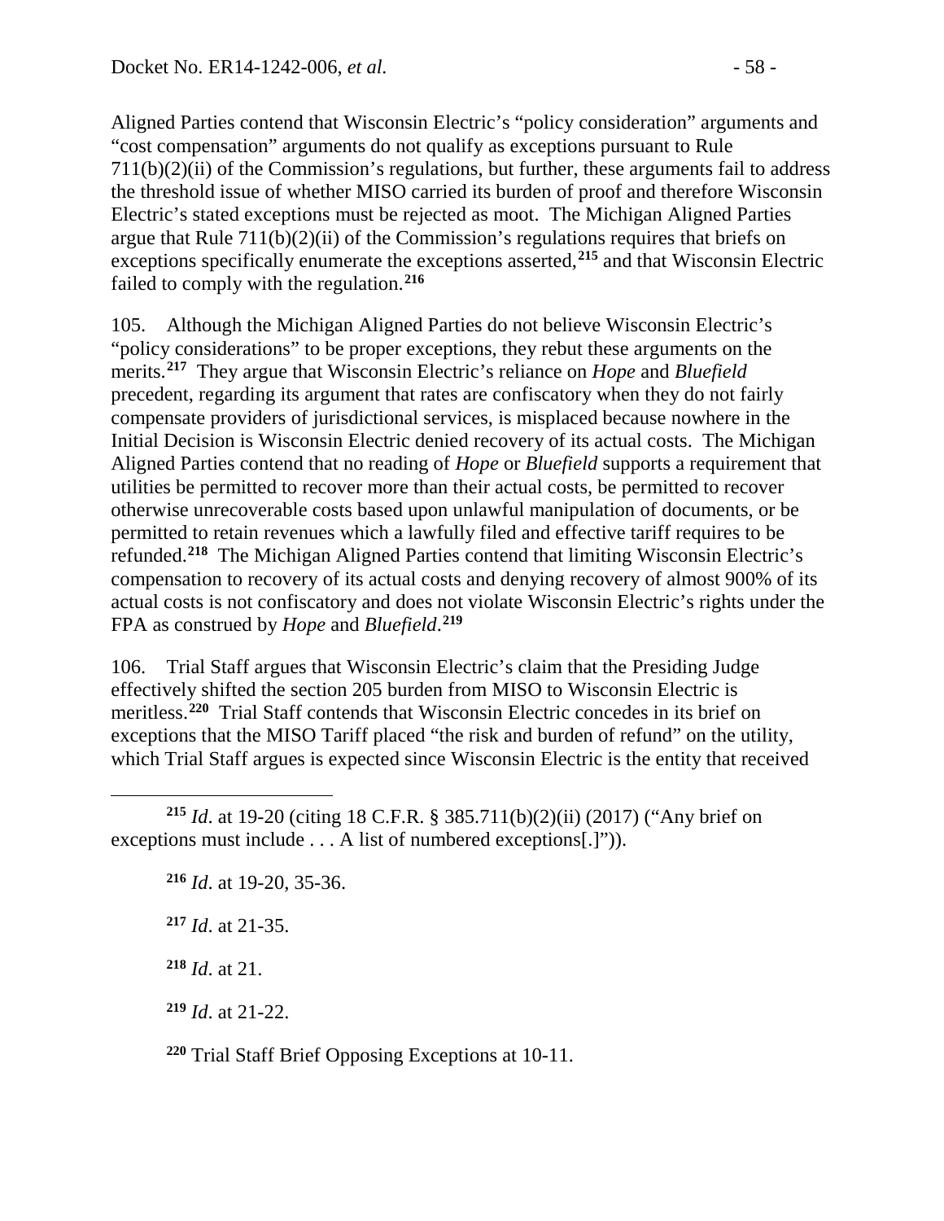Aligned Parties contend that Wisconsin Electric's "policy consideration" arguments and "cost compensation" arguments do not qualify as exceptions pursuant to Rule 711(b)(2)(ii) of the Commission's regulations, but further, these arguments fail to address the threshold issue of whether MISO carried its burden of proof and therefore Wisconsin Electric's stated exceptions must be rejected as moot. The Michigan Aligned Parties argue that Rule 711(b)(2)(ii) of the Commission's regulations requires that briefs on exceptions specifically enumerate the exceptions asserted,[215] and that Wisconsin Electric failed to comply with the regulation.[216]

105. Although the Michigan Aligned Parties do not believe Wisconsin Electric's "policy considerations" to be proper exceptions, they rebut these arguments on the merits.[217] They argue that Wisconsin Electric's reliance on *Hope* and *Bluefield* precedent, regarding its argument that rates are confiscatory when they do not fairly compensate providers of jurisdictional services, is misplaced because nowhere in the Initial Decision is Wisconsin Electric denied recovery of its actual costs. The Michigan Aligned Parties contend that no reading of *Hope* or *Bluefield* supports a requirement that utilities be permitted to recover more than their actual costs, be permitted to recover otherwise unrecoverable costs based upon unlawful manipulation of documents, or be permitted to retain revenues which a lawfully filed and effective tariff requires to be refunded.[218] The Michigan Aligned Parties contend that limiting Wisconsin Electric's compensation to recovery of its actual costs and denying recovery of almost 900% of its actual costs is not confiscatory and does not violate Wisconsin Electric's rights under the FPA as construed by *Hope* and *Bluefield*.[219]

106. Trial Staff argues that Wisconsin Electric's claim that the Presiding Judge effectively shifted the section 205 burden from MISO to Wisconsin Electric is meritless.[220] Trial Staff contends that Wisconsin Electric concedes in its brief on exceptions that the MISO Tariff placed "the risk and burden of refund" on the utility, which Trial Staff argues is expected since Wisconsin Electric is the entity that received

---

[215] *Id*. at 19-20 (citing 18 C.F.R. § 385.711(b)(2)(ii) (2017) ("Any brief on exceptions must include . . . A list of numbered exceptions[.]")).

[216] *Id*. at 19-20, 35-36.

[217] *Id*. at 21-35.

[218] *Id*. at 21.

[219] *Id*. at 21-22.

[220] Trial Staff Brief Opposing Exceptions at 10-11.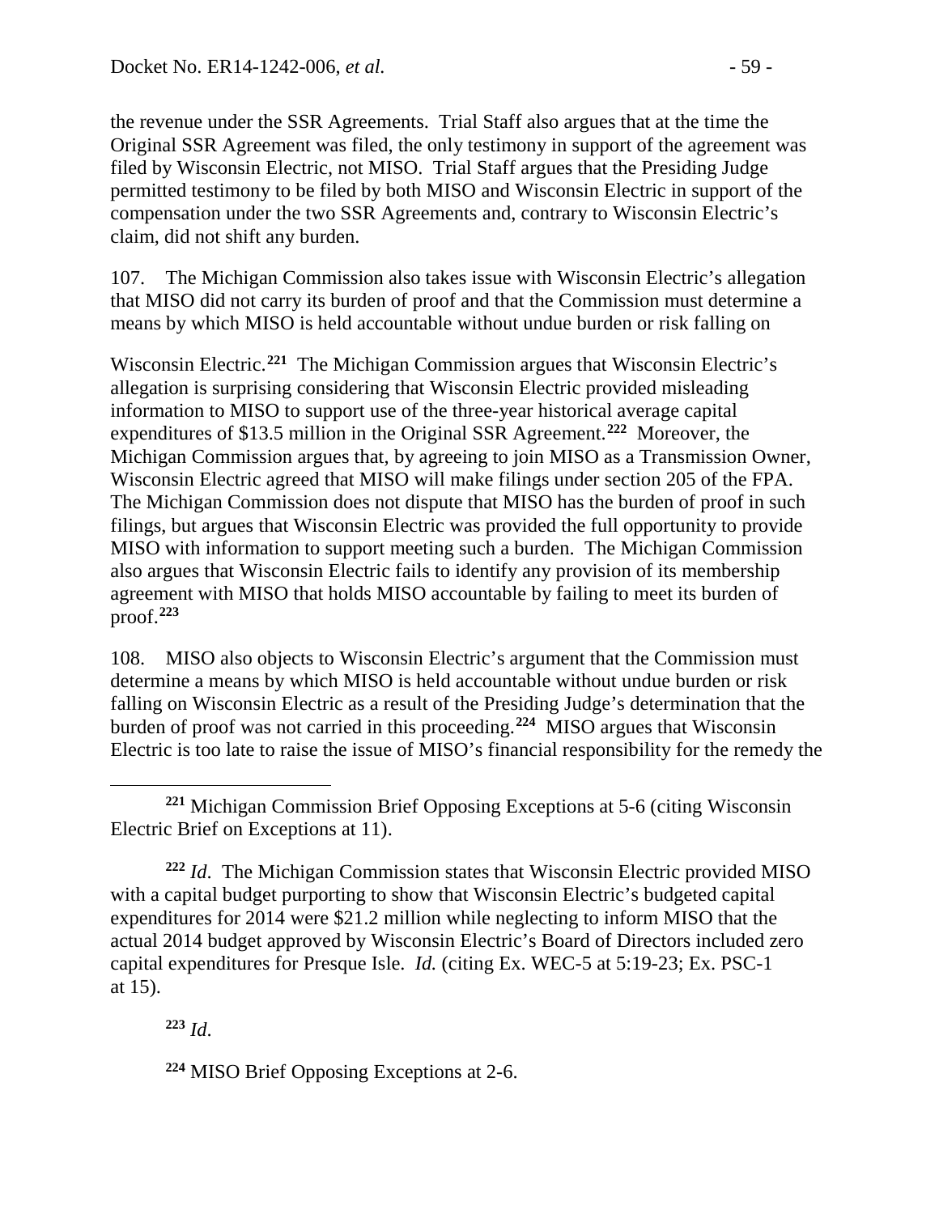the revenue under the SSR Agreements. Trial Staff also argues that at the time the Original SSR Agreement was filed, the only testimony in support of the agreement was filed by Wisconsin Electric, not MISO. Trial Staff argues that the Presiding Judge permitted testimony to be filed by both MISO and Wisconsin Electric in support of the compensation under the two SSR Agreements and, contrary to Wisconsin Electric's claim, did not shift any burden.

107. The Michigan Commission also takes issue with Wisconsin Electric's allegation that MISO did not carry its burden of proof and that the Commission must determine a means by which MISO is held accountable without undue burden or risk falling on Wisconsin Electric.[221] The Michigan Commission argues that Wisconsin Electric's allegation is surprising considering that Wisconsin Electric provided misleading information to MISO to support use of the three-year historical average capital expenditures of $13.5 million in the Original SSR Agreement.[222] Moreover, the Michigan Commission argues that, by agreeing to join MISO as a Transmission Owner, Wisconsin Electric agreed that MISO will make filings under section 205 of the FPA. The Michigan Commission does not dispute that MISO has the burden of proof in such filings, but argues that Wisconsin Electric was provided the full opportunity to provide MISO with information to support meeting such a burden. The Michigan Commission also argues that Wisconsin Electric fails to identify any provision of its membership agreement with MISO that holds MISO accountable by failing to meet its burden of proof.[223]

108. MISO also objects to Wisconsin Electric's argument that the Commission must determine a means by which MISO is held accountable without undue burden or risk falling on Wisconsin Electric as a result of the Presiding Judge's determination that the burden of proof was not carried in this proceeding.[224] MISO argues that Wisconsin Electric is too late to raise the issue of MISO's financial responsibility for the remedy the

---

[221] Michigan Commission Brief Opposing Exceptions at 5-6 (citing Wisconsin Electric Brief on Exceptions at 11).

[222] *Id*. The Michigan Commission states that Wisconsin Electric provided MISO with a capital budget purporting to show that Wisconsin Electric's budgeted capital expenditures for 2014 were $21.2 million while neglecting to inform MISO that the actual 2014 budget approved by Wisconsin Electric's Board of Directors included zero capital expenditures for Presque Isle. *Id.* (citing Ex. WEC-5 at 5:19-23; Ex. PSC-1 at 15).

[223] *Id*.

[224] MISO Brief Opposing Exceptions at 2-6.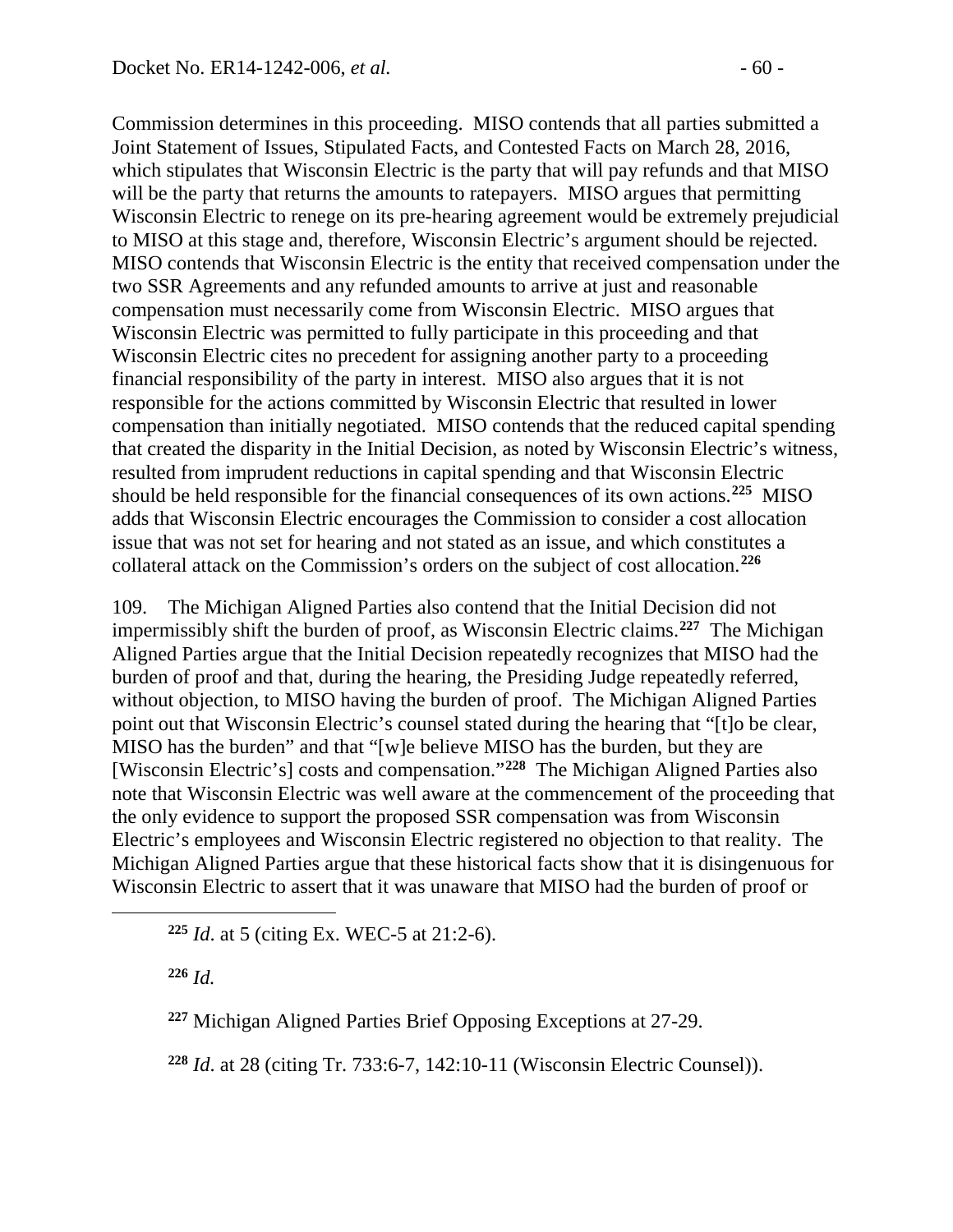Commission determines in this proceeding. MISO contends that all parties submitted a Joint Statement of Issues, Stipulated Facts, and Contested Facts on March 28, 2016, which stipulates that Wisconsin Electric is the party that will pay refunds and that MISO will be the party that returns the amounts to ratepayers. MISO argues that permitting Wisconsin Electric to renege on its pre-hearing agreement would be extremely prejudicial to MISO at this stage and, therefore, Wisconsin Electric's argument should be rejected. MISO contends that Wisconsin Electric is the entity that received compensation under the two SSR Agreements and any refunded amounts to arrive at just and reasonable compensation must necessarily come from Wisconsin Electric. MISO argues that Wisconsin Electric was permitted to fully participate in this proceeding and that Wisconsin Electric cites no precedent for assigning another party to a proceeding financial responsibility of the party in interest. MISO also argues that it is not responsible for the actions committed by Wisconsin Electric that resulted in lower compensation than initially negotiated. MISO contends that the reduced capital spending that created the disparity in the Initial Decision, as noted by Wisconsin Electric's witness, resulted from imprudent reductions in capital spending and that Wisconsin Electric should be held responsible for the financial consequences of its own actions.[225] MISO adds that Wisconsin Electric encourages the Commission to consider a cost allocation issue that was not set for hearing and not stated as an issue, and which constitutes a collateral attack on the Commission's orders on the subject of cost allocation.[226]

109. The Michigan Aligned Parties also contend that the Initial Decision did not impermissibly shift the burden of proof, as Wisconsin Electric claims.[227] The Michigan Aligned Parties argue that the Initial Decision repeatedly recognizes that MISO had the burden of proof and that, during the hearing, the Presiding Judge repeatedly referred, without objection, to MISO having the burden of proof. The Michigan Aligned Parties point out that Wisconsin Electric's counsel stated during the hearing that "[t]o be clear, MISO has the burden" and that "[w]e believe MISO has the burden, but they are [Wisconsin Electric's] costs and compensation."[228] The Michigan Aligned Parties also note that Wisconsin Electric was well aware at the commencement of the proceeding that the only evidence to support the proposed SSR compensation was from Wisconsin Electric's employees and Wisconsin Electric registered no objection to that reality. The Michigan Aligned Parties argue that these historical facts show that it is disingenuous for Wisconsin Electric to assert that it was unaware that MISO had the burden of proof or

[225] *Id*. at 5 (citing Ex. WEC-5 at 21:2-6).

[226] *Id.*

[227] Michigan Aligned Parties Brief Opposing Exceptions at 27-29.

[228] *Id*. at 28 (citing Tr. 733:6-7, 142:10-11 (Wisconsin Electric Counsel)).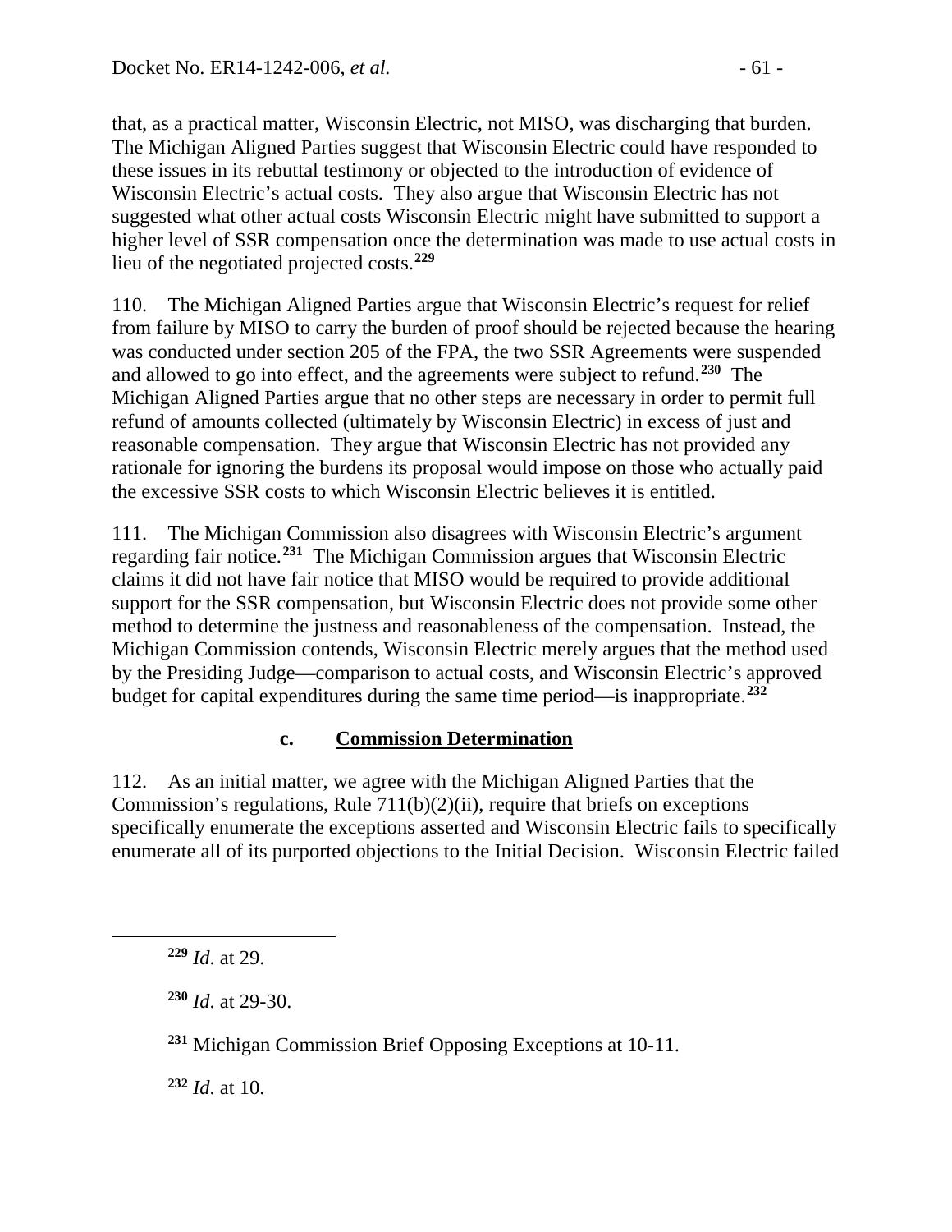that, as a practical matter, Wisconsin Electric, not MISO, was discharging that burden. The Michigan Aligned Parties suggest that Wisconsin Electric could have responded to these issues in its rebuttal testimony or objected to the introduction of evidence of Wisconsin Electric's actual costs. They also argue that Wisconsin Electric has not suggested what other actual costs Wisconsin Electric might have submitted to support a higher level of SSR compensation once the determination was made to use actual costs in lieu of the negotiated projected costs.[229]

110. The Michigan Aligned Parties argue that Wisconsin Electric's request for relief from failure by MISO to carry the burden of proof should be rejected because the hearing was conducted under section 205 of the FPA, the two SSR Agreements were suspended and allowed to go into effect, and the agreements were subject to refund.[230] The Michigan Aligned Parties argue that no other steps are necessary in order to permit full refund of amounts collected (ultimately by Wisconsin Electric) in excess of just and reasonable compensation. They argue that Wisconsin Electric has not provided any rationale for ignoring the burdens its proposal would impose on those who actually paid the excessive SSR costs to which Wisconsin Electric believes it is entitled.

111. The Michigan Commission also disagrees with Wisconsin Electric's argument regarding fair notice.[231] The Michigan Commission argues that Wisconsin Electric claims it did not have fair notice that MISO would be required to provide additional support for the SSR compensation, but Wisconsin Electric does not provide some other method to determine the justness and reasonableness of the compensation. Instead, the Michigan Commission contends, Wisconsin Electric merely argues that the method used by the Presiding Judge—comparison to actual costs, and Wisconsin Electric's approved budget for capital expenditures during the same time period—is inappropriate.[232]

### c. Commission Determination

112. As an initial matter, we agree with the Michigan Aligned Parties that the Commission's regulations, Rule 711(b)(2)(ii), require that briefs on exceptions specifically enumerate the exceptions asserted and Wisconsin Electric fails to specifically enumerate all of its purported objections to the Initial Decision. Wisconsin Electric failed

---

[229] *Id*. at 29.

[230] *Id*. at 29-30.

[231] Michigan Commission Brief Opposing Exceptions at 10-11.

[232] *Id*. at 10.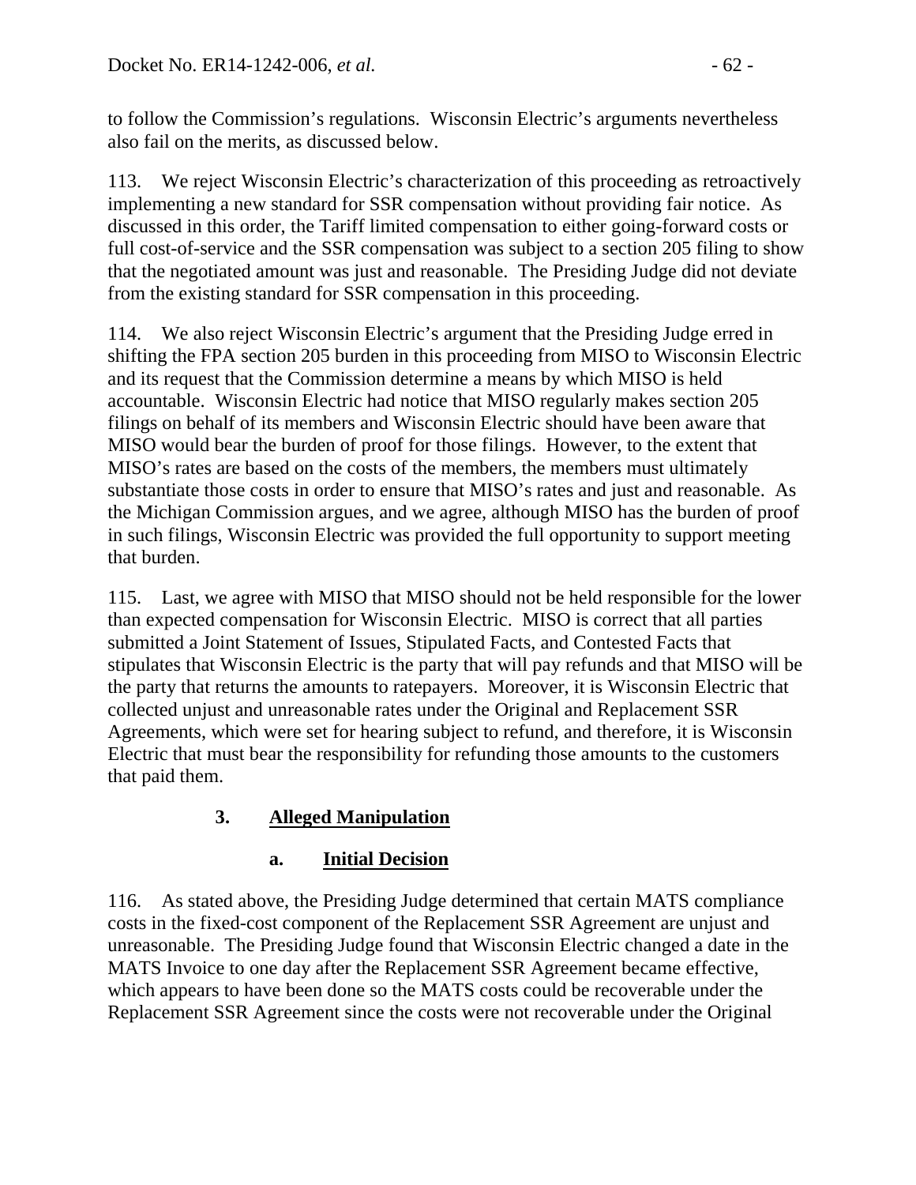to follow the Commission's regulations. Wisconsin Electric's arguments nevertheless also fail on the merits, as discussed below.

113. We reject Wisconsin Electric's characterization of this proceeding as retroactively implementing a new standard for SSR compensation without providing fair notice. As discussed in this order, the Tariff limited compensation to either going-forward costs or full cost-of-service and the SSR compensation was subject to a section 205 filing to show that the negotiated amount was just and reasonable. The Presiding Judge did not deviate from the existing standard for SSR compensation in this proceeding.

114. We also reject Wisconsin Electric's argument that the Presiding Judge erred in shifting the FPA section 205 burden in this proceeding from MISO to Wisconsin Electric and its request that the Commission determine a means by which MISO is held accountable. Wisconsin Electric had notice that MISO regularly makes section 205 filings on behalf of its members and Wisconsin Electric should have been aware that MISO would bear the burden of proof for those filings. However, to the extent that MISO's rates are based on the costs of the members, the members must ultimately substantiate those costs in order to ensure that MISO's rates and just and reasonable. As the Michigan Commission argues, and we agree, although MISO has the burden of proof in such filings, Wisconsin Electric was provided the full opportunity to support meeting that burden.

115. Last, we agree with MISO that MISO should not be held responsible for the lower than expected compensation for Wisconsin Electric. MISO is correct that all parties submitted a Joint Statement of Issues, Stipulated Facts, and Contested Facts that stipulates that Wisconsin Electric is the party that will pay refunds and that MISO will be the party that returns the amounts to ratepayers. Moreover, it is Wisconsin Electric that collected unjust and unreasonable rates under the Original and Replacement SSR Agreements, which were set for hearing subject to refund, and therefore, it is Wisconsin Electric that must bear the responsibility for refunding those amounts to the customers that paid them.

### 3. <u>Alleged Manipulation</u>

#### a. <u>Initial Decision</u>

116. As stated above, the Presiding Judge determined that certain MATS compliance costs in the fixed-cost component of the Replacement SSR Agreement are unjust and unreasonable. The Presiding Judge found that Wisconsin Electric changed a date in the MATS Invoice to one day after the Replacement SSR Agreement became effective, which appears to have been done so the MATS costs could be recoverable under the Replacement SSR Agreement since the costs were not recoverable under the Original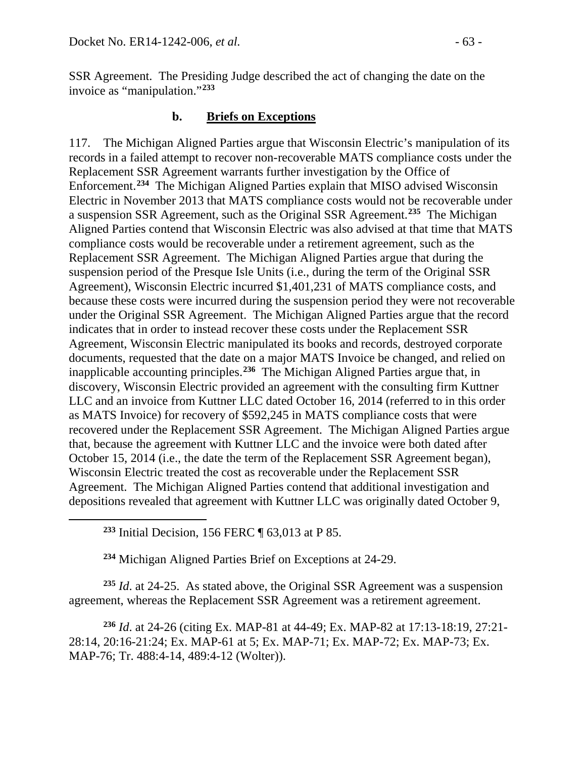SSR Agreement. The Presiding Judge described the act of changing the date on the invoice as "manipulation."[233]

### b. Briefs on Exceptions

117. The Michigan Aligned Parties argue that Wisconsin Electric's manipulation of its records in a failed attempt to recover non-recoverable MATS compliance costs under the Replacement SSR Agreement warrants further investigation by the Office of Enforcement.[234] The Michigan Aligned Parties explain that MISO advised Wisconsin Electric in November 2013 that MATS compliance costs would not be recoverable under a suspension SSR Agreement, such as the Original SSR Agreement.[235] The Michigan Aligned Parties contend that Wisconsin Electric was also advised at that time that MATS compliance costs would be recoverable under a retirement agreement, such as the Replacement SSR Agreement. The Michigan Aligned Parties argue that during the suspension period of the Presque Isle Units (i.e., during the term of the Original SSR Agreement), Wisconsin Electric incurred $1,401,231 of MATS compliance costs, and because these costs were incurred during the suspension period they were not recoverable under the Original SSR Agreement. The Michigan Aligned Parties argue that the record indicates that in order to instead recover these costs under the Replacement SSR Agreement, Wisconsin Electric manipulated its books and records, destroyed corporate documents, requested that the date on a major MATS Invoice be changed, and relied on inapplicable accounting principles.[236] The Michigan Aligned Parties argue that, in discovery, Wisconsin Electric provided an agreement with the consulting firm Kuttner LLC and an invoice from Kuttner LLC dated October 16, 2014 (referred to in this order as MATS Invoice) for recovery of $592,245 in MATS compliance costs that were recovered under the Replacement SSR Agreement. The Michigan Aligned Parties argue that, because the agreement with Kuttner LLC and the invoice were both dated after October 15, 2014 (i.e., the date the term of the Replacement SSR Agreement began), Wisconsin Electric treated the cost as recoverable under the Replacement SSR Agreement. The Michigan Aligned Parties contend that additional investigation and depositions revealed that agreement with Kuttner LLC was originally dated October 9,

---

[233] Initial Decision, 156 FERC ¶ 63,013 at P 85.

[234] Michigan Aligned Parties Brief on Exceptions at 24-29.

[235] *Id*. at 24-25. As stated above, the Original SSR Agreement was a suspension agreement, whereas the Replacement SSR Agreement was a retirement agreement.

[236] *Id*. at 24-26 (citing Ex. MAP-81 at 44-49; Ex. MAP-82 at 17:13-18:19, 27:21-28:14, 20:16-21:24; Ex. MAP-61 at 5; Ex. MAP-71; Ex. MAP-72; Ex. MAP-73; Ex. MAP-76; Tr. 488:4-14, 489:4-12 (Wolter)).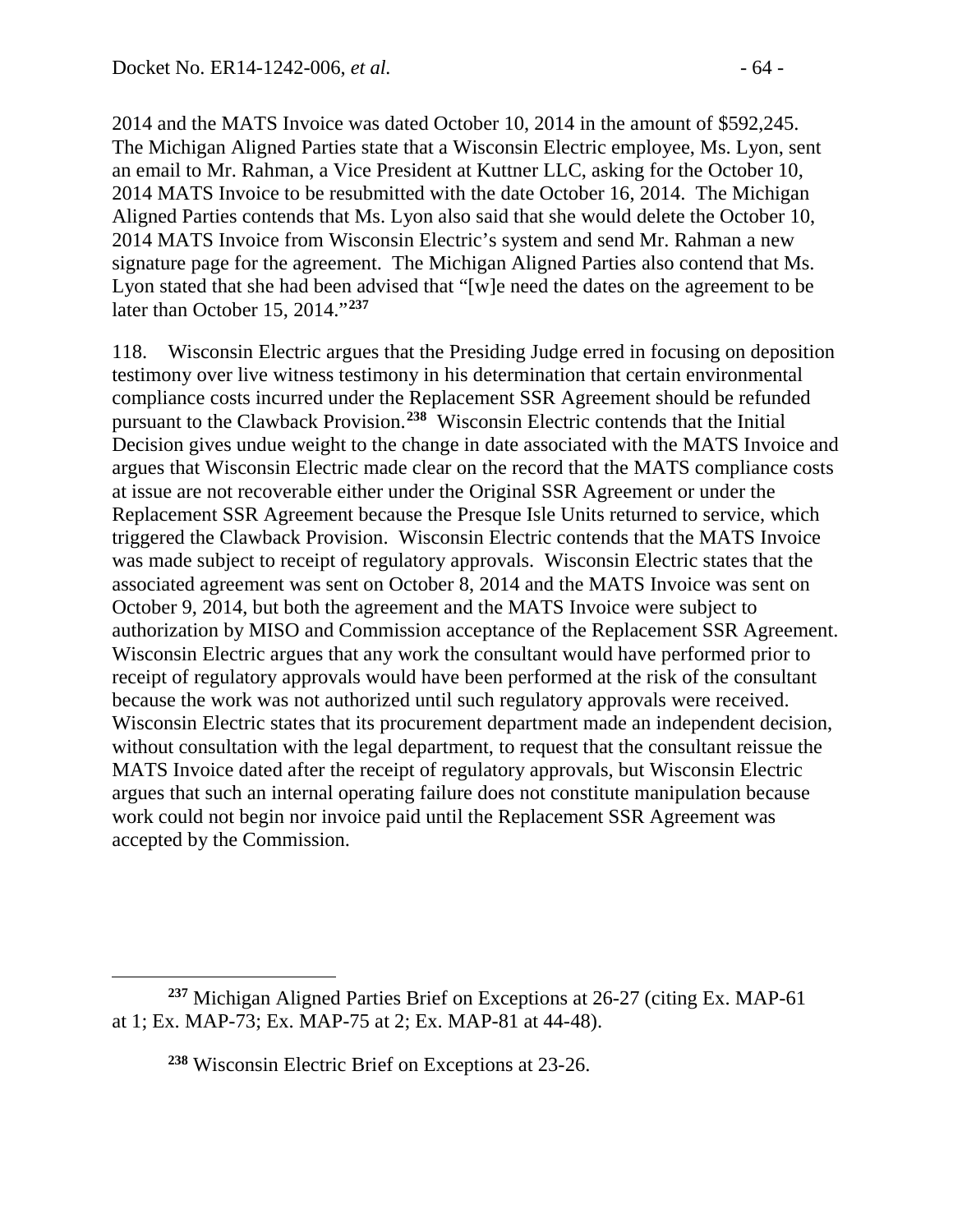2014 and the MATS Invoice was dated October 10, 2014 in the amount of $592,245. The Michigan Aligned Parties state that a Wisconsin Electric employee, Ms. Lyon, sent an email to Mr. Rahman, a Vice President at Kuttner LLC, asking for the October 10, 2014 MATS Invoice to be resubmitted with the date October 16, 2014. The Michigan Aligned Parties contends that Ms. Lyon also said that she would delete the October 10, 2014 MATS Invoice from Wisconsin Electric's system and send Mr. Rahman a new signature page for the agreement. The Michigan Aligned Parties also contend that Ms. Lyon stated that she had been advised that "[w]e need the dates on the agreement to be later than October 15, 2014."[237]

118. Wisconsin Electric argues that the Presiding Judge erred in focusing on deposition testimony over live witness testimony in his determination that certain environmental compliance costs incurred under the Replacement SSR Agreement should be refunded pursuant to the Clawback Provision.[238] Wisconsin Electric contends that the Initial Decision gives undue weight to the change in date associated with the MATS Invoice and argues that Wisconsin Electric made clear on the record that the MATS compliance costs at issue are not recoverable either under the Original SSR Agreement or under the Replacement SSR Agreement because the Presque Isle Units returned to service, which triggered the Clawback Provision. Wisconsin Electric contends that the MATS Invoice was made subject to receipt of regulatory approvals. Wisconsin Electric states that the associated agreement was sent on October 8, 2014 and the MATS Invoice was sent on October 9, 2014, but both the agreement and the MATS Invoice were subject to authorization by MISO and Commission acceptance of the Replacement SSR Agreement. Wisconsin Electric argues that any work the consultant would have performed prior to receipt of regulatory approvals would have been performed at the risk of the consultant because the work was not authorized until such regulatory approvals were received. Wisconsin Electric states that its procurement department made an independent decision, without consultation with the legal department, to request that the consultant reissue the MATS Invoice dated after the receipt of regulatory approvals, but Wisconsin Electric argues that such an internal operating failure does not constitute manipulation because work could not begin nor invoice paid until the Replacement SSR Agreement was accepted by the Commission.

---

[237] Michigan Aligned Parties Brief on Exceptions at 26-27 (citing Ex. MAP-61 at 1; Ex. MAP-73; Ex. MAP-75 at 2; Ex. MAP-81 at 44-48).

[238] Wisconsin Electric Brief on Exceptions at 23-26.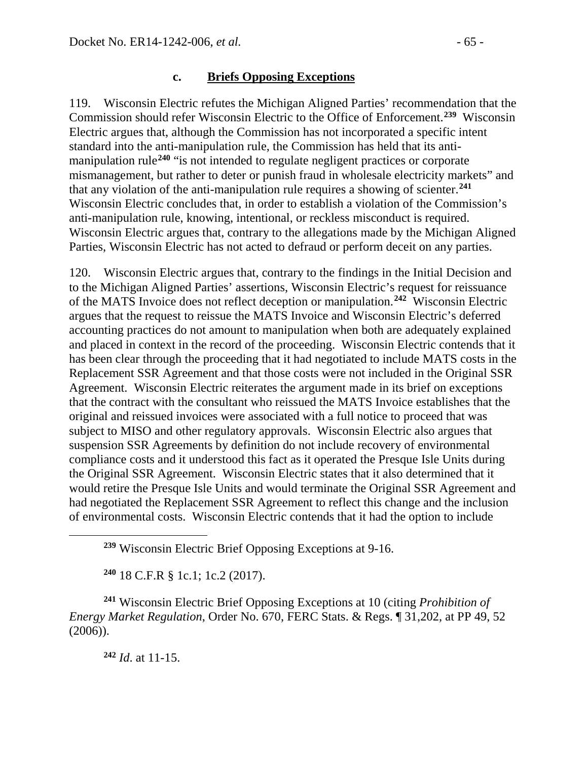### c. **Briefs Opposing Exceptions**

119. Wisconsin Electric refutes the Michigan Aligned Parties' recommendation that the Commission should refer Wisconsin Electric to the Office of Enforcement.[239] Wisconsin Electric argues that, although the Commission has not incorporated a specific intent standard into the anti-manipulation rule, the Commission has held that its anti-manipulation rule[240] "is not intended to regulate negligent practices or corporate mismanagement, but rather to deter or punish fraud in wholesale electricity markets" and that any violation of the anti-manipulation rule requires a showing of scienter.[241] Wisconsin Electric concludes that, in order to establish a violation of the Commission's anti-manipulation rule, knowing, intentional, or reckless misconduct is required. Wisconsin Electric argues that, contrary to the allegations made by the Michigan Aligned Parties, Wisconsin Electric has not acted to defraud or perform deceit on any parties.

120. Wisconsin Electric argues that, contrary to the findings in the Initial Decision and to the Michigan Aligned Parties' assertions, Wisconsin Electric's request for reissuance of the MATS Invoice does not reflect deception or manipulation.[242] Wisconsin Electric argues that the request to reissue the MATS Invoice and Wisconsin Electric's deferred accounting practices do not amount to manipulation when both are adequately explained and placed in context in the record of the proceeding. Wisconsin Electric contends that it has been clear through the proceeding that it had negotiated to include MATS costs in the Replacement SSR Agreement and that those costs were not included in the Original SSR Agreement. Wisconsin Electric reiterates the argument made in its brief on exceptions that the contract with the consultant who reissued the MATS Invoice establishes that the original and reissued invoices were associated with a full notice to proceed that was subject to MISO and other regulatory approvals. Wisconsin Electric also argues that suspension SSR Agreements by definition do not include recovery of environmental compliance costs and it understood this fact as it operated the Presque Isle Units during the Original SSR Agreement. Wisconsin Electric states that it also determined that it would retire the Presque Isle Units and would terminate the Original SSR Agreement and had negotiated the Replacement SSR Agreement to reflect this change and the inclusion of environmental costs. Wisconsin Electric contends that it had the option to include

---

[239] Wisconsin Electric Brief Opposing Exceptions at 9-16.

[240] 18 C.F.R § 1c.1; 1c.2 (2017).

[241] Wisconsin Electric Brief Opposing Exceptions at 10 (citing *Prohibition of Energy Market Regulation*, Order No. 670, FERC Stats. & Regs. ¶ 31,202, at PP 49, 52 (2006)).

[242] *Id*. at 11-15.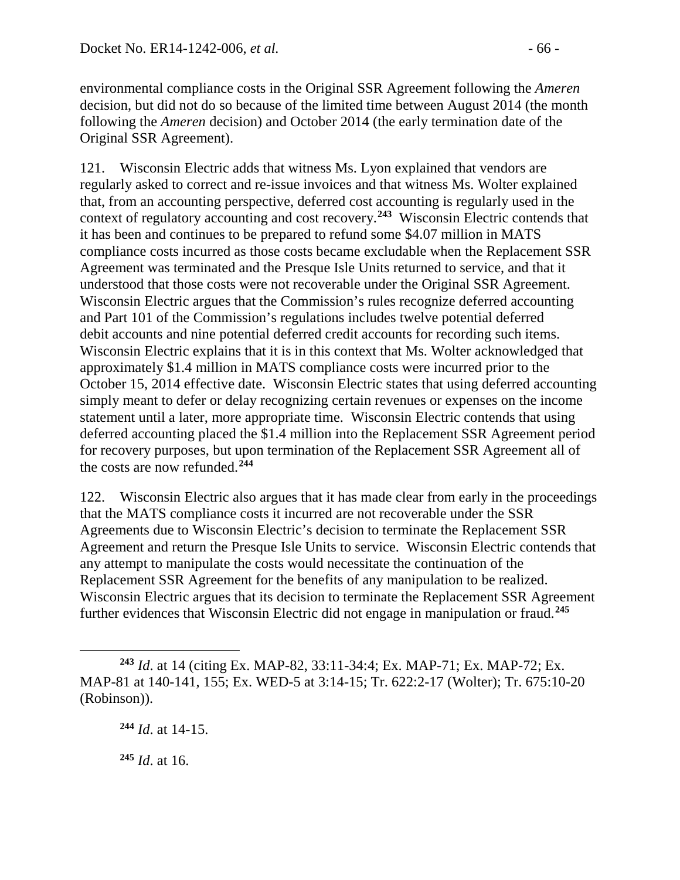environmental compliance costs in the Original SSR Agreement following the *Ameren* decision, but did not do so because of the limited time between August 2014 (the month following the *Ameren* decision) and October 2014 (the early termination date of the Original SSR Agreement).

121. Wisconsin Electric adds that witness Ms. Lyon explained that vendors are regularly asked to correct and re-issue invoices and that witness Ms. Wolter explained that, from an accounting perspective, deferred cost accounting is regularly used in the context of regulatory accounting and cost recovery.[243] Wisconsin Electric contends that it has been and continues to be prepared to refund some $4.07 million in MATS compliance costs incurred as those costs became excludable when the Replacement SSR Agreement was terminated and the Presque Isle Units returned to service, and that it understood that those costs were not recoverable under the Original SSR Agreement. Wisconsin Electric argues that the Commission's rules recognize deferred accounting and Part 101 of the Commission's regulations includes twelve potential deferred debit accounts and nine potential deferred credit accounts for recording such items. Wisconsin Electric explains that it is in this context that Ms. Wolter acknowledged that approximately $1.4 million in MATS compliance costs were incurred prior to the October 15, 2014 effective date. Wisconsin Electric states that using deferred accounting simply meant to defer or delay recognizing certain revenues or expenses on the income statement until a later, more appropriate time. Wisconsin Electric contends that using deferred accounting placed the $1.4 million into the Replacement SSR Agreement period for recovery purposes, but upon termination of the Replacement SSR Agreement all of the costs are now refunded.[244]

122. Wisconsin Electric also argues that it has made clear from early in the proceedings that the MATS compliance costs it incurred are not recoverable under the SSR Agreements due to Wisconsin Electric's decision to terminate the Replacement SSR Agreement and return the Presque Isle Units to service. Wisconsin Electric contends that any attempt to manipulate the costs would necessitate the continuation of the Replacement SSR Agreement for the benefits of any manipulation to be realized. Wisconsin Electric argues that its decision to terminate the Replacement SSR Agreement further evidences that Wisconsin Electric did not engage in manipulation or fraud.[245]

---

[243] *Id*. at 14 (citing Ex. MAP-82, 33:11-34:4; Ex. MAP-71; Ex. MAP-72; Ex. MAP-81 at 140-141, 155; Ex. WED-5 at 3:14-15; Tr. 622:2-17 (Wolter); Tr. 675:10-20 (Robinson)).

[244] *Id*. at 14-15.

[245] *Id*. at 16.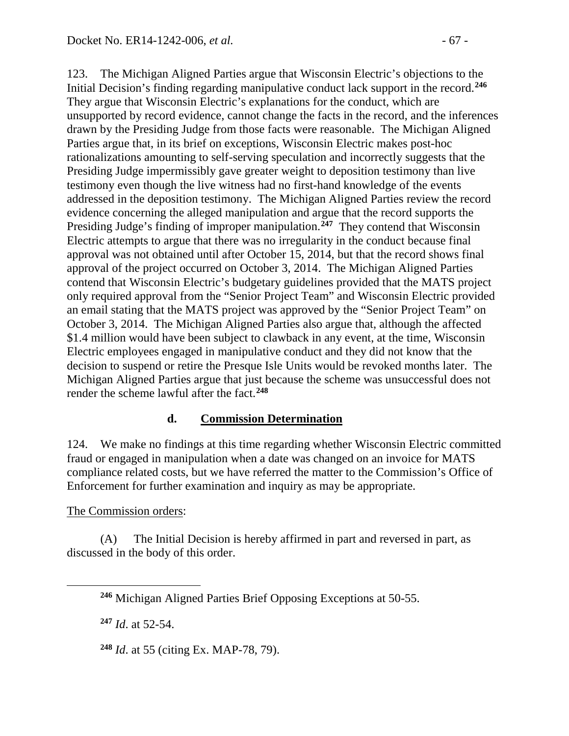123. The Michigan Aligned Parties argue that Wisconsin Electric's objections to the Initial Decision's finding regarding manipulative conduct lack support in the record.[246] They argue that Wisconsin Electric's explanations for the conduct, which are unsupported by record evidence, cannot change the facts in the record, and the inferences drawn by the Presiding Judge from those facts were reasonable. The Michigan Aligned Parties argue that, in its brief on exceptions, Wisconsin Electric makes post-hoc rationalizations amounting to self-serving speculation and incorrectly suggests that the Presiding Judge impermissibly gave greater weight to deposition testimony than live testimony even though the live witness had no first-hand knowledge of the events addressed in the deposition testimony. The Michigan Aligned Parties review the record evidence concerning the alleged manipulation and argue that the record supports the Presiding Judge's finding of improper manipulation.[247] They contend that Wisconsin Electric attempts to argue that there was no irregularity in the conduct because final approval was not obtained until after October 15, 2014, but that the record shows final approval of the project occurred on October 3, 2014. The Michigan Aligned Parties contend that Wisconsin Electric's budgetary guidelines provided that the MATS project only required approval from the "Senior Project Team" and Wisconsin Electric provided an email stating that the MATS project was approved by the "Senior Project Team" on October 3, 2014. The Michigan Aligned Parties also argue that, although the affected \$1.4 million would have been subject to clawback in any event, at the time, Wisconsin Electric employees engaged in manipulative conduct and they did not know that the decision to suspend or retire the Presque Isle Units would be revoked months later. The Michigan Aligned Parties argue that just because the scheme was unsuccessful does not render the scheme lawful after the fact.[248]

### d. Commission Determination

124. We make no findings at this time regarding whether Wisconsin Electric committed fraud or engaged in manipulation when a date was changed on an invoice for MATS compliance related costs, but we have referred the matter to the Commission's Office of Enforcement for further examination and inquiry as may be appropriate.

The Commission orders:

(A) The Initial Decision is hereby affirmed in part and reversed in part, as discussed in the body of this order.

---

[246] Michigan Aligned Parties Brief Opposing Exceptions at 50-55.

[247] *Id*. at 52-54.

[248] *Id*. at 55 (citing Ex. MAP-78, 79).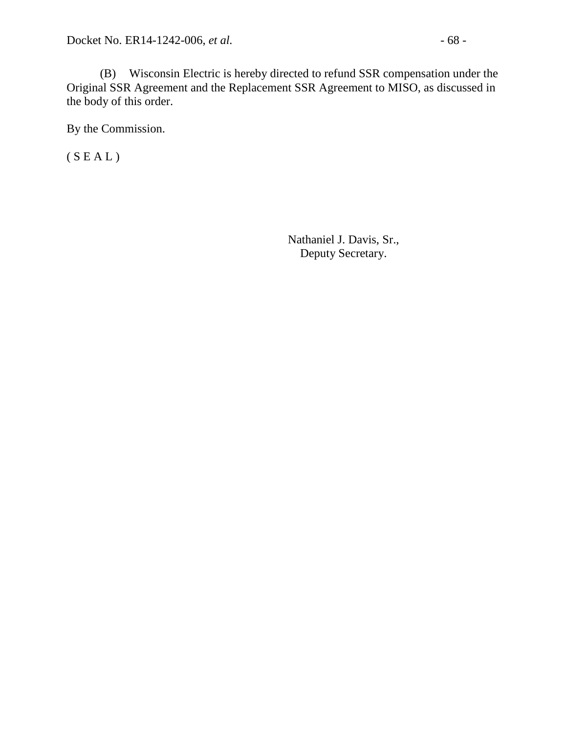(B) Wisconsin Electric is hereby directed to refund SSR compensation under the Original SSR Agreement and the Replacement SSR Agreement to MISO, as discussed in the body of this order.

By the Commission.

( S E A L )

Nathaniel J. Davis, Sr.,
Deputy Secretary.